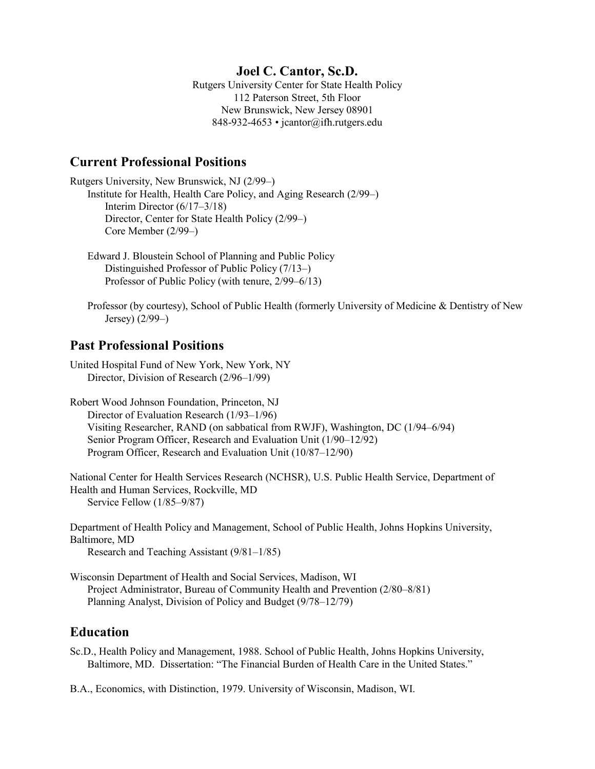# Joel C. Cantor, Sc.D.

Rutgers University Center for State Health Policy
112 Paterson Street, 5th Floor
New Brunswick, New Jersey 08901
848-932-4653 • jcantor@ifh.rutgers.edu

## Current Professional Positions

Rutgers University, New Brunswick, NJ (2/99–)
- Institute for Health, Health Care Policy, and Aging Research (2/99–)
  - Interim Director (6/17–3/18)
  - Director, Center for State Health Policy (2/99–)
  - Core Member (2/99–)
- Edward J. Bloustein School of Planning and Public Policy
  - Distinguished Professor of Public Policy (7/13–)
  - Professor of Public Policy (with tenure, 2/99–6/13)
- Professor (by courtesy), School of Public Health (formerly University of Medicine & Dentistry of New Jersey) (2/99–)

## Past Professional Positions

United Hospital Fund of New York, New York, NY
- Director, Division of Research (2/96–1/99)

Robert Wood Johnson Foundation, Princeton, NJ
- Director of Evaluation Research (1/93–1/96)
- Visiting Researcher, RAND (on sabbatical from RWJF), Washington, DC (1/94–6/94)
- Senior Program Officer, Research and Evaluation Unit (1/90–12/92)
- Program Officer, Research and Evaluation Unit (10/87–12/90)

National Center for Health Services Research (NCHSR), U.S. Public Health Service, Department of Health and Human Services, Rockville, MD
- Service Fellow (1/85–9/87)

Department of Health Policy and Management, School of Public Health, Johns Hopkins University, Baltimore, MD
- Research and Teaching Assistant (9/81–1/85)

Wisconsin Department of Health and Social Services, Madison, WI
- Project Administrator, Bureau of Community Health and Prevention (2/80–8/81)
- Planning Analyst, Division of Policy and Budget (9/78–12/79)

## Education

Sc.D., Health Policy and Management, 1988. School of Public Health, Johns Hopkins University, Baltimore, MD. Dissertation: "The Financial Burden of Health Care in the United States."

B.A., Economics, with Distinction, 1979. University of Wisconsin, Madison, WI.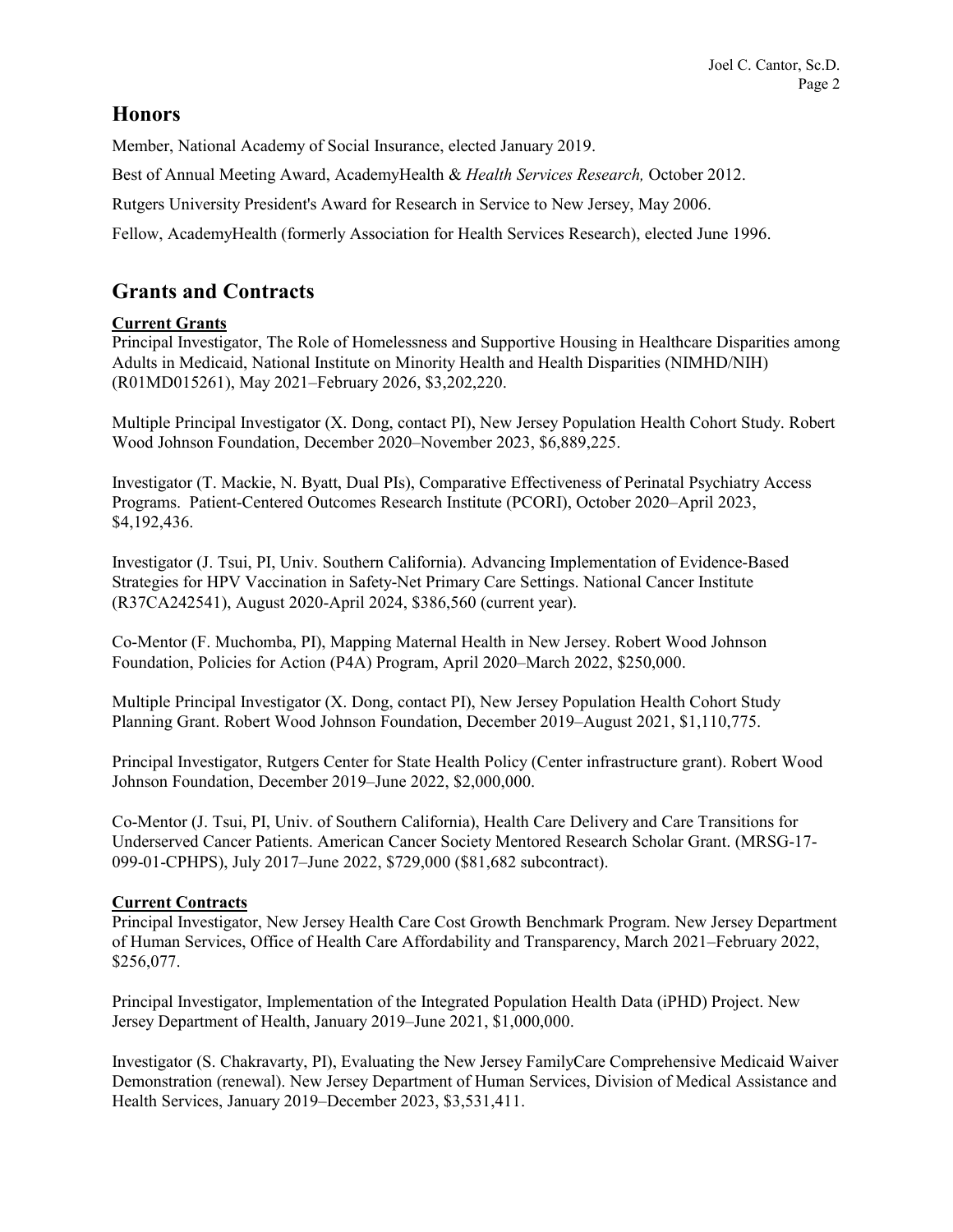## Honors

Member, National Academy of Social Insurance, elected January 2019.

Best of Annual Meeting Award, AcademyHealth & *Health Services Research,* October 2012.

Rutgers University President's Award for Research in Service to New Jersey, May 2006.

Fellow, AcademyHealth (formerly Association for Health Services Research), elected June 1996.

## Grants and Contracts

**Current Grants**

Principal Investigator, The Role of Homelessness and Supportive Housing in Healthcare Disparities among Adults in Medicaid, National Institute on Minority Health and Health Disparities (NIMHD/NIH) (R01MD015261), May 2021–February 2026, $3,202,220.

Multiple Principal Investigator (X. Dong, contact PI), New Jersey Population Health Cohort Study. Robert Wood Johnson Foundation, December 2020–November 2023, $6,889,225.

Investigator (T. Mackie, N. Byatt, Dual PIs), Comparative Effectiveness of Perinatal Psychiatry Access Programs. Patient-Centered Outcomes Research Institute (PCORI), October 2020–April 2023, $4,192,436.

Investigator (J. Tsui, PI, Univ. Southern California). Advancing Implementation of Evidence-Based Strategies for HPV Vaccination in Safety-Net Primary Care Settings. National Cancer Institute (R37CA242541), August 2020-April 2024, $386,560 (current year).

Co-Mentor (F. Muchomba, PI), Mapping Maternal Health in New Jersey. Robert Wood Johnson Foundation, Policies for Action (P4A) Program, April 2020–March 2022, $250,000.

Multiple Principal Investigator (X. Dong, contact PI), New Jersey Population Health Cohort Study Planning Grant. Robert Wood Johnson Foundation, December 2019–August 2021, $1,110,775.

Principal Investigator, Rutgers Center for State Health Policy (Center infrastructure grant). Robert Wood Johnson Foundation, December 2019–June 2022, $2,000,000.

Co-Mentor (J. Tsui, PI, Univ. of Southern California), Health Care Delivery and Care Transitions for Underserved Cancer Patients. American Cancer Society Mentored Research Scholar Grant. (MRSG-17-099-01-CPHPS), July 2017–June 2022, $729,000 ($81,682 subcontract).

**Current Contracts**

Principal Investigator, New Jersey Health Care Cost Growth Benchmark Program. New Jersey Department of Human Services, Office of Health Care Affordability and Transparency, March 2021–February 2022, $256,077.

Principal Investigator, Implementation of the Integrated Population Health Data (iPHD) Project. New Jersey Department of Health, January 2019–June 2021, $1,000,000.

Investigator (S. Chakravarty, PI), Evaluating the New Jersey FamilyCare Comprehensive Medicaid Waiver Demonstration (renewal). New Jersey Department of Human Services, Division of Medical Assistance and Health Services, January 2019–December 2023, $3,531,411.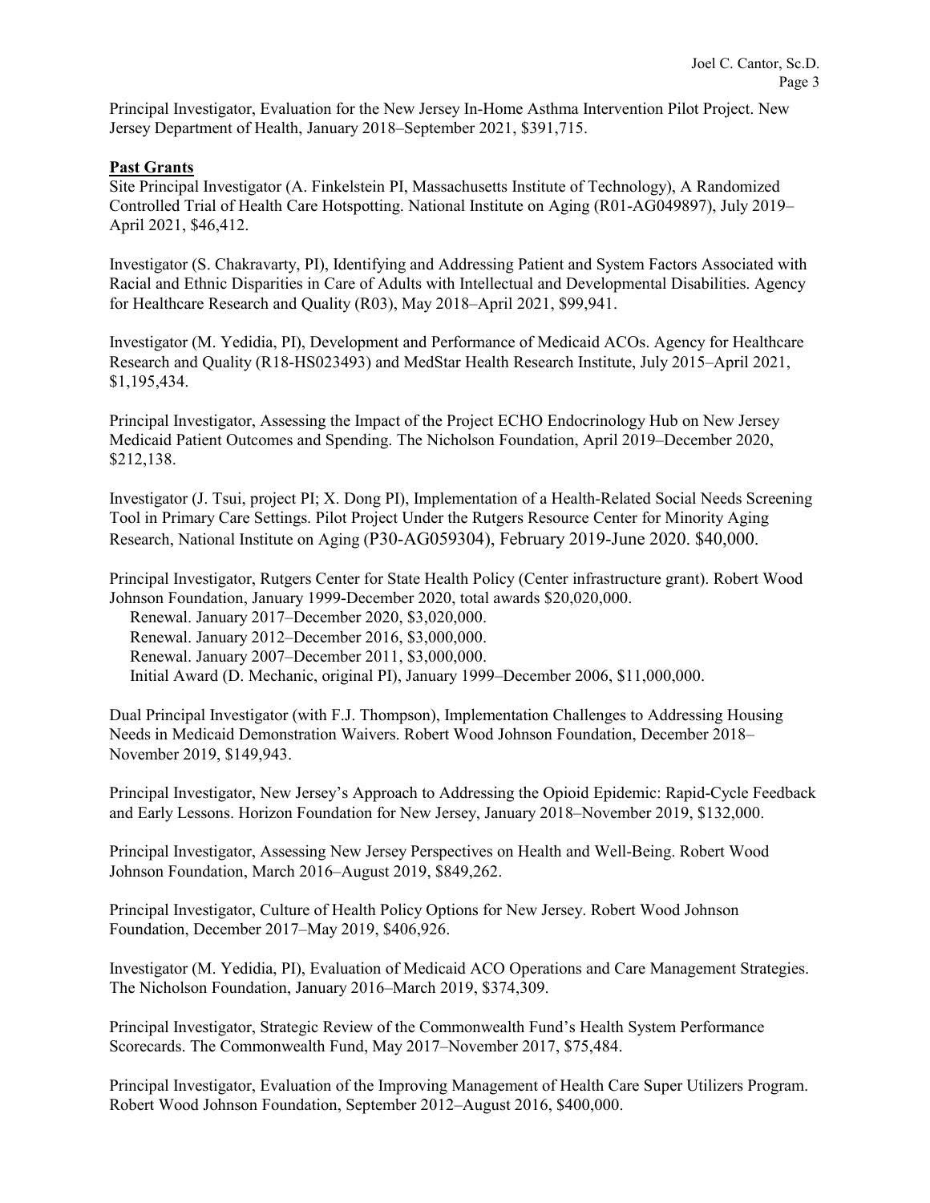Principal Investigator, Evaluation for the New Jersey In-Home Asthma Intervention Pilot Project. New Jersey Department of Health, January 2018–September 2021, $391,715.

**Past Grants**

Site Principal Investigator (A. Finkelstein PI, Massachusetts Institute of Technology), A Randomized Controlled Trial of Health Care Hotspotting. National Institute on Aging (R01-AG049897), July 2019–April 2021, $46,412.

Investigator (S. Chakravarty, PI), Identifying and Addressing Patient and System Factors Associated with Racial and Ethnic Disparities in Care of Adults with Intellectual and Developmental Disabilities. Agency for Healthcare Research and Quality (R03), May 2018–April 2021, $99,941.

Investigator (M. Yedidia, PI), Development and Performance of Medicaid ACOs. Agency for Healthcare Research and Quality (R18-HS023493) and MedStar Health Research Institute, July 2015–April 2021, $1,195,434.

Principal Investigator, Assessing the Impact of the Project ECHO Endocrinology Hub on New Jersey Medicaid Patient Outcomes and Spending. The Nicholson Foundation, April 2019–December 2020, $212,138.

Investigator (J. Tsui, project PI; X. Dong PI), Implementation of a Health-Related Social Needs Screening Tool in Primary Care Settings. Pilot Project Under the Rutgers Resource Center for Minority Aging Research, National Institute on Aging (P30-AG059304), February 2019-June 2020. $40,000.

Principal Investigator, Rutgers Center for State Health Policy (Center infrastructure grant). Robert Wood Johnson Foundation, January 1999-December 2020, total awards $20,020,000.
- Renewal. January 2017–December 2020, $3,020,000.
- Renewal. January 2012–December 2016, $3,000,000.
- Renewal. January 2007–December 2011, $3,000,000.
- Initial Award (D. Mechanic, original PI), January 1999–December 2006, $11,000,000.

Dual Principal Investigator (with F.J. Thompson), Implementation Challenges to Addressing Housing Needs in Medicaid Demonstration Waivers. Robert Wood Johnson Foundation, December 2018–November 2019, $149,943.

Principal Investigator, New Jersey's Approach to Addressing the Opioid Epidemic: Rapid-Cycle Feedback and Early Lessons. Horizon Foundation for New Jersey, January 2018–November 2019, $132,000.

Principal Investigator, Assessing New Jersey Perspectives on Health and Well-Being. Robert Wood Johnson Foundation, March 2016–August 2019, $849,262.

Principal Investigator, Culture of Health Policy Options for New Jersey. Robert Wood Johnson Foundation, December 2017–May 2019, $406,926.

Investigator (M. Yedidia, PI), Evaluation of Medicaid ACO Operations and Care Management Strategies. The Nicholson Foundation, January 2016–March 2019, $374,309.

Principal Investigator, Strategic Review of the Commonwealth Fund's Health System Performance Scorecards. The Commonwealth Fund, May 2017–November 2017, $75,484.

Principal Investigator, Evaluation of the Improving Management of Health Care Super Utilizers Program. Robert Wood Johnson Foundation, September 2012–August 2016, $400,000.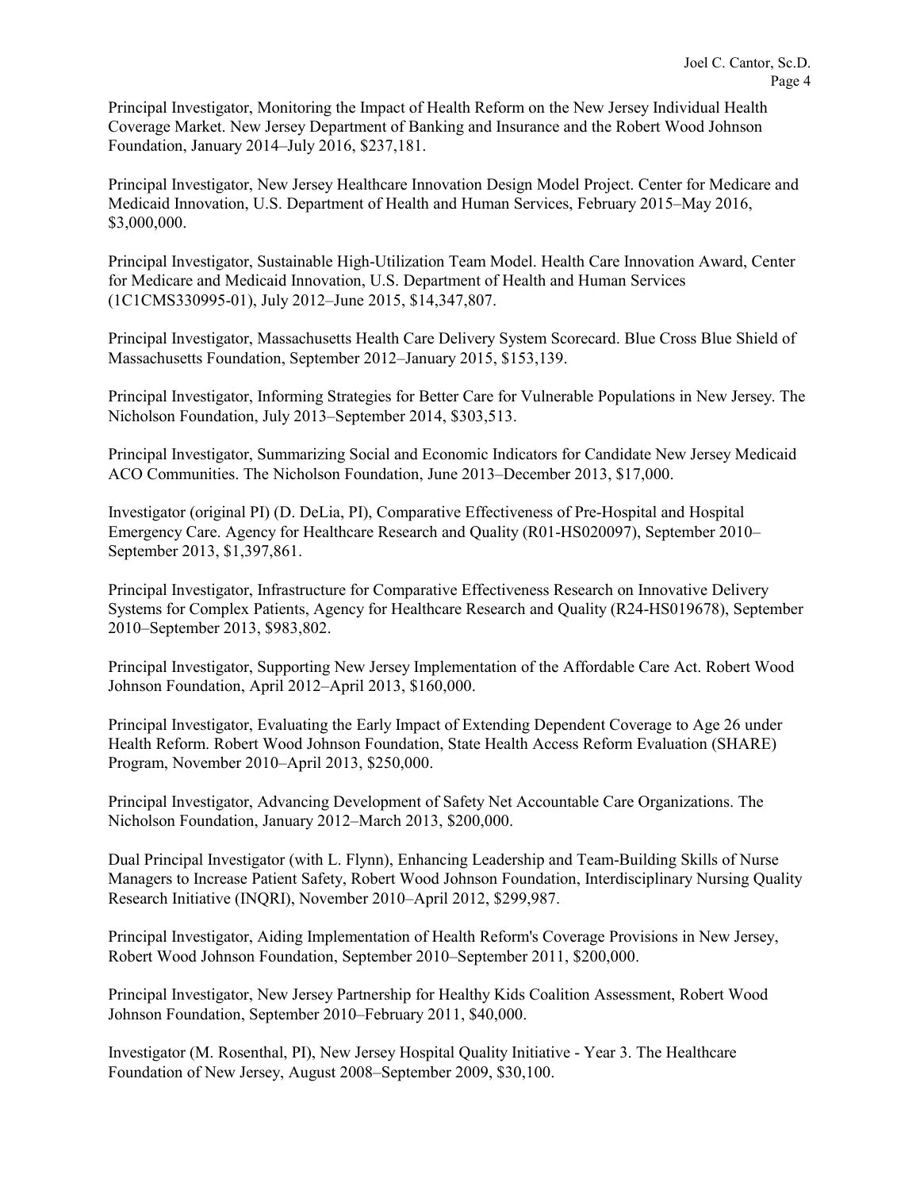Principal Investigator, Monitoring the Impact of Health Reform on the New Jersey Individual Health Coverage Market. New Jersey Department of Banking and Insurance and the Robert Wood Johnson Foundation, January 2014–July 2016, $237,181.

Principal Investigator, New Jersey Healthcare Innovation Design Model Project. Center for Medicare and Medicaid Innovation, U.S. Department of Health and Human Services, February 2015–May 2016, $3,000,000.

Principal Investigator, Sustainable High-Utilization Team Model. Health Care Innovation Award, Center for Medicare and Medicaid Innovation, U.S. Department of Health and Human Services (1C1CMS330995-01), July 2012–June 2015, $14,347,807.

Principal Investigator, Massachusetts Health Care Delivery System Scorecard. Blue Cross Blue Shield of Massachusetts Foundation, September 2012–January 2015, $153,139.

Principal Investigator, Informing Strategies for Better Care for Vulnerable Populations in New Jersey. The Nicholson Foundation, July 2013–September 2014, $303,513.

Principal Investigator, Summarizing Social and Economic Indicators for Candidate New Jersey Medicaid ACO Communities. The Nicholson Foundation, June 2013–December 2013, $17,000.

Investigator (original PI) (D. DeLia, PI), Comparative Effectiveness of Pre-Hospital and Hospital Emergency Care. Agency for Healthcare Research and Quality (R01-HS020097), September 2010–September 2013, $1,397,861.

Principal Investigator, Infrastructure for Comparative Effectiveness Research on Innovative Delivery Systems for Complex Patients, Agency for Healthcare Research and Quality (R24-HS019678), September 2010–September 2013, $983,802.

Principal Investigator, Supporting New Jersey Implementation of the Affordable Care Act. Robert Wood Johnson Foundation, April 2012–April 2013, $160,000.

Principal Investigator, Evaluating the Early Impact of Extending Dependent Coverage to Age 26 under Health Reform. Robert Wood Johnson Foundation, State Health Access Reform Evaluation (SHARE) Program, November 2010–April 2013, $250,000.

Principal Investigator, Advancing Development of Safety Net Accountable Care Organizations. The Nicholson Foundation, January 2012–March 2013, $200,000.

Dual Principal Investigator (with L. Flynn), Enhancing Leadership and Team-Building Skills of Nurse Managers to Increase Patient Safety, Robert Wood Johnson Foundation, Interdisciplinary Nursing Quality Research Initiative (INQRI), November 2010–April 2012, $299,987.

Principal Investigator, Aiding Implementation of Health Reform's Coverage Provisions in New Jersey, Robert Wood Johnson Foundation, September 2010–September 2011, $200,000.

Principal Investigator, New Jersey Partnership for Healthy Kids Coalition Assessment, Robert Wood Johnson Foundation, September 2010–February 2011, $40,000.

Investigator (M. Rosenthal, PI), New Jersey Hospital Quality Initiative - Year 3. The Healthcare Foundation of New Jersey, August 2008–September 2009, $30,100.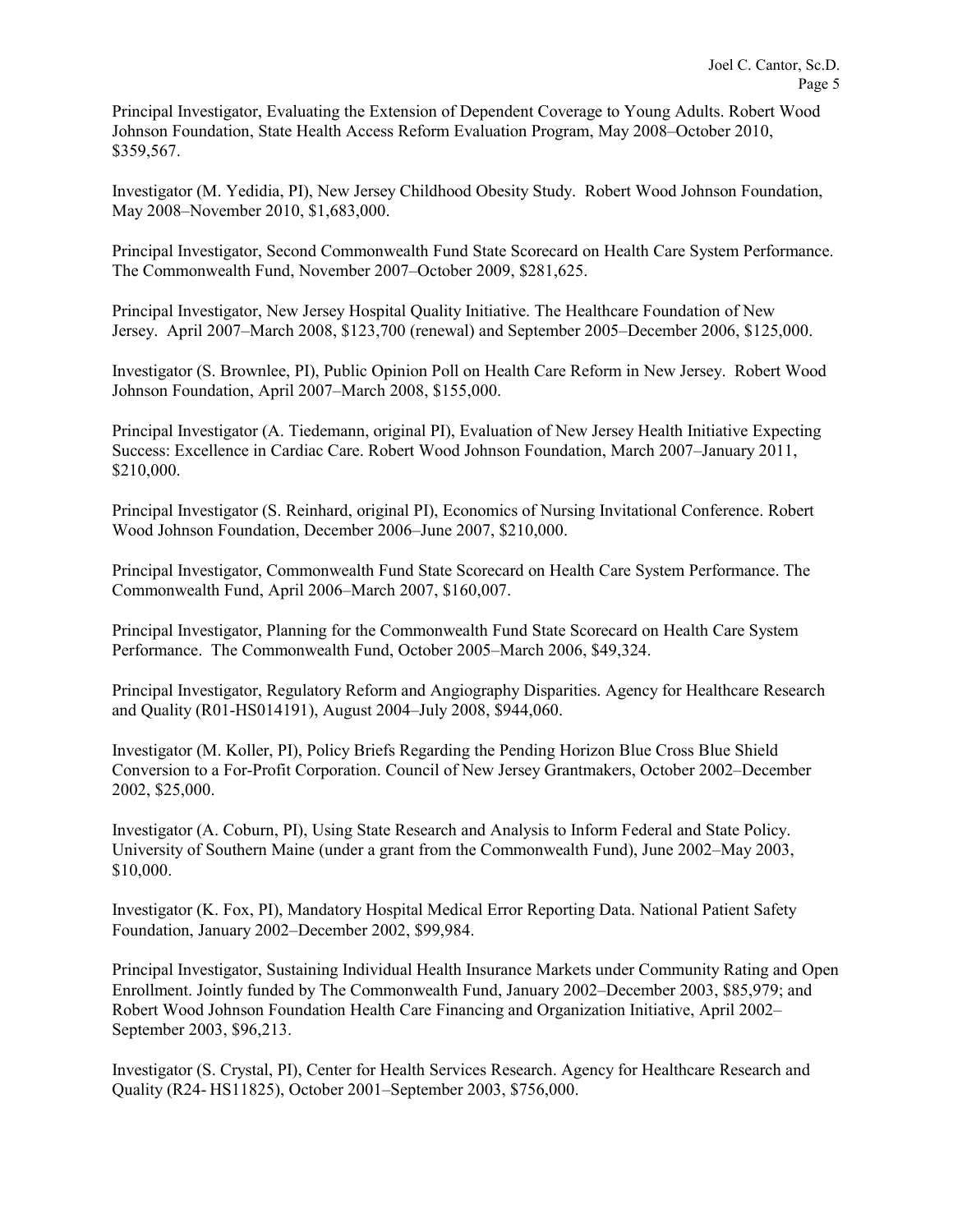Principal Investigator, Evaluating the Extension of Dependent Coverage to Young Adults. Robert Wood Johnson Foundation, State Health Access Reform Evaluation Program, May 2008–October 2010, $359,567.

Investigator (M. Yedidia, PI), New Jersey Childhood Obesity Study. Robert Wood Johnson Foundation, May 2008–November 2010, $1,683,000.

Principal Investigator, Second Commonwealth Fund State Scorecard on Health Care System Performance. The Commonwealth Fund, November 2007–October 2009, $281,625.

Principal Investigator, New Jersey Hospital Quality Initiative. The Healthcare Foundation of New Jersey. April 2007–March 2008, $123,700 (renewal) and September 2005–December 2006, $125,000.

Investigator (S. Brownlee, PI), Public Opinion Poll on Health Care Reform in New Jersey. Robert Wood Johnson Foundation, April 2007–March 2008, $155,000.

Principal Investigator (A. Tiedemann, original PI), Evaluation of New Jersey Health Initiative Expecting Success: Excellence in Cardiac Care. Robert Wood Johnson Foundation, March 2007–January 2011, $210,000.

Principal Investigator (S. Reinhard, original PI), Economics of Nursing Invitational Conference. Robert Wood Johnson Foundation, December 2006–June 2007, $210,000.

Principal Investigator, Commonwealth Fund State Scorecard on Health Care System Performance. The Commonwealth Fund, April 2006–March 2007, $160,007.

Principal Investigator, Planning for the Commonwealth Fund State Scorecard on Health Care System Performance. The Commonwealth Fund, October 2005–March 2006, $49,324.

Principal Investigator, Regulatory Reform and Angiography Disparities. Agency for Healthcare Research and Quality (R01-HS014191), August 2004–July 2008, $944,060.

Investigator (M. Koller, PI), Policy Briefs Regarding the Pending Horizon Blue Cross Blue Shield Conversion to a For-Profit Corporation. Council of New Jersey Grantmakers, October 2002–December 2002, $25,000.

Investigator (A. Coburn, PI), Using State Research and Analysis to Inform Federal and State Policy. University of Southern Maine (under a grant from the Commonwealth Fund), June 2002–May 2003, $10,000.

Investigator (K. Fox, PI), Mandatory Hospital Medical Error Reporting Data. National Patient Safety Foundation, January 2002–December 2002, $99,984.

Principal Investigator, Sustaining Individual Health Insurance Markets under Community Rating and Open Enrollment. Jointly funded by The Commonwealth Fund, January 2002–December 2003, $85,979; and Robert Wood Johnson Foundation Health Care Financing and Organization Initiative, April 2002–September 2003, $96,213.

Investigator (S. Crystal, PI), Center for Health Services Research. Agency for Healthcare Research and Quality (R24- HS11825), October 2001–September 2003, $756,000.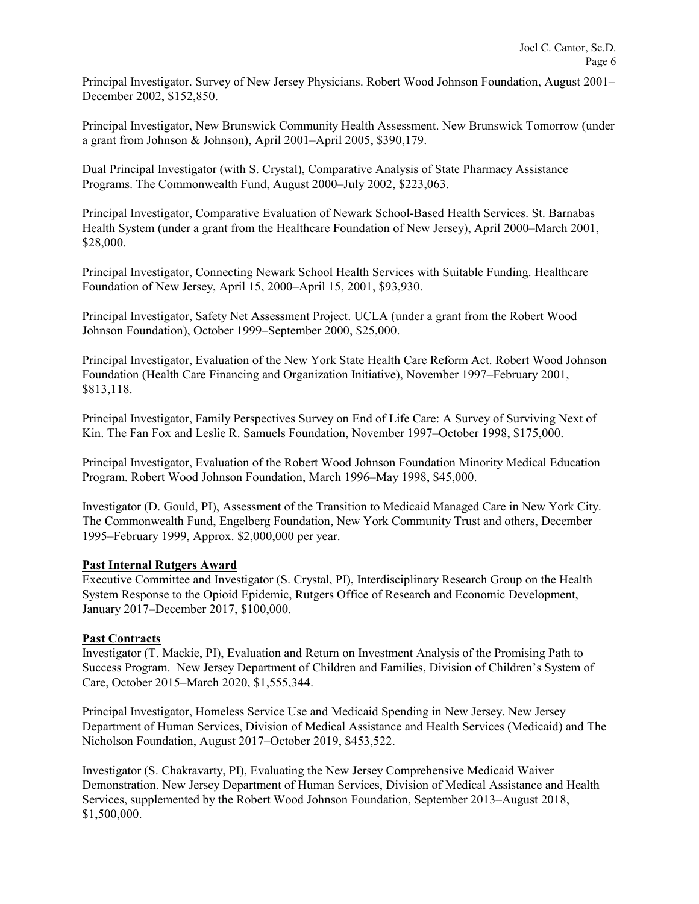Principal Investigator. Survey of New Jersey Physicians. Robert Wood Johnson Foundation, August 2001–December 2002, $152,850.

Principal Investigator, New Brunswick Community Health Assessment. New Brunswick Tomorrow (under a grant from Johnson & Johnson), April 2001–April 2005, $390,179.

Dual Principal Investigator (with S. Crystal), Comparative Analysis of State Pharmacy Assistance Programs. The Commonwealth Fund, August 2000–July 2002, $223,063.

Principal Investigator, Comparative Evaluation of Newark School-Based Health Services. St. Barnabas Health System (under a grant from the Healthcare Foundation of New Jersey), April 2000–March 2001, $28,000.

Principal Investigator, Connecting Newark School Health Services with Suitable Funding. Healthcare Foundation of New Jersey, April 15, 2000–April 15, 2001, $93,930.

Principal Investigator, Safety Net Assessment Project. UCLA (under a grant from the Robert Wood Johnson Foundation), October 1999–September 2000, $25,000.

Principal Investigator, Evaluation of the New York State Health Care Reform Act. Robert Wood Johnson Foundation (Health Care Financing and Organization Initiative), November 1997–February 2001, $813,118.

Principal Investigator, Family Perspectives Survey on End of Life Care: A Survey of Surviving Next of Kin. The Fan Fox and Leslie R. Samuels Foundation, November 1997–October 1998, $175,000.

Principal Investigator, Evaluation of the Robert Wood Johnson Foundation Minority Medical Education Program. Robert Wood Johnson Foundation, March 1996–May 1998, $45,000.

Investigator (D. Gould, PI), Assessment of the Transition to Medicaid Managed Care in New York City. The Commonwealth Fund, Engelberg Foundation, New York Community Trust and others, December 1995–February 1999, Approx. $2,000,000 per year.

**Past Internal Rutgers Award**

Executive Committee and Investigator (S. Crystal, PI), Interdisciplinary Research Group on the Health System Response to the Opioid Epidemic, Rutgers Office of Research and Economic Development, January 2017–December 2017, $100,000.

**Past Contracts**

Investigator (T. Mackie, PI), Evaluation and Return on Investment Analysis of the Promising Path to Success Program. New Jersey Department of Children and Families, Division of Children's System of Care, October 2015–March 2020, $1,555,344.

Principal Investigator, Homeless Service Use and Medicaid Spending in New Jersey. New Jersey Department of Human Services, Division of Medical Assistance and Health Services (Medicaid) and The Nicholson Foundation, August 2017–October 2019, $453,522.

Investigator (S. Chakravarty, PI), Evaluating the New Jersey Comprehensive Medicaid Waiver Demonstration. New Jersey Department of Human Services, Division of Medical Assistance and Health Services, supplemented by the Robert Wood Johnson Foundation, September 2013–August 2018, $1,500,000.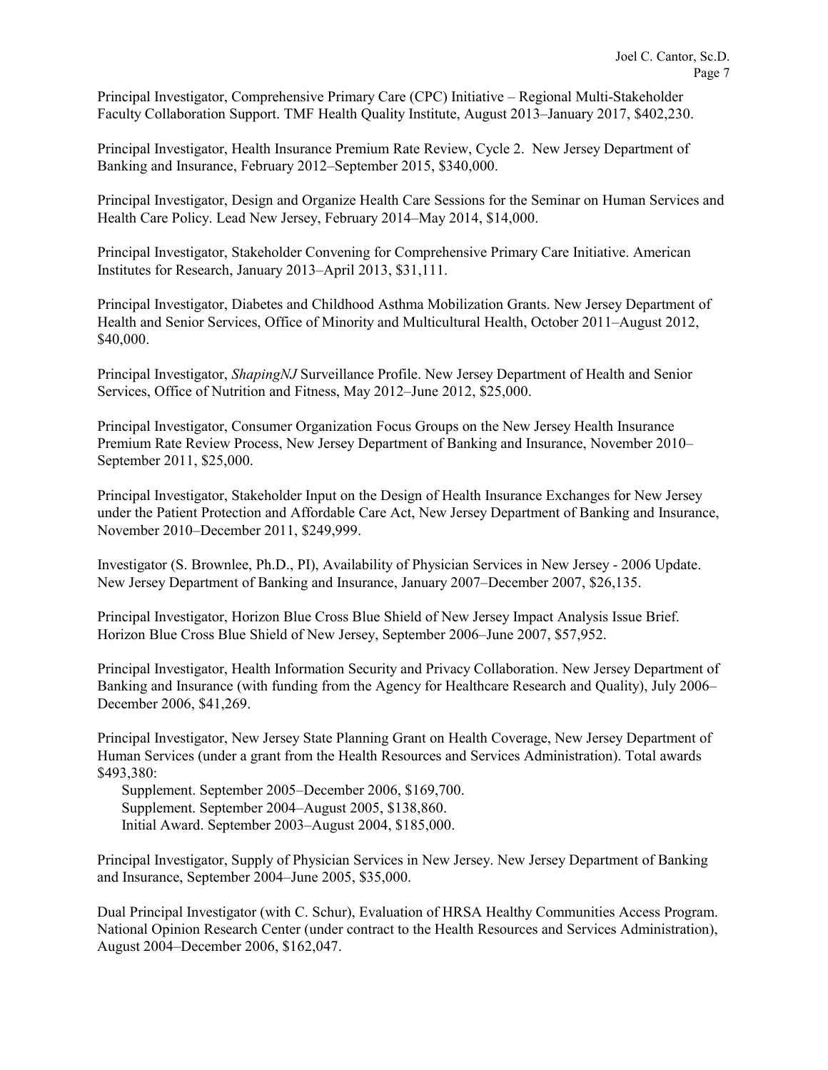Principal Investigator, Comprehensive Primary Care (CPC) Initiative – Regional Multi-Stakeholder Faculty Collaboration Support. TMF Health Quality Institute, August 2013–January 2017, $402,230.

Principal Investigator, Health Insurance Premium Rate Review, Cycle 2. New Jersey Department of Banking and Insurance, February 2012–September 2015, $340,000.

Principal Investigator, Design and Organize Health Care Sessions for the Seminar on Human Services and Health Care Policy. Lead New Jersey, February 2014–May 2014, $14,000.

Principal Investigator, Stakeholder Convening for Comprehensive Primary Care Initiative. American Institutes for Research, January 2013–April 2013, $31,111.

Principal Investigator, Diabetes and Childhood Asthma Mobilization Grants. New Jersey Department of Health and Senior Services, Office of Minority and Multicultural Health, October 2011–August 2012, $40,000.

Principal Investigator, *ShapingNJ* Surveillance Profile. New Jersey Department of Health and Senior Services, Office of Nutrition and Fitness, May 2012–June 2012, $25,000.

Principal Investigator, Consumer Organization Focus Groups on the New Jersey Health Insurance Premium Rate Review Process, New Jersey Department of Banking and Insurance, November 2010–September 2011, $25,000.

Principal Investigator, Stakeholder Input on the Design of Health Insurance Exchanges for New Jersey under the Patient Protection and Affordable Care Act, New Jersey Department of Banking and Insurance, November 2010–December 2011, $249,999.

Investigator (S. Brownlee, Ph.D., PI), Availability of Physician Services in New Jersey - 2006 Update. New Jersey Department of Banking and Insurance, January 2007–December 2007, $26,135.

Principal Investigator, Horizon Blue Cross Blue Shield of New Jersey Impact Analysis Issue Brief. Horizon Blue Cross Blue Shield of New Jersey, September 2006–June 2007, $57,952.

Principal Investigator, Health Information Security and Privacy Collaboration. New Jersey Department of Banking and Insurance (with funding from the Agency for Healthcare Research and Quality), July 2006–December 2006, $41,269.

Principal Investigator, New Jersey State Planning Grant on Health Coverage, New Jersey Department of Human Services (under a grant from the Health Resources and Services Administration). Total awards $493,380:

- Supplement. September 2005–December 2006, $169,700.
- Supplement. September 2004–August 2005, $138,860.
- Initial Award. September 2003–August 2004, $185,000.

Principal Investigator, Supply of Physician Services in New Jersey. New Jersey Department of Banking and Insurance, September 2004–June 2005, $35,000.

Dual Principal Investigator (with C. Schur), Evaluation of HRSA Healthy Communities Access Program. National Opinion Research Center (under contract to the Health Resources and Services Administration), August 2004–December 2006, $162,047.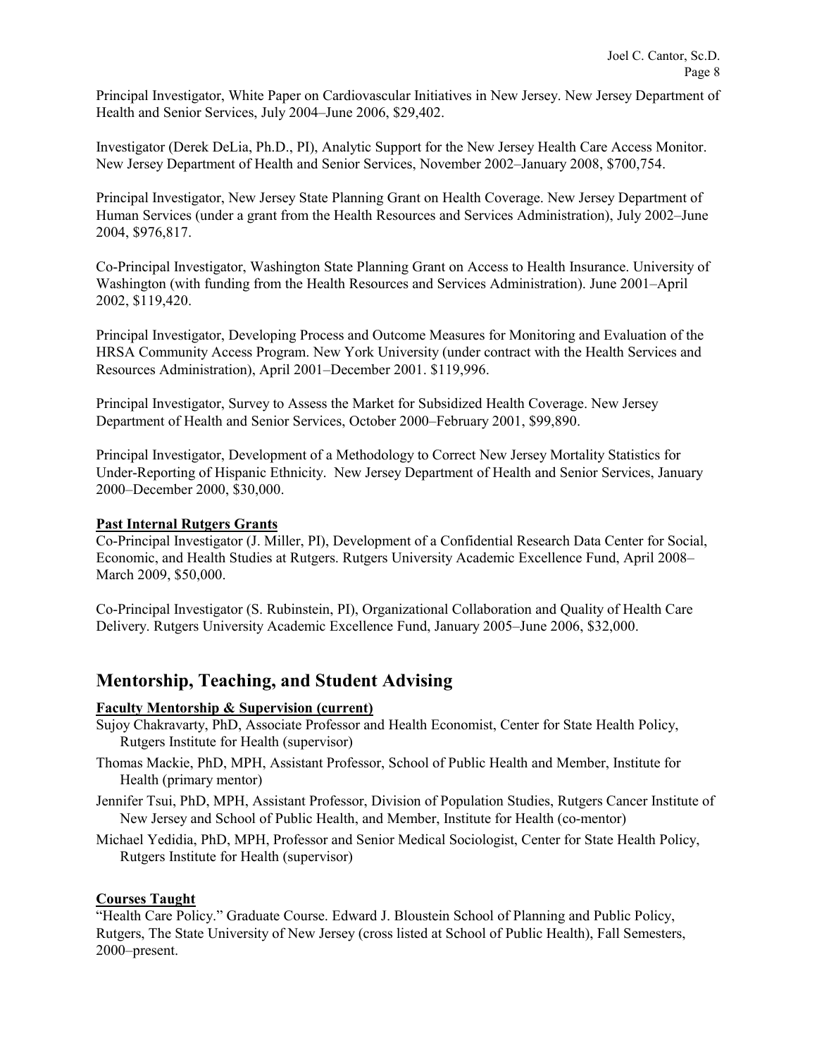Principal Investigator, White Paper on Cardiovascular Initiatives in New Jersey. New Jersey Department of Health and Senior Services, July 2004–June 2006, $29,402.

Investigator (Derek DeLia, Ph.D., PI), Analytic Support for the New Jersey Health Care Access Monitor. New Jersey Department of Health and Senior Services, November 2002–January 2008, $700,754.

Principal Investigator, New Jersey State Planning Grant on Health Coverage. New Jersey Department of Human Services (under a grant from the Health Resources and Services Administration), July 2002–June 2004, $976,817.

Co-Principal Investigator, Washington State Planning Grant on Access to Health Insurance. University of Washington (with funding from the Health Resources and Services Administration). June 2001–April 2002, $119,420.

Principal Investigator, Developing Process and Outcome Measures for Monitoring and Evaluation of the HRSA Community Access Program. New York University (under contract with the Health Services and Resources Administration), April 2001–December 2001. $119,996.

Principal Investigator, Survey to Assess the Market for Subsidized Health Coverage. New Jersey Department of Health and Senior Services, October 2000–February 2001, $99,890.

Principal Investigator, Development of a Methodology to Correct New Jersey Mortality Statistics for Under-Reporting of Hispanic Ethnicity. New Jersey Department of Health and Senior Services, January 2000–December 2000, $30,000.

**Past Internal Rutgers Grants**

Co-Principal Investigator (J. Miller, PI), Development of a Confidential Research Data Center for Social, Economic, and Health Studies at Rutgers. Rutgers University Academic Excellence Fund, April 2008–March 2009, $50,000.

Co-Principal Investigator (S. Rubinstein, PI), Organizational Collaboration and Quality of Health Care Delivery. Rutgers University Academic Excellence Fund, January 2005–June 2006, $32,000.

## Mentorship, Teaching, and Student Advising

**Faculty Mentorship & Supervision (current)**

Sujoy Chakravarty, PhD, Associate Professor and Health Economist, Center for State Health Policy, Rutgers Institute for Health (supervisor)

Thomas Mackie, PhD, MPH, Assistant Professor, School of Public Health and Member, Institute for Health (primary mentor)

Jennifer Tsui, PhD, MPH, Assistant Professor, Division of Population Studies, Rutgers Cancer Institute of New Jersey and School of Public Health, and Member, Institute for Health (co-mentor)

Michael Yedidia, PhD, MPH, Professor and Senior Medical Sociologist, Center for State Health Policy, Rutgers Institute for Health (supervisor)

**Courses Taught**

"Health Care Policy." Graduate Course. Edward J. Bloustein School of Planning and Public Policy, Rutgers, The State University of New Jersey (cross listed at School of Public Health), Fall Semesters, 2000–present.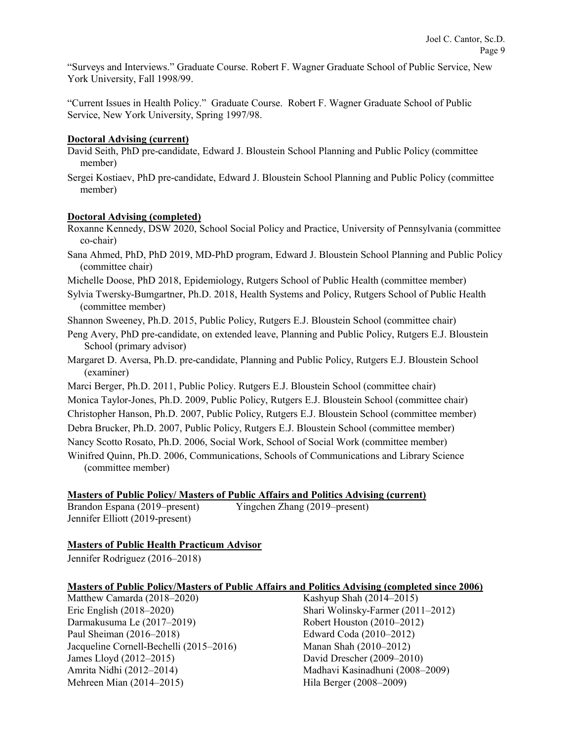"Surveys and Interviews." Graduate Course. Robert F. Wagner Graduate School of Public Service, New York University, Fall 1998/99.

"Current Issues in Health Policy." Graduate Course. Robert F. Wagner Graduate School of Public Service, New York University, Spring 1997/98.

**Doctoral Advising (current)**

David Seith, PhD pre-candidate, Edward J. Bloustein School Planning and Public Policy (committee member)

Sergei Kostiaev, PhD pre-candidate, Edward J. Bloustein School Planning and Public Policy (committee member)

**Doctoral Advising (completed)**

Roxanne Kennedy, DSW 2020, School Social Policy and Practice, University of Pennsylvania (committee co-chair)

Sana Ahmed, PhD, PhD 2019, MD-PhD program, Edward J. Bloustein School Planning and Public Policy (committee chair)

Michelle Doose, PhD 2018, Epidemiology, Rutgers School of Public Health (committee member)

Sylvia Twersky-Bumgartner, Ph.D. 2018, Health Systems and Policy, Rutgers School of Public Health (committee member)

Shannon Sweeney, Ph.D. 2015, Public Policy, Rutgers E.J. Bloustein School (committee chair)

Peng Avery, PhD pre-candidate, on extended leave, Planning and Public Policy, Rutgers E.J. Bloustein School (primary advisor)

Margaret D. Aversa, Ph.D. pre-candidate, Planning and Public Policy, Rutgers E.J. Bloustein School (examiner)

Marci Berger, Ph.D. 2011, Public Policy. Rutgers E.J. Bloustein School (committee chair)

Monica Taylor-Jones, Ph.D. 2009, Public Policy, Rutgers E.J. Bloustein School (committee chair)

Christopher Hanson, Ph.D. 2007, Public Policy, Rutgers E.J. Bloustein School (committee member)

Debra Brucker, Ph.D. 2007, Public Policy, Rutgers E.J. Bloustein School (committee member)

Nancy Scotto Rosato, Ph.D. 2006, Social Work, School of Social Work (committee member)

Winifred Quinn, Ph.D. 2006, Communications, Schools of Communications and Library Science (committee member)

**Masters of Public Policy/ Masters of Public Affairs and Politics Advising (current)**

Brandon Espana (2019–present)
Yingchen Zhang (2019–present)
Jennifer Elliott (2019-present)

**Masters of Public Health Practicum Advisor**

Jennifer Rodriguez (2016–2018)

**Masters of Public Policy/Masters of Public Affairs and Politics Advising (completed since 2006)**

Matthew Camarda (2018–2020)
Eric English (2018–2020)
Darmakusuma Le (2017–2019)
Paul Sheiman (2016–2018)
Jacqueline Cornell-Bechelli (2015–2016)
James Lloyd (2012–2015)
Amrita Nidhi (2012–2014)
Mehreen Mian (2014–2015)
Kashyup Shah (2014–2015)
Shari Wolinsky-Farmer (2011–2012)
Robert Houston (2010–2012)
Edward Coda (2010–2012)
Manan Shah (2010–2012)
David Drescher (2009–2010)
Madhavi Kasinadhuni (2008–2009)
Hila Berger (2008–2009)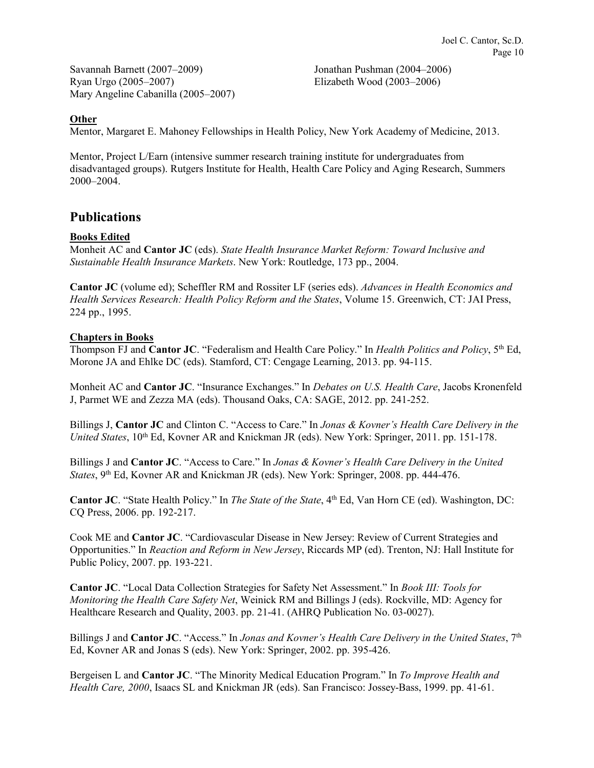Savannah Barnett (2007–2009)
Ryan Urgo (2005–2007)
Mary Angeline Cabanilla (2005–2007)
Jonathan Pushman (2004–2006)
Elizabeth Wood (2003–2006)

**Other**

Mentor, Margaret E. Mahoney Fellowships in Health Policy, New York Academy of Medicine, 2013.

Mentor, Project L/Earn (intensive summer research training institute for undergraduates from disadvantaged groups). Rutgers Institute for Health, Health Care Policy and Aging Research, Summers 2000–2004.

# Publications

**Books Edited**

Monheit AC and **Cantor JC** (eds). *State Health Insurance Market Reform: Toward Inclusive and Sustainable Health Insurance Markets*. New York: Routledge, 173 pp., 2004.

**Cantor JC** (volume ed); Scheffler RM and Rossiter LF (series eds). *Advances in Health Economics and Health Services Research: Health Policy Reform and the States*, Volume 15. Greenwich, CT: JAI Press, 224 pp., 1995.

**Chapters in Books**

Thompson FJ and **Cantor JC**. "Federalism and Health Care Policy." In *Health Politics and Policy*, 5th Ed, Morone JA and Ehlke DC (eds). Stamford, CT: Cengage Learning, 2013. pp. 94-115.

Monheit AC and **Cantor JC**. "Insurance Exchanges." In *Debates on U.S. Health Care*, Jacobs Kronenfeld J, Parmet WE and Zezza MA (eds). Thousand Oaks, CA: SAGE, 2012. pp. 241-252.

Billings J, **Cantor JC** and Clinton C. "Access to Care." In *Jonas & Kovner's Health Care Delivery in the United States*, 10th Ed, Kovner AR and Knickman JR (eds). New York: Springer, 2011. pp. 151-178.

Billings J and **Cantor JC**. "Access to Care." In *Jonas & Kovner's Health Care Delivery in the United States*, 9th Ed, Kovner AR and Knickman JR (eds). New York: Springer, 2008. pp. 444-476.

**Cantor JC**. "State Health Policy." In *The State of the State*, 4th Ed, Van Horn CE (ed). Washington, DC: CQ Press, 2006. pp. 192-217.

Cook ME and **Cantor JC**. "Cardiovascular Disease in New Jersey: Review of Current Strategies and Opportunities." In *Reaction and Reform in New Jersey*, Riccards MP (ed). Trenton, NJ: Hall Institute for Public Policy, 2007. pp. 193-221.

**Cantor JC**. "Local Data Collection Strategies for Safety Net Assessment." In *Book III: Tools for Monitoring the Health Care Safety Net*, Weinick RM and Billings J (eds). Rockville, MD: Agency for Healthcare Research and Quality, 2003. pp. 21-41. (AHRQ Publication No. 03-0027).

Billings J and **Cantor JC**. "Access." In *Jonas and Kovner's Health Care Delivery in the United States*, 7th Ed, Kovner AR and Jonas S (eds). New York: Springer, 2002. pp. 395-426.

Bergeisen L and **Cantor JC**. "The Minority Medical Education Program." In *To Improve Health and Health Care, 2000*, Isaacs SL and Knickman JR (eds). San Francisco: Jossey-Bass, 1999. pp. 41-61.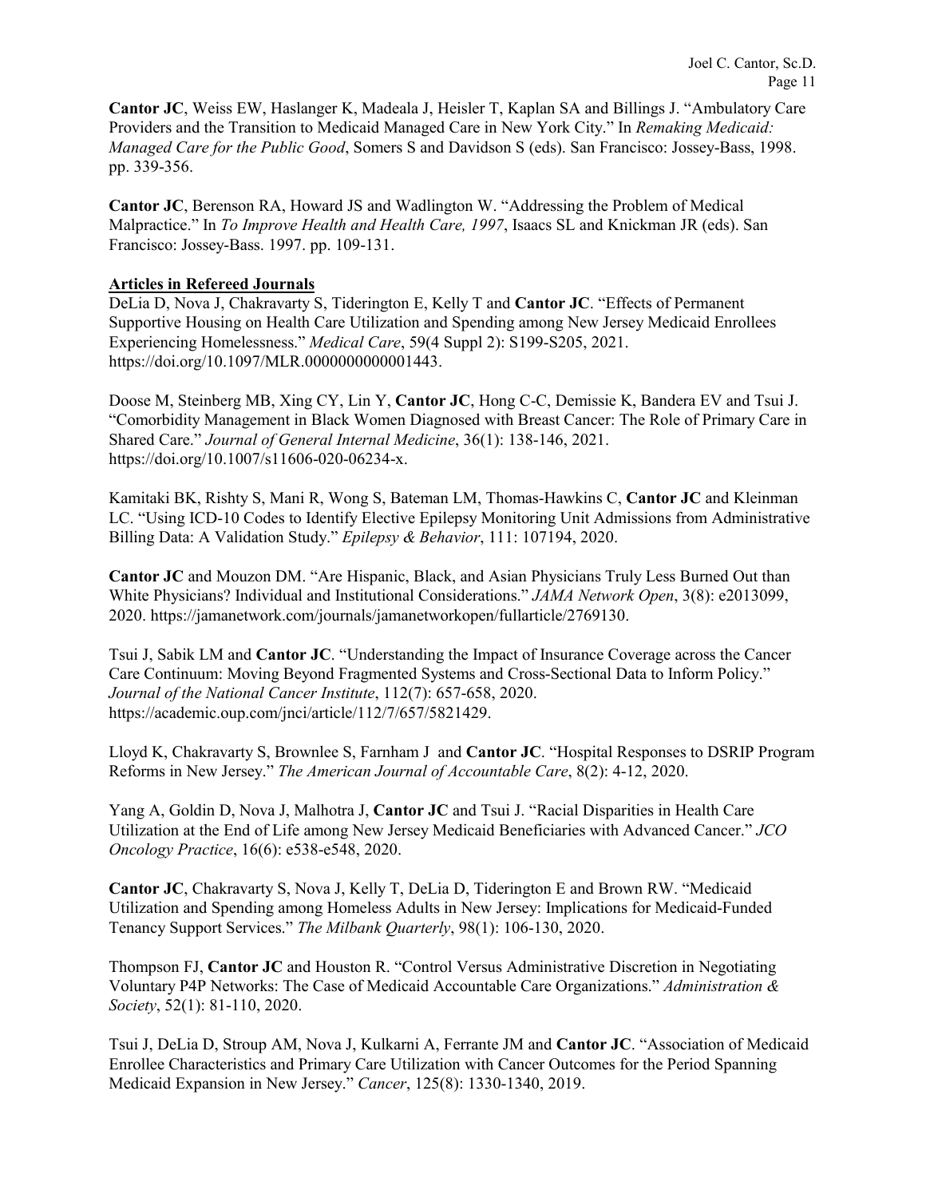**Cantor JC**, Weiss EW, Haslanger K, Madeala J, Heisler T, Kaplan SA and Billings J. "Ambulatory Care Providers and the Transition to Medicaid Managed Care in New York City." In *Remaking Medicaid: Managed Care for the Public Good*, Somers S and Davidson S (eds). San Francisco: Jossey-Bass, 1998. pp. 339-356.

**Cantor JC**, Berenson RA, Howard JS and Wadlington W. "Addressing the Problem of Medical Malpractice." In *To Improve Health and Health Care, 1997*, Isaacs SL and Knickman JR (eds). San Francisco: Jossey-Bass. 1997. pp. 109-131.

**Articles in Refereed Journals**

DeLia D, Nova J, Chakravarty S, Tiderington E, Kelly T and **Cantor JC**. "Effects of Permanent Supportive Housing on Health Care Utilization and Spending among New Jersey Medicaid Enrollees Experiencing Homelessness." *Medical Care*, 59(4 Suppl 2): S199-S205, 2021. https://doi.org/10.1097/MLR.0000000000001443.

Doose M, Steinberg MB, Xing CY, Lin Y, **Cantor JC**, Hong C-C, Demissie K, Bandera EV and Tsui J. "Comorbidity Management in Black Women Diagnosed with Breast Cancer: The Role of Primary Care in Shared Care." *Journal of General Internal Medicine*, 36(1): 138-146, 2021. https://doi.org/10.1007/s11606-020-06234-x.

Kamitaki BK, Rishty S, Mani R, Wong S, Bateman LM, Thomas-Hawkins C, **Cantor JC** and Kleinman LC. "Using ICD-10 Codes to Identify Elective Epilepsy Monitoring Unit Admissions from Administrative Billing Data: A Validation Study." *Epilepsy & Behavior*, 111: 107194, 2020.

**Cantor JC** and Mouzon DM. "Are Hispanic, Black, and Asian Physicians Truly Less Burned Out than White Physicians? Individual and Institutional Considerations." *JAMA Network Open*, 3(8): e2013099, 2020. https://jamanetwork.com/journals/jamanetworkopen/fullarticle/2769130.

Tsui J, Sabik LM and **Cantor JC**. "Understanding the Impact of Insurance Coverage across the Cancer Care Continuum: Moving Beyond Fragmented Systems and Cross-Sectional Data to Inform Policy." *Journal of the National Cancer Institute*, 112(7): 657-658, 2020. https://academic.oup.com/jnci/article/112/7/657/5821429.

Lloyd K, Chakravarty S, Brownlee S, Farnham J and **Cantor JC**. "Hospital Responses to DSRIP Program Reforms in New Jersey." *The American Journal of Accountable Care*, 8(2): 4-12, 2020.

Yang A, Goldin D, Nova J, Malhotra J, **Cantor JC** and Tsui J. "Racial Disparities in Health Care Utilization at the End of Life among New Jersey Medicaid Beneficiaries with Advanced Cancer." *JCO Oncology Practice*, 16(6): e538-e548, 2020.

**Cantor JC**, Chakravarty S, Nova J, Kelly T, DeLia D, Tiderington E and Brown RW. "Medicaid Utilization and Spending among Homeless Adults in New Jersey: Implications for Medicaid-Funded Tenancy Support Services." *The Milbank Quarterly*, 98(1): 106-130, 2020.

Thompson FJ, **Cantor JC** and Houston R. "Control Versus Administrative Discretion in Negotiating Voluntary P4P Networks: The Case of Medicaid Accountable Care Organizations." *Administration & Society*, 52(1): 81-110, 2020.

Tsui J, DeLia D, Stroup AM, Nova J, Kulkarni A, Ferrante JM and **Cantor JC**. "Association of Medicaid Enrollee Characteristics and Primary Care Utilization with Cancer Outcomes for the Period Spanning Medicaid Expansion in New Jersey." *Cancer*, 125(8): 1330-1340, 2019.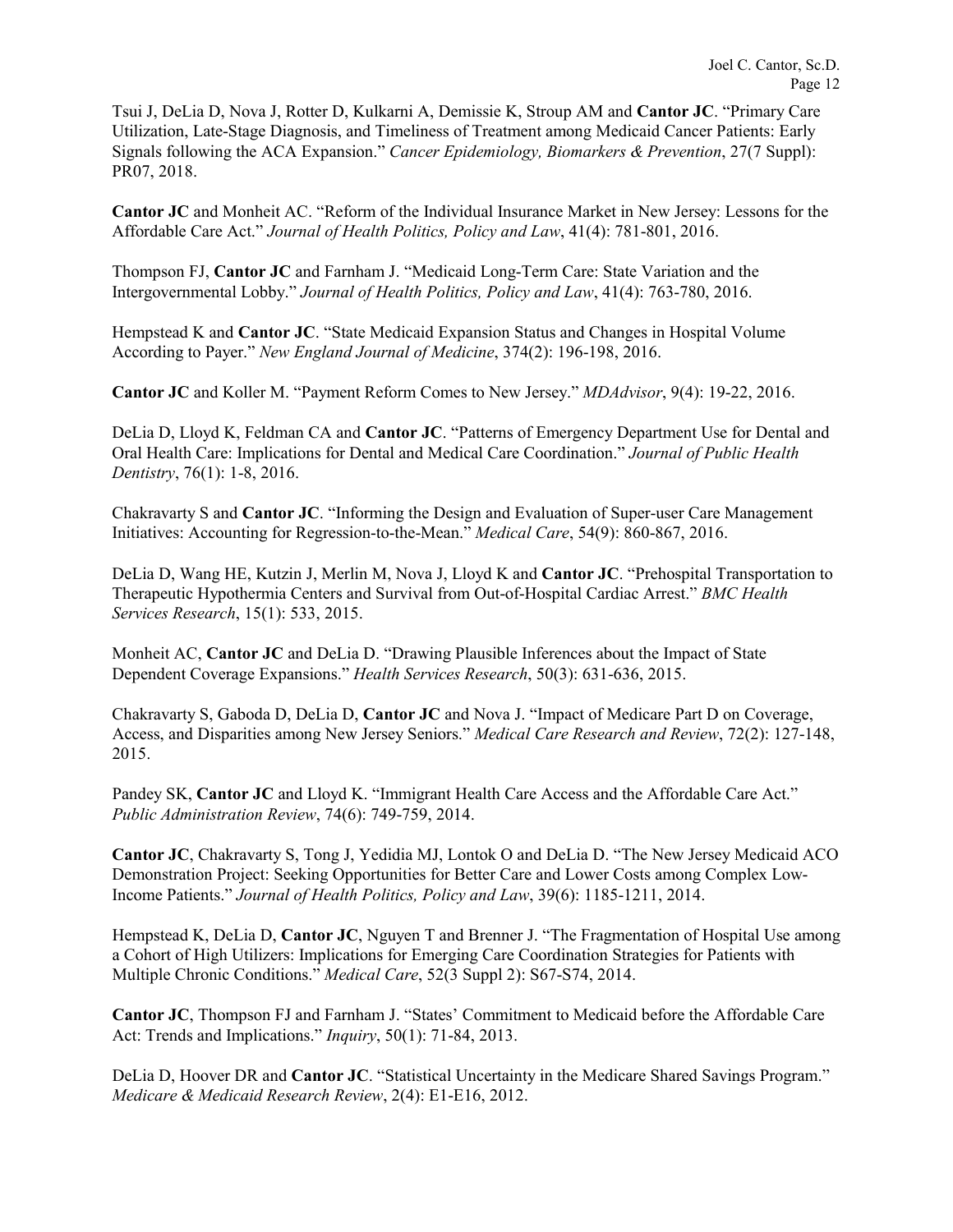Tsui J, DeLia D, Nova J, Rotter D, Kulkarni A, Demissie K, Stroup AM and **Cantor JC**. "Primary Care Utilization, Late-Stage Diagnosis, and Timeliness of Treatment among Medicaid Cancer Patients: Early Signals following the ACA Expansion." *Cancer Epidemiology, Biomarkers & Prevention*, 27(7 Suppl): PR07, 2018.

**Cantor JC** and Monheit AC. "Reform of the Individual Insurance Market in New Jersey: Lessons for the Affordable Care Act." *Journal of Health Politics, Policy and Law*, 41(4): 781-801, 2016.

Thompson FJ, **Cantor JC** and Farnham J. "Medicaid Long-Term Care: State Variation and the Intergovernmental Lobby." *Journal of Health Politics, Policy and Law*, 41(4): 763-780, 2016.

Hempstead K and **Cantor JC**. "State Medicaid Expansion Status and Changes in Hospital Volume According to Payer." *New England Journal of Medicine*, 374(2): 196-198, 2016.

**Cantor JC** and Koller M. "Payment Reform Comes to New Jersey." *MDAdvisor*, 9(4): 19-22, 2016.

DeLia D, Lloyd K, Feldman CA and **Cantor JC**. "Patterns of Emergency Department Use for Dental and Oral Health Care: Implications for Dental and Medical Care Coordination." *Journal of Public Health Dentistry*, 76(1): 1-8, 2016.

Chakravarty S and **Cantor JC**. "Informing the Design and Evaluation of Super-user Care Management Initiatives: Accounting for Regression-to-the-Mean." *Medical Care*, 54(9): 860-867, 2016.

DeLia D, Wang HE, Kutzin J, Merlin M, Nova J, Lloyd K and **Cantor JC**. "Prehospital Transportation to Therapeutic Hypothermia Centers and Survival from Out-of-Hospital Cardiac Arrest." *BMC Health Services Research*, 15(1): 533, 2015.

Monheit AC, **Cantor JC** and DeLia D. "Drawing Plausible Inferences about the Impact of State Dependent Coverage Expansions." *Health Services Research*, 50(3): 631-636, 2015.

Chakravarty S, Gaboda D, DeLia D, **Cantor JC** and Nova J. "Impact of Medicare Part D on Coverage, Access, and Disparities among New Jersey Seniors." *Medical Care Research and Review*, 72(2): 127-148, 2015.

Pandey SK, **Cantor JC** and Lloyd K. "Immigrant Health Care Access and the Affordable Care Act." *Public Administration Review*, 74(6): 749-759, 2014.

**Cantor JC**, Chakravarty S, Tong J, Yedidia MJ, Lontok O and DeLia D. "The New Jersey Medicaid ACO Demonstration Project: Seeking Opportunities for Better Care and Lower Costs among Complex Low-Income Patients." *Journal of Health Politics, Policy and Law*, 39(6): 1185-1211, 2014.

Hempstead K, DeLia D, **Cantor JC**, Nguyen T and Brenner J. "The Fragmentation of Hospital Use among a Cohort of High Utilizers: Implications for Emerging Care Coordination Strategies for Patients with Multiple Chronic Conditions." *Medical Care*, 52(3 Suppl 2): S67-S74, 2014.

**Cantor JC**, Thompson FJ and Farnham J. "States' Commitment to Medicaid before the Affordable Care Act: Trends and Implications." *Inquiry*, 50(1): 71-84, 2013.

DeLia D, Hoover DR and **Cantor JC**. "Statistical Uncertainty in the Medicare Shared Savings Program." *Medicare & Medicaid Research Review*, 2(4): E1-E16, 2012.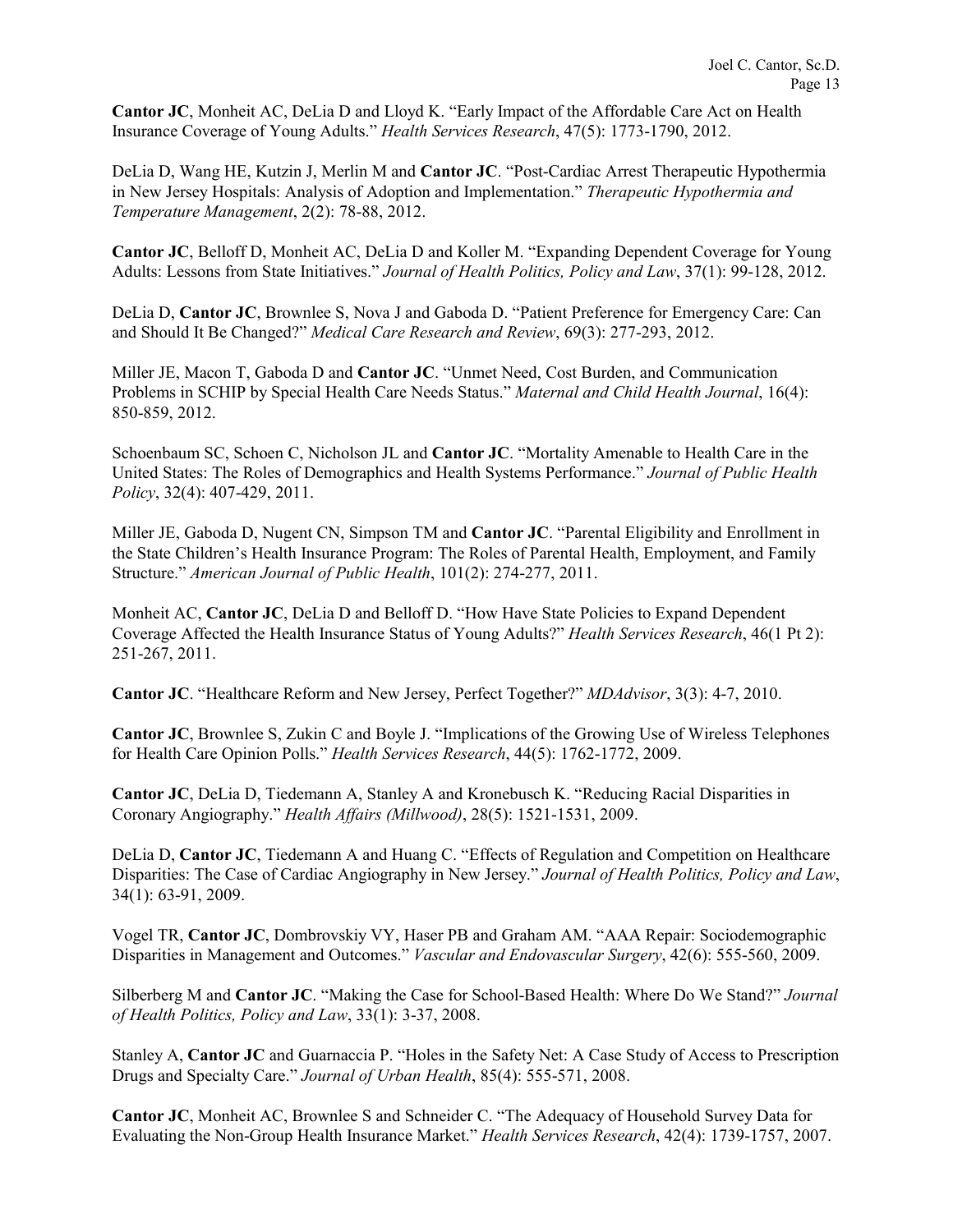**Cantor JC**, Monheit AC, DeLia D and Lloyd K. "Early Impact of the Affordable Care Act on Health Insurance Coverage of Young Adults." *Health Services Research*, 47(5): 1773-1790, 2012.

DeLia D, Wang HE, Kutzin J, Merlin M and **Cantor JC**. "Post-Cardiac Arrest Therapeutic Hypothermia in New Jersey Hospitals: Analysis of Adoption and Implementation." *Therapeutic Hypothermia and Temperature Management*, 2(2): 78-88, 2012.

**Cantor JC**, Belloff D, Monheit AC, DeLia D and Koller M. "Expanding Dependent Coverage for Young Adults: Lessons from State Initiatives." *Journal of Health Politics, Policy and Law*, 37(1): 99-128, 2012.

DeLia D, **Cantor JC**, Brownlee S, Nova J and Gaboda D. "Patient Preference for Emergency Care: Can and Should It Be Changed?" *Medical Care Research and Review*, 69(3): 277-293, 2012.

Miller JE, Macon T, Gaboda D and **Cantor JC**. "Unmet Need, Cost Burden, and Communication Problems in SCHIP by Special Health Care Needs Status." *Maternal and Child Health Journal*, 16(4): 850-859, 2012.

Schoenbaum SC, Schoen C, Nicholson JL and **Cantor JC**. "Mortality Amenable to Health Care in the United States: The Roles of Demographics and Health Systems Performance." *Journal of Public Health Policy*, 32(4): 407-429, 2011.

Miller JE, Gaboda D, Nugent CN, Simpson TM and **Cantor JC**. "Parental Eligibility and Enrollment in the State Children's Health Insurance Program: The Roles of Parental Health, Employment, and Family Structure." *American Journal of Public Health*, 101(2): 274-277, 2011.

Monheit AC, **Cantor JC**, DeLia D and Belloff D. "How Have State Policies to Expand Dependent Coverage Affected the Health Insurance Status of Young Adults?" *Health Services Research*, 46(1 Pt 2): 251-267, 2011.

**Cantor JC**. "Healthcare Reform and New Jersey, Perfect Together?" *MDAdvisor*, 3(3): 4-7, 2010.

**Cantor JC**, Brownlee S, Zukin C and Boyle J. "Implications of the Growing Use of Wireless Telephones for Health Care Opinion Polls." *Health Services Research*, 44(5): 1762-1772, 2009.

**Cantor JC**, DeLia D, Tiedemann A, Stanley A and Kronebusch K. "Reducing Racial Disparities in Coronary Angiography." *Health Affairs (Millwood)*, 28(5): 1521-1531, 2009.

DeLia D, **Cantor JC**, Tiedemann A and Huang C. "Effects of Regulation and Competition on Healthcare Disparities: The Case of Cardiac Angiography in New Jersey." *Journal of Health Politics, Policy and Law*, 34(1): 63-91, 2009.

Vogel TR, **Cantor JC**, Dombrovskiy VY, Haser PB and Graham AM. "AAA Repair: Sociodemographic Disparities in Management and Outcomes." *Vascular and Endovascular Surgery*, 42(6): 555-560, 2009.

Silberberg M and **Cantor JC**. "Making the Case for School-Based Health: Where Do We Stand?" *Journal of Health Politics, Policy and Law*, 33(1): 3-37, 2008.

Stanley A, **Cantor JC** and Guarnaccia P. "Holes in the Safety Net: A Case Study of Access to Prescription Drugs and Specialty Care." *Journal of Urban Health*, 85(4): 555-571, 2008.

**Cantor JC**, Monheit AC, Brownlee S and Schneider C. "The Adequacy of Household Survey Data for Evaluating the Non-Group Health Insurance Market." *Health Services Research*, 42(4): 1739-1757, 2007.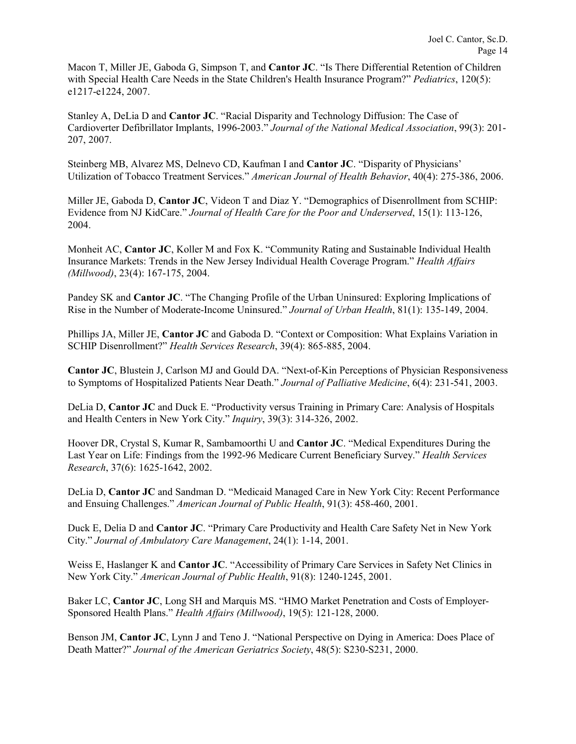Macon T, Miller JE, Gaboda G, Simpson T, and **Cantor JC**. "Is There Differential Retention of Children with Special Health Care Needs in the State Children's Health Insurance Program?" *Pediatrics*, 120(5): e1217-e1224, 2007.

Stanley A, DeLia D and **Cantor JC**. "Racial Disparity and Technology Diffusion: The Case of Cardioverter Defibrillator Implants, 1996-2003." *Journal of the National Medical Association*, 99(3): 201-207, 2007.

Steinberg MB, Alvarez MS, Delnevo CD, Kaufman I and **Cantor JC**. "Disparity of Physicians' Utilization of Tobacco Treatment Services." *American Journal of Health Behavior*, 40(4): 275-386, 2006.

Miller JE, Gaboda D, **Cantor JC**, Videon T and Diaz Y. "Demographics of Disenrollment from SCHIP: Evidence from NJ KidCare." *Journal of Health Care for the Poor and Underserved*, 15(1): 113-126, 2004.

Monheit AC, **Cantor JC**, Koller M and Fox K. "Community Rating and Sustainable Individual Health Insurance Markets: Trends in the New Jersey Individual Health Coverage Program." *Health Affairs (Millwood)*, 23(4): 167-175, 2004.

Pandey SK and **Cantor JC**. "The Changing Profile of the Urban Uninsured: Exploring Implications of Rise in the Number of Moderate-Income Uninsured." *Journal of Urban Health*, 81(1): 135-149, 2004.

Phillips JA, Miller JE, **Cantor JC** and Gaboda D. "Context or Composition: What Explains Variation in SCHIP Disenrollment?" *Health Services Research*, 39(4): 865-885, 2004.

**Cantor JC**, Blustein J, Carlson MJ and Gould DA. "Next-of-Kin Perceptions of Physician Responsiveness to Symptoms of Hospitalized Patients Near Death." *Journal of Palliative Medicine*, 6(4): 231-541, 2003.

DeLia D, **Cantor JC** and Duck E. "Productivity versus Training in Primary Care: Analysis of Hospitals and Health Centers in New York City." *Inquiry*, 39(3): 314-326, 2002.

Hoover DR, Crystal S, Kumar R, Sambamoorthi U and **Cantor JC**. "Medical Expenditures During the Last Year on Life: Findings from the 1992-96 Medicare Current Beneficiary Survey." *Health Services Research*, 37(6): 1625-1642, 2002.

DeLia D, **Cantor JC** and Sandman D. "Medicaid Managed Care in New York City: Recent Performance and Ensuing Challenges." *American Journal of Public Health*, 91(3): 458-460, 2001.

Duck E, Delia D and **Cantor JC**. "Primary Care Productivity and Health Care Safety Net in New York City." *Journal of Ambulatory Care Management*, 24(1): 1-14, 2001.

Weiss E, Haslanger K and **Cantor JC**. "Accessibility of Primary Care Services in Safety Net Clinics in New York City." *American Journal of Public Health*, 91(8): 1240-1245, 2001.

Baker LC, **Cantor JC**, Long SH and Marquis MS. "HMO Market Penetration and Costs of Employer-Sponsored Health Plans." *Health Affairs (Millwood)*, 19(5): 121-128, 2000.

Benson JM, **Cantor JC**, Lynn J and Teno J. "National Perspective on Dying in America: Does Place of Death Matter?" *Journal of the American Geriatrics Society*, 48(5): S230-S231, 2000.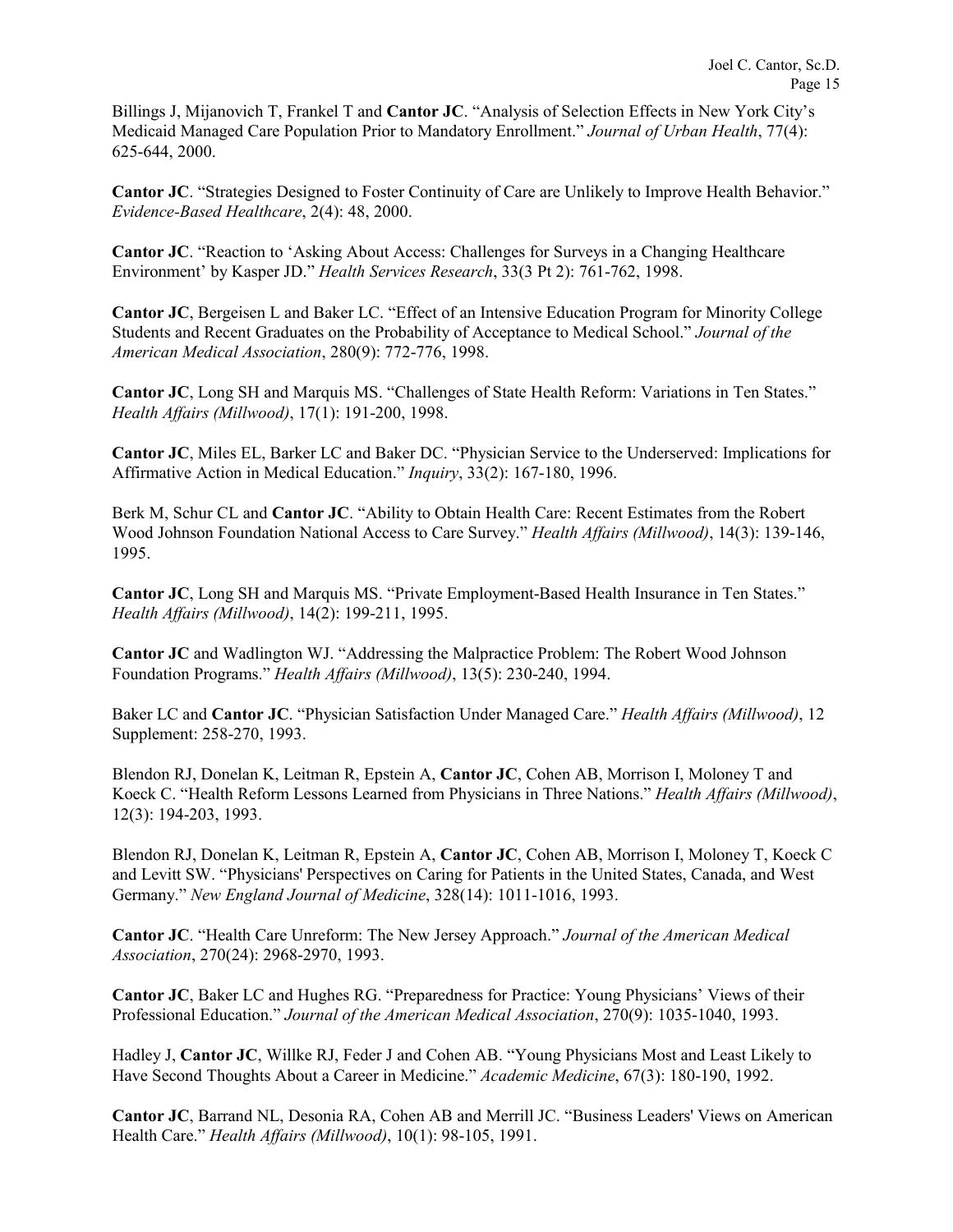Billings J, Mijanovich T, Frankel T and **Cantor JC**. “Analysis of Selection Effects in New York City’s Medicaid Managed Care Population Prior to Mandatory Enrollment.” *Journal of Urban Health*, 77(4): 625-644, 2000.

**Cantor JC**. “Strategies Designed to Foster Continuity of Care are Unlikely to Improve Health Behavior.” *Evidence-Based Healthcare*, 2(4): 48, 2000.

**Cantor JC**. “Reaction to ‘Asking About Access: Challenges for Surveys in a Changing Healthcare Environment’ by Kasper JD.” *Health Services Research*, 33(3 Pt 2): 761-762, 1998.

**Cantor JC**, Bergeisen L and Baker LC. “Effect of an Intensive Education Program for Minority College Students and Recent Graduates on the Probability of Acceptance to Medical School.” *Journal of the American Medical Association*, 280(9): 772-776, 1998.

**Cantor JC**, Long SH and Marquis MS. “Challenges of State Health Reform: Variations in Ten States.” *Health Affairs (Millwood)*, 17(1): 191-200, 1998.

**Cantor JC**, Miles EL, Barker LC and Baker DC. “Physician Service to the Underserved: Implications for Affirmative Action in Medical Education.” *Inquiry*, 33(2): 167-180, 1996.

Berk M, Schur CL and **Cantor JC**. “Ability to Obtain Health Care: Recent Estimates from the Robert Wood Johnson Foundation National Access to Care Survey.” *Health Affairs (Millwood)*, 14(3): 139-146, 1995.

**Cantor JC**, Long SH and Marquis MS. “Private Employment-Based Health Insurance in Ten States.” *Health Affairs (Millwood)*, 14(2): 199-211, 1995.

**Cantor JC** and Wadlington WJ. “Addressing the Malpractice Problem: The Robert Wood Johnson Foundation Programs.” *Health Affairs (Millwood)*, 13(5): 230-240, 1994.

Baker LC and **Cantor JC**. “Physician Satisfaction Under Managed Care.” *Health Affairs (Millwood)*, 12 Supplement: 258-270, 1993.

Blendon RJ, Donelan K, Leitman R, Epstein A, **Cantor JC**, Cohen AB, Morrison I, Moloney T and Koeck C. “Health Reform Lessons Learned from Physicians in Three Nations.” *Health Affairs (Millwood)*, 12(3): 194-203, 1993.

Blendon RJ, Donelan K, Leitman R, Epstein A, **Cantor JC**, Cohen AB, Morrison I, Moloney T, Koeck C and Levitt SW. “Physicians' Perspectives on Caring for Patients in the United States, Canada, and West Germany.” *New England Journal of Medicine*, 328(14): 1011-1016, 1993.

**Cantor JC**. “Health Care Unreform: The New Jersey Approach.” *Journal of the American Medical Association*, 270(24): 2968-2970, 1993.

**Cantor JC**, Baker LC and Hughes RG. “Preparedness for Practice: Young Physicians’ Views of their Professional Education.” *Journal of the American Medical Association*, 270(9): 1035-1040, 1993.

Hadley J, **Cantor JC**, Willke RJ, Feder J and Cohen AB. “Young Physicians Most and Least Likely to Have Second Thoughts About a Career in Medicine.” *Academic Medicine*, 67(3): 180-190, 1992.

**Cantor JC**, Barrand NL, Desonia RA, Cohen AB and Merrill JC. “Business Leaders' Views on American Health Care.” *Health Affairs (Millwood)*, 10(1): 98-105, 1991.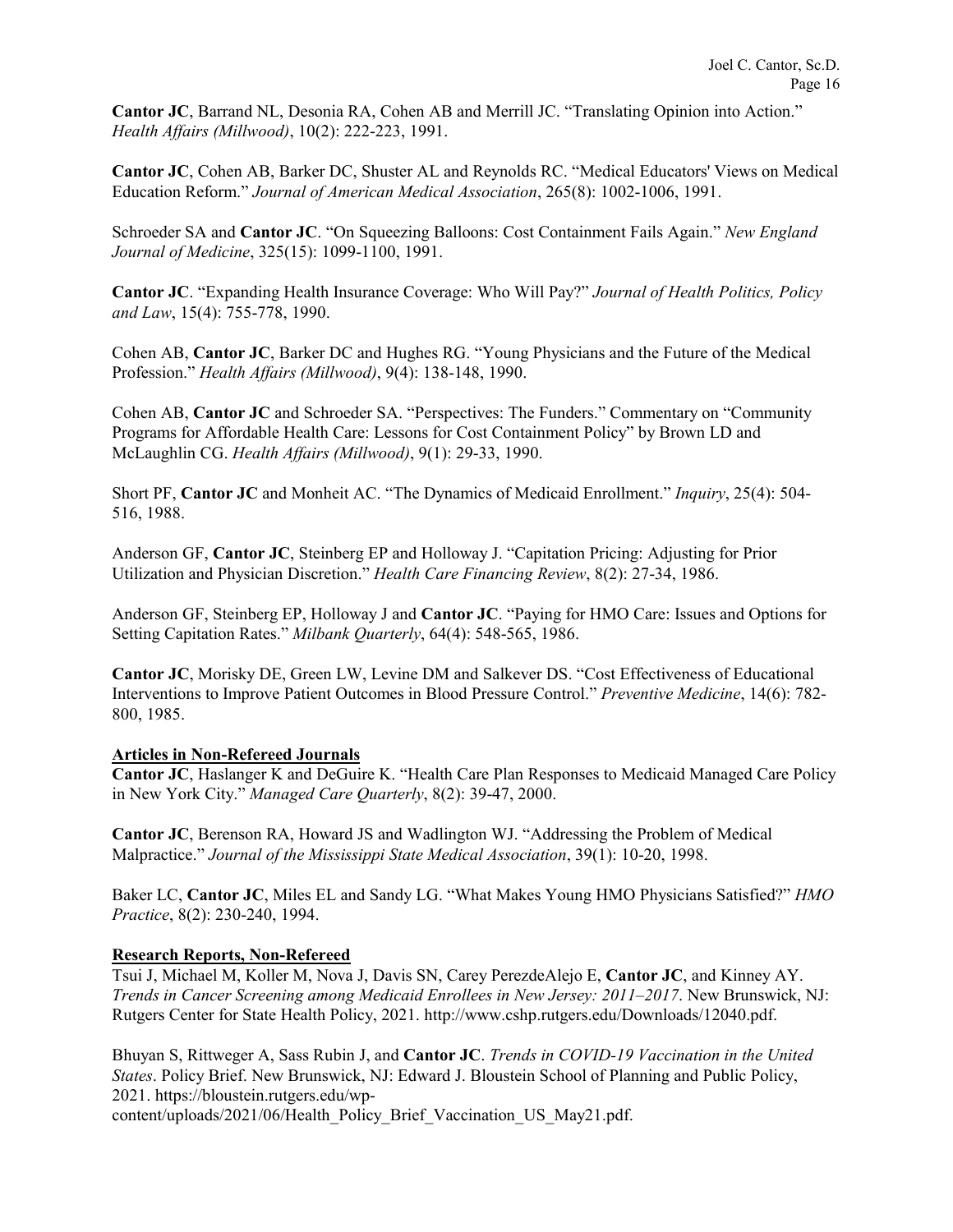**Cantor JC**, Barrand NL, Desonia RA, Cohen AB and Merrill JC. "Translating Opinion into Action." *Health Affairs (Millwood)*, 10(2): 222-223, 1991.

**Cantor JC**, Cohen AB, Barker DC, Shuster AL and Reynolds RC. "Medical Educators' Views on Medical Education Reform." *Journal of American Medical Association*, 265(8): 1002-1006, 1991.

Schroeder SA and **Cantor JC**. "On Squeezing Balloons: Cost Containment Fails Again." *New England Journal of Medicine*, 325(15): 1099-1100, 1991.

**Cantor JC**. "Expanding Health Insurance Coverage: Who Will Pay?" *Journal of Health Politics, Policy and Law*, 15(4): 755-778, 1990.

Cohen AB, **Cantor JC**, Barker DC and Hughes RG. "Young Physicians and the Future of the Medical Profession." *Health Affairs (Millwood)*, 9(4): 138-148, 1990.

Cohen AB, **Cantor JC** and Schroeder SA. "Perspectives: The Funders." Commentary on "Community Programs for Affordable Health Care: Lessons for Cost Containment Policy" by Brown LD and McLaughlin CG. *Health Affairs (Millwood)*, 9(1): 29-33, 1990.

Short PF, **Cantor JC** and Monheit AC. "The Dynamics of Medicaid Enrollment." *Inquiry*, 25(4): 504-516, 1988.

Anderson GF, **Cantor JC**, Steinberg EP and Holloway J. "Capitation Pricing: Adjusting for Prior Utilization and Physician Discretion." *Health Care Financing Review*, 8(2): 27-34, 1986.

Anderson GF, Steinberg EP, Holloway J and **Cantor JC**. "Paying for HMO Care: Issues and Options for Setting Capitation Rates." *Milbank Quarterly*, 64(4): 548-565, 1986.

**Cantor JC**, Morisky DE, Green LW, Levine DM and Salkever DS. "Cost Effectiveness of Educational Interventions to Improve Patient Outcomes in Blood Pressure Control." *Preventive Medicine*, 14(6): 782-800, 1985.

**Articles in Non-Refereed Journals**

**Cantor JC**, Haslanger K and DeGuire K. "Health Care Plan Responses to Medicaid Managed Care Policy in New York City." *Managed Care Quarterly*, 8(2): 39-47, 2000.

**Cantor JC**, Berenson RA, Howard JS and Wadlington WJ. "Addressing the Problem of Medical Malpractice." *Journal of the Mississippi State Medical Association*, 39(1): 10-20, 1998.

Baker LC, **Cantor JC**, Miles EL and Sandy LG. "What Makes Young HMO Physicians Satisfied?" *HMO Practice*, 8(2): 230-240, 1994.

**Research Reports, Non-Refereed**

Tsui J, Michael M, Koller M, Nova J, Davis SN, Carey PerezdeAlejo E, **Cantor JC**, and Kinney AY. *Trends in Cancer Screening among Medicaid Enrollees in New Jersey: 2011–2017*. New Brunswick, NJ: Rutgers Center for State Health Policy, 2021. http://www.cshp.rutgers.edu/Downloads/12040.pdf.

Bhuyan S, Rittweger A, Sass Rubin J, and **Cantor JC**. *Trends in COVID-19 Vaccination in the United States*. Policy Brief. New Brunswick, NJ: Edward J. Bloustein School of Planning and Public Policy, 2021. https://bloustein.rutgers.edu/wp-content/uploads/2021/06/Health_Policy_Brief_Vaccination_US_May21.pdf.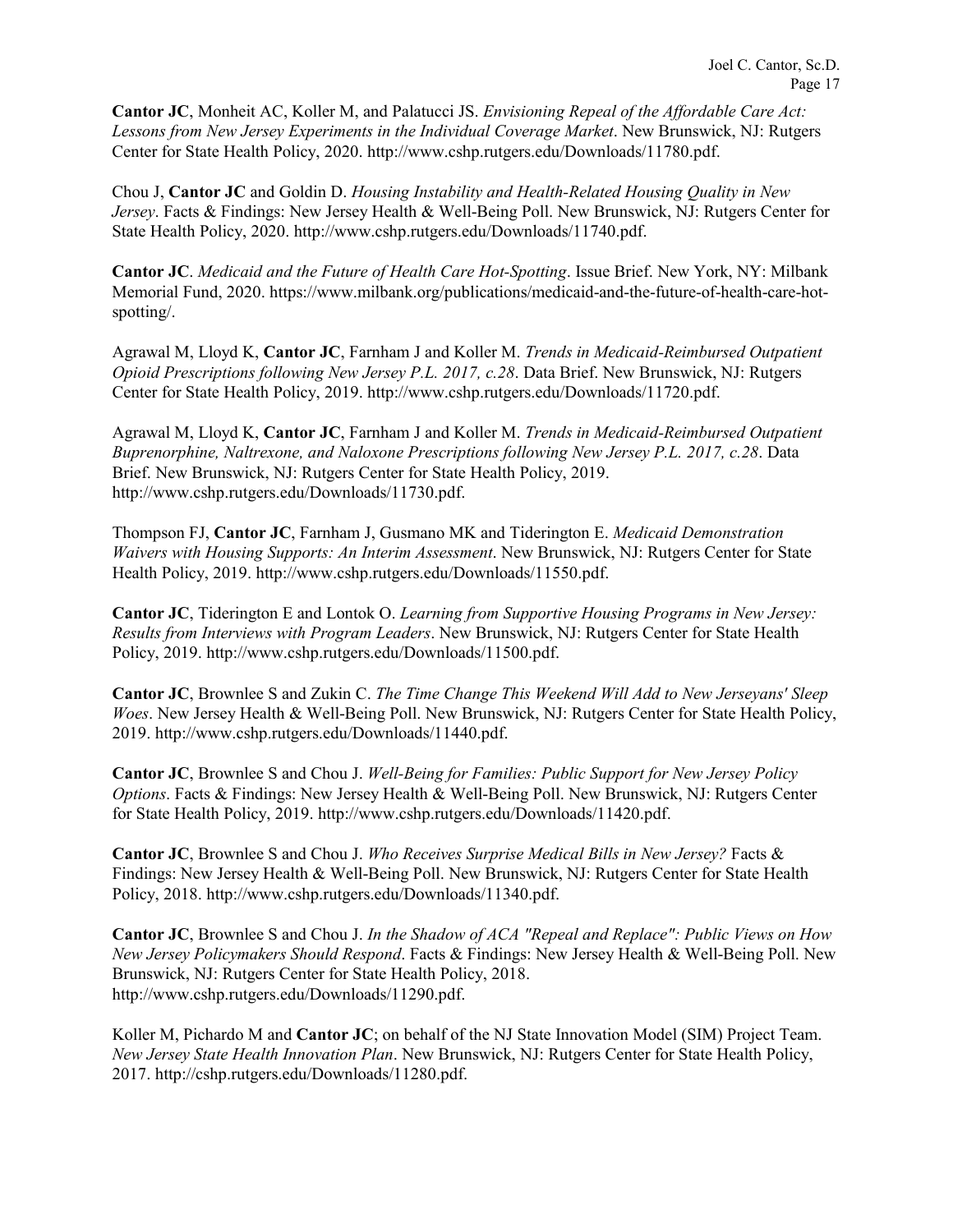**Cantor JC**, Monheit AC, Koller M, and Palatucci JS. *Envisioning Repeal of the Affordable Care Act: Lessons from New Jersey Experiments in the Individual Coverage Market*. New Brunswick, NJ: Rutgers Center for State Health Policy, 2020. http://www.cshp.rutgers.edu/Downloads/11780.pdf.

Chou J, **Cantor JC** and Goldin D. *Housing Instability and Health-Related Housing Quality in New Jersey*. Facts & Findings: New Jersey Health & Well-Being Poll. New Brunswick, NJ: Rutgers Center for State Health Policy, 2020. http://www.cshp.rutgers.edu/Downloads/11740.pdf.

**Cantor JC**. *Medicaid and the Future of Health Care Hot-Spotting*. Issue Brief. New York, NY: Milbank Memorial Fund, 2020. https://www.milbank.org/publications/medicaid-and-the-future-of-health-care-hot-spotting/.

Agrawal M, Lloyd K, **Cantor JC**, Farnham J and Koller M. *Trends in Medicaid-Reimbursed Outpatient Opioid Prescriptions following New Jersey P.L. 2017, c.28*. Data Brief. New Brunswick, NJ: Rutgers Center for State Health Policy, 2019. http://www.cshp.rutgers.edu/Downloads/11720.pdf.

Agrawal M, Lloyd K, **Cantor JC**, Farnham J and Koller M. *Trends in Medicaid-Reimbursed Outpatient Buprenorphine, Naltrexone, and Naloxone Prescriptions following New Jersey P.L. 2017, c.28*. Data Brief. New Brunswick, NJ: Rutgers Center for State Health Policy, 2019. http://www.cshp.rutgers.edu/Downloads/11730.pdf.

Thompson FJ, **Cantor JC**, Farnham J, Gusmano MK and Tiderington E. *Medicaid Demonstration Waivers with Housing Supports: An Interim Assessment*. New Brunswick, NJ: Rutgers Center for State Health Policy, 2019. http://www.cshp.rutgers.edu/Downloads/11550.pdf.

**Cantor JC**, Tiderington E and Lontok O. *Learning from Supportive Housing Programs in New Jersey: Results from Interviews with Program Leaders*. New Brunswick, NJ: Rutgers Center for State Health Policy, 2019. http://www.cshp.rutgers.edu/Downloads/11500.pdf.

**Cantor JC**, Brownlee S and Zukin C. *The Time Change This Weekend Will Add to New Jerseyans' Sleep Woes*. New Jersey Health & Well-Being Poll. New Brunswick, NJ: Rutgers Center for State Health Policy, 2019. http://www.cshp.rutgers.edu/Downloads/11440.pdf.

**Cantor JC**, Brownlee S and Chou J. *Well-Being for Families: Public Support for New Jersey Policy Options*. Facts & Findings: New Jersey Health & Well-Being Poll. New Brunswick, NJ: Rutgers Center for State Health Policy, 2019. http://www.cshp.rutgers.edu/Downloads/11420.pdf.

**Cantor JC**, Brownlee S and Chou J. *Who Receives Surprise Medical Bills in New Jersey?* Facts & Findings: New Jersey Health & Well-Being Poll. New Brunswick, NJ: Rutgers Center for State Health Policy, 2018. http://www.cshp.rutgers.edu/Downloads/11340.pdf.

**Cantor JC**, Brownlee S and Chou J. *In the Shadow of ACA "Repeal and Replace": Public Views on How New Jersey Policymakers Should Respond*. Facts & Findings: New Jersey Health & Well-Being Poll. New Brunswick, NJ: Rutgers Center for State Health Policy, 2018. http://www.cshp.rutgers.edu/Downloads/11290.pdf.

Koller M, Pichardo M and **Cantor JC**; on behalf of the NJ State Innovation Model (SIM) Project Team. *New Jersey State Health Innovation Plan*. New Brunswick, NJ: Rutgers Center for State Health Policy, 2017. http://cshp.rutgers.edu/Downloads/11280.pdf.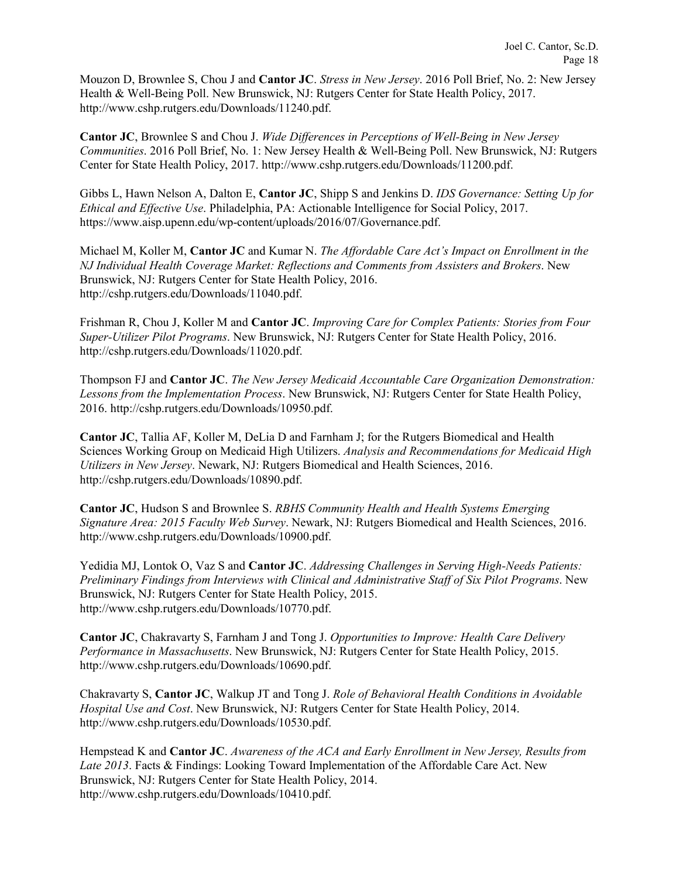Mouzon D, Brownlee S, Chou J and **Cantor JC**. *Stress in New Jersey*. 2016 Poll Brief, No. 2: New Jersey Health & Well-Being Poll. New Brunswick, NJ: Rutgers Center for State Health Policy, 2017. http://www.cshp.rutgers.edu/Downloads/11240.pdf.

**Cantor JC**, Brownlee S and Chou J. *Wide Differences in Perceptions of Well-Being in New Jersey Communities*. 2016 Poll Brief, No. 1: New Jersey Health & Well-Being Poll. New Brunswick, NJ: Rutgers Center for State Health Policy, 2017. http://www.cshp.rutgers.edu/Downloads/11200.pdf.

Gibbs L, Hawn Nelson A, Dalton E, **Cantor JC**, Shipp S and Jenkins D. *IDS Governance: Setting Up for Ethical and Effective Use*. Philadelphia, PA: Actionable Intelligence for Social Policy, 2017. https://www.aisp.upenn.edu/wp-content/uploads/2016/07/Governance.pdf.

Michael M, Koller M, **Cantor JC** and Kumar N. *The Affordable Care Act's Impact on Enrollment in the NJ Individual Health Coverage Market: Reflections and Comments from Assisters and Brokers*. New Brunswick, NJ: Rutgers Center for State Health Policy, 2016. http://cshp.rutgers.edu/Downloads/11040.pdf.

Frishman R, Chou J, Koller M and **Cantor JC**. *Improving Care for Complex Patients: Stories from Four Super-Utilizer Pilot Programs*. New Brunswick, NJ: Rutgers Center for State Health Policy, 2016. http://cshp.rutgers.edu/Downloads/11020.pdf.

Thompson FJ and **Cantor JC**. *The New Jersey Medicaid Accountable Care Organization Demonstration: Lessons from the Implementation Process*. New Brunswick, NJ: Rutgers Center for State Health Policy, 2016. http://cshp.rutgers.edu/Downloads/10950.pdf.

**Cantor JC**, Tallia AF, Koller M, DeLia D and Farnham J; for the Rutgers Biomedical and Health Sciences Working Group on Medicaid High Utilizers. *Analysis and Recommendations for Medicaid High Utilizers in New Jersey*. Newark, NJ: Rutgers Biomedical and Health Sciences, 2016. http://cshp.rutgers.edu/Downloads/10890.pdf.

**Cantor JC**, Hudson S and Brownlee S. *RBHS Community Health and Health Systems Emerging Signature Area: 2015 Faculty Web Survey*. Newark, NJ: Rutgers Biomedical and Health Sciences, 2016. http://www.cshp.rutgers.edu/Downloads/10900.pdf.

Yedidia MJ, Lontok O, Vaz S and **Cantor JC**. *Addressing Challenges in Serving High-Needs Patients: Preliminary Findings from Interviews with Clinical and Administrative Staff of Six Pilot Programs*. New Brunswick, NJ: Rutgers Center for State Health Policy, 2015. http://www.cshp.rutgers.edu/Downloads/10770.pdf.

**Cantor JC**, Chakravarty S, Farnham J and Tong J. *Opportunities to Improve: Health Care Delivery Performance in Massachusetts*. New Brunswick, NJ: Rutgers Center for State Health Policy, 2015. http://www.cshp.rutgers.edu/Downloads/10690.pdf.

Chakravarty S, **Cantor JC**, Walkup JT and Tong J. *Role of Behavioral Health Conditions in Avoidable Hospital Use and Cost*. New Brunswick, NJ: Rutgers Center for State Health Policy, 2014. http://www.cshp.rutgers.edu/Downloads/10530.pdf.

Hempstead K and **Cantor JC**. *Awareness of the ACA and Early Enrollment in New Jersey, Results from Late 2013*. Facts & Findings: Looking Toward Implementation of the Affordable Care Act. New Brunswick, NJ: Rutgers Center for State Health Policy, 2014. http://www.cshp.rutgers.edu/Downloads/10410.pdf.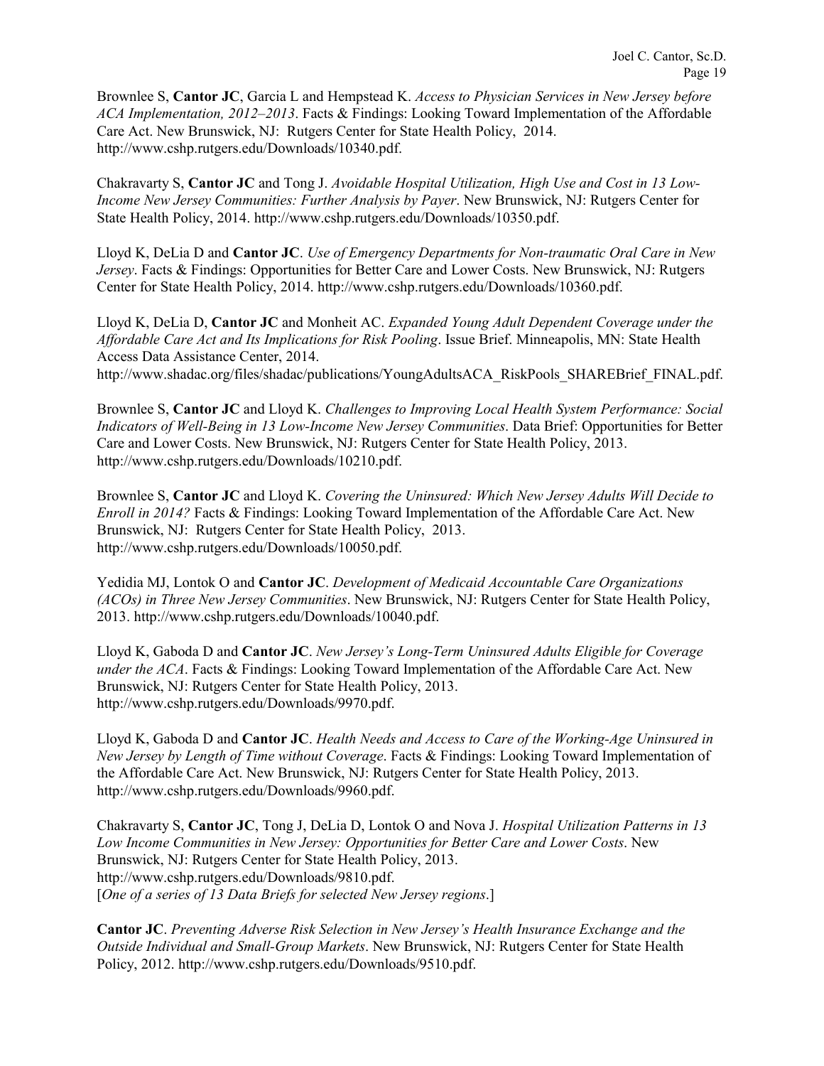Brownlee S, **Cantor JC**, Garcia L and Hempstead K. *Access to Physician Services in New Jersey before ACA Implementation, 2012–2013*. Facts & Findings: Looking Toward Implementation of the Affordable Care Act. New Brunswick, NJ: Rutgers Center for State Health Policy, 2014. http://www.cshp.rutgers.edu/Downloads/10340.pdf.

Chakravarty S, **Cantor JC** and Tong J. *Avoidable Hospital Utilization, High Use and Cost in 13 Low-Income New Jersey Communities: Further Analysis by Payer*. New Brunswick, NJ: Rutgers Center for State Health Policy, 2014. http://www.cshp.rutgers.edu/Downloads/10350.pdf.

Lloyd K, DeLia D and **Cantor JC**. *Use of Emergency Departments for Non-traumatic Oral Care in New Jersey*. Facts & Findings: Opportunities for Better Care and Lower Costs. New Brunswick, NJ: Rutgers Center for State Health Policy, 2014. http://www.cshp.rutgers.edu/Downloads/10360.pdf.

Lloyd K, DeLia D, **Cantor JC** and Monheit AC. *Expanded Young Adult Dependent Coverage under the Affordable Care Act and Its Implications for Risk Pooling*. Issue Brief. Minneapolis, MN: State Health Access Data Assistance Center, 2014. http://www.shadac.org/files/shadac/publications/YoungAdultsACA_RiskPools_SHAREBrief_FINAL.pdf.

Brownlee S, **Cantor JC** and Lloyd K. *Challenges to Improving Local Health System Performance: Social Indicators of Well-Being in 13 Low-Income New Jersey Communities*. Data Brief: Opportunities for Better Care and Lower Costs. New Brunswick, NJ: Rutgers Center for State Health Policy, 2013. http://www.cshp.rutgers.edu/Downloads/10210.pdf.

Brownlee S, **Cantor JC** and Lloyd K. *Covering the Uninsured: Which New Jersey Adults Will Decide to Enroll in 2014?* Facts & Findings: Looking Toward Implementation of the Affordable Care Act. New Brunswick, NJ: Rutgers Center for State Health Policy, 2013. http://www.cshp.rutgers.edu/Downloads/10050.pdf.

Yedidia MJ, Lontok O and **Cantor JC**. *Development of Medicaid Accountable Care Organizations (ACOs) in Three New Jersey Communities*. New Brunswick, NJ: Rutgers Center for State Health Policy, 2013. http://www.cshp.rutgers.edu/Downloads/10040.pdf.

Lloyd K, Gaboda D and **Cantor JC**. *New Jersey's Long-Term Uninsured Adults Eligible for Coverage under the ACA*. Facts & Findings: Looking Toward Implementation of the Affordable Care Act. New Brunswick, NJ: Rutgers Center for State Health Policy, 2013. http://www.cshp.rutgers.edu/Downloads/9970.pdf.

Lloyd K, Gaboda D and **Cantor JC**. *Health Needs and Access to Care of the Working-Age Uninsured in New Jersey by Length of Time without Coverage*. Facts & Findings: Looking Toward Implementation of the Affordable Care Act. New Brunswick, NJ: Rutgers Center for State Health Policy, 2013. http://www.cshp.rutgers.edu/Downloads/9960.pdf.

Chakravarty S, **Cantor JC**, Tong J, DeLia D, Lontok O and Nova J. *Hospital Utilization Patterns in 13 Low Income Communities in New Jersey: Opportunities for Better Care and Lower Costs*. New Brunswick, NJ: Rutgers Center for State Health Policy, 2013. http://www.cshp.rutgers.edu/Downloads/9810.pdf. [*One of a series of 13 Data Briefs for selected New Jersey regions*.]

**Cantor JC**. *Preventing Adverse Risk Selection in New Jersey's Health Insurance Exchange and the Outside Individual and Small-Group Markets*. New Brunswick, NJ: Rutgers Center for State Health Policy, 2012. http://www.cshp.rutgers.edu/Downloads/9510.pdf.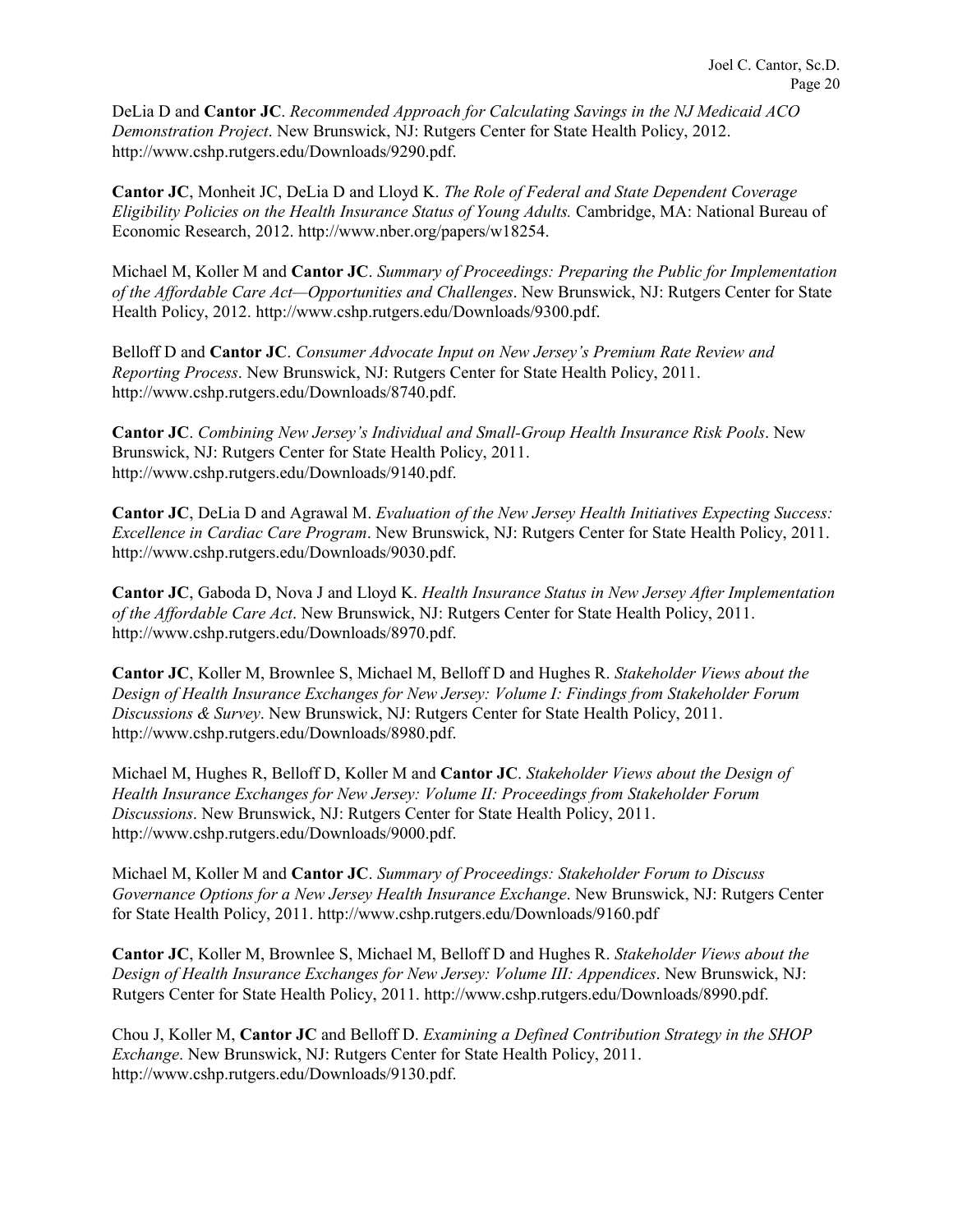DeLia D and **Cantor JC**. *Recommended Approach for Calculating Savings in the NJ Medicaid ACO Demonstration Project*. New Brunswick, NJ: Rutgers Center for State Health Policy, 2012. http://www.cshp.rutgers.edu/Downloads/9290.pdf.

**Cantor JC**, Monheit JC, DeLia D and Lloyd K. *The Role of Federal and State Dependent Coverage Eligibility Policies on the Health Insurance Status of Young Adults.* Cambridge, MA: National Bureau of Economic Research, 2012. http://www.nber.org/papers/w18254.

Michael M, Koller M and **Cantor JC**. *Summary of Proceedings: Preparing the Public for Implementation of the Affordable Care Act—Opportunities and Challenges*. New Brunswick, NJ: Rutgers Center for State Health Policy, 2012. http://www.cshp.rutgers.edu/Downloads/9300.pdf.

Belloff D and **Cantor JC**. *Consumer Advocate Input on New Jersey's Premium Rate Review and Reporting Process*. New Brunswick, NJ: Rutgers Center for State Health Policy, 2011. http://www.cshp.rutgers.edu/Downloads/8740.pdf.

**Cantor JC**. *Combining New Jersey's Individual and Small-Group Health Insurance Risk Pools*. New Brunswick, NJ: Rutgers Center for State Health Policy, 2011. http://www.cshp.rutgers.edu/Downloads/9140.pdf.

**Cantor JC**, DeLia D and Agrawal M. *Evaluation of the New Jersey Health Initiatives Expecting Success: Excellence in Cardiac Care Program*. New Brunswick, NJ: Rutgers Center for State Health Policy, 2011. http://www.cshp.rutgers.edu/Downloads/9030.pdf.

**Cantor JC**, Gaboda D, Nova J and Lloyd K. *Health Insurance Status in New Jersey After Implementation of the Affordable Care Act*. New Brunswick, NJ: Rutgers Center for State Health Policy, 2011. http://www.cshp.rutgers.edu/Downloads/8970.pdf.

**Cantor JC**, Koller M, Brownlee S, Michael M, Belloff D and Hughes R. *Stakeholder Views about the Design of Health Insurance Exchanges for New Jersey: Volume I: Findings from Stakeholder Forum Discussions & Survey*. New Brunswick, NJ: Rutgers Center for State Health Policy, 2011. http://www.cshp.rutgers.edu/Downloads/8980.pdf.

Michael M, Hughes R, Belloff D, Koller M and **Cantor JC**. *Stakeholder Views about the Design of Health Insurance Exchanges for New Jersey: Volume II: Proceedings from Stakeholder Forum Discussions*. New Brunswick, NJ: Rutgers Center for State Health Policy, 2011. http://www.cshp.rutgers.edu/Downloads/9000.pdf.

Michael M, Koller M and **Cantor JC**. *Summary of Proceedings: Stakeholder Forum to Discuss Governance Options for a New Jersey Health Insurance Exchange*. New Brunswick, NJ: Rutgers Center for State Health Policy, 2011. http://www.cshp.rutgers.edu/Downloads/9160.pdf

**Cantor JC**, Koller M, Brownlee S, Michael M, Belloff D and Hughes R. *Stakeholder Views about the Design of Health Insurance Exchanges for New Jersey: Volume III: Appendices*. New Brunswick, NJ: Rutgers Center for State Health Policy, 2011. http://www.cshp.rutgers.edu/Downloads/8990.pdf.

Chou J, Koller M, **Cantor JC** and Belloff D. *Examining a Defined Contribution Strategy in the SHOP Exchange*. New Brunswick, NJ: Rutgers Center for State Health Policy, 2011. http://www.cshp.rutgers.edu/Downloads/9130.pdf.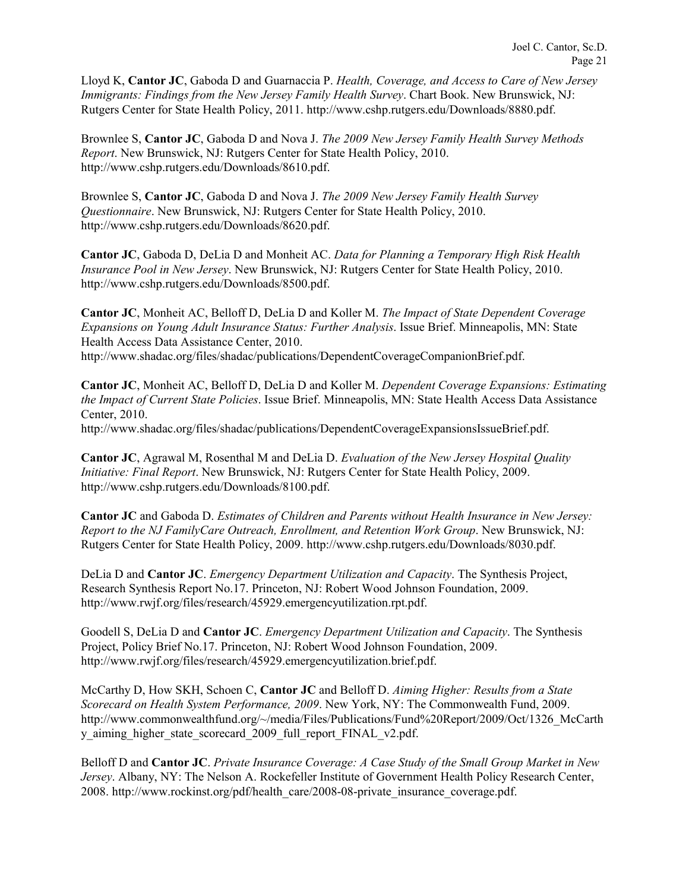Lloyd K, **Cantor JC**, Gaboda D and Guarnaccia P. *Health, Coverage, and Access to Care of New Jersey Immigrants: Findings from the New Jersey Family Health Survey*. Chart Book. New Brunswick, NJ: Rutgers Center for State Health Policy, 2011. http://www.cshp.rutgers.edu/Downloads/8880.pdf.

Brownlee S, **Cantor JC**, Gaboda D and Nova J. *The 2009 New Jersey Family Health Survey Methods Report*. New Brunswick, NJ: Rutgers Center for State Health Policy, 2010. http://www.cshp.rutgers.edu/Downloads/8610.pdf.

Brownlee S, **Cantor JC**, Gaboda D and Nova J. *The 2009 New Jersey Family Health Survey Questionnaire*. New Brunswick, NJ: Rutgers Center for State Health Policy, 2010. http://www.cshp.rutgers.edu/Downloads/8620.pdf.

**Cantor JC**, Gaboda D, DeLia D and Monheit AC. *Data for Planning a Temporary High Risk Health Insurance Pool in New Jersey*. New Brunswick, NJ: Rutgers Center for State Health Policy, 2010. http://www.cshp.rutgers.edu/Downloads/8500.pdf.

**Cantor JC**, Monheit AC, Belloff D, DeLia D and Koller M. *The Impact of State Dependent Coverage Expansions on Young Adult Insurance Status: Further Analysis*. Issue Brief. Minneapolis, MN: State Health Access Data Assistance Center, 2010. http://www.shadac.org/files/shadac/publications/DependentCoverageCompanionBrief.pdf.

**Cantor JC**, Monheit AC, Belloff D, DeLia D and Koller M. *Dependent Coverage Expansions: Estimating the Impact of Current State Policies*. Issue Brief. Minneapolis, MN: State Health Access Data Assistance Center, 2010. http://www.shadac.org/files/shadac/publications/DependentCoverageExpansionsIssueBrief.pdf.

**Cantor JC**, Agrawal M, Rosenthal M and DeLia D. *Evaluation of the New Jersey Hospital Quality Initiative: Final Report*. New Brunswick, NJ: Rutgers Center for State Health Policy, 2009. http://www.cshp.rutgers.edu/Downloads/8100.pdf.

**Cantor JC** and Gaboda D. *Estimates of Children and Parents without Health Insurance in New Jersey: Report to the NJ FamilyCare Outreach, Enrollment, and Retention Work Group*. New Brunswick, NJ: Rutgers Center for State Health Policy, 2009. http://www.cshp.rutgers.edu/Downloads/8030.pdf.

DeLia D and **Cantor JC**. *Emergency Department Utilization and Capacity*. The Synthesis Project, Research Synthesis Report No.17. Princeton, NJ: Robert Wood Johnson Foundation, 2009. http://www.rwjf.org/files/research/45929.emergencyutilization.rpt.pdf.

Goodell S, DeLia D and **Cantor JC**. *Emergency Department Utilization and Capacity*. The Synthesis Project, Policy Brief No.17. Princeton, NJ: Robert Wood Johnson Foundation, 2009. http://www.rwjf.org/files/research/45929.emergencyutilization.brief.pdf.

McCarthy D, How SKH, Schoen C, **Cantor JC** and Belloff D. *Aiming Higher: Results from a State Scorecard on Health System Performance, 2009*. New York, NY: The Commonwealth Fund, 2009. http://www.commonwealthfund.org/~/media/Files/Publications/Fund%20Report/2009/Oct/1326_McCarthy_aiming_higher_state_scorecard_2009_full_report_FINAL_v2.pdf.

Belloff D and **Cantor JC**. *Private Insurance Coverage: A Case Study of the Small Group Market in New Jersey*. Albany, NY: The Nelson A. Rockefeller Institute of Government Health Policy Research Center, 2008. http://www.rockinst.org/pdf/health_care/2008-08-private_insurance_coverage.pdf.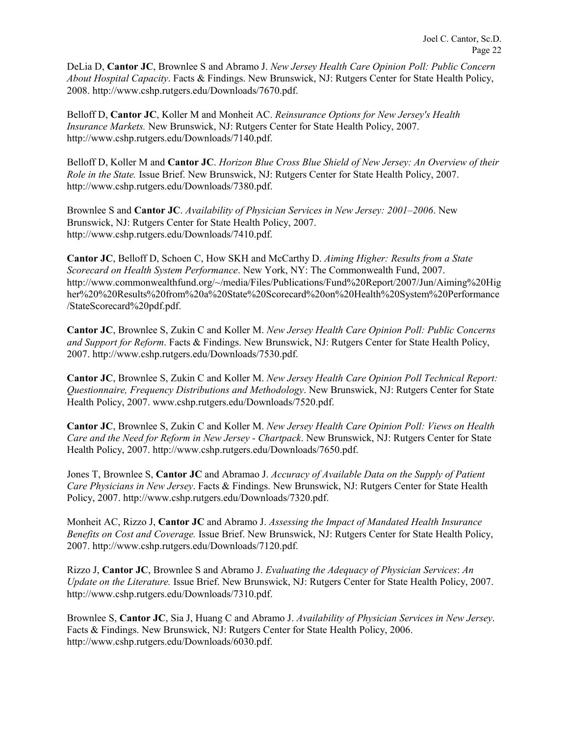DeLia D, **Cantor JC**, Brownlee S and Abramo J. *New Jersey Health Care Opinion Poll: Public Concern About Hospital Capacity*. Facts & Findings. New Brunswick, NJ: Rutgers Center for State Health Policy, 2008. http://www.cshp.rutgers.edu/Downloads/7670.pdf.

Belloff D, **Cantor JC**, Koller M and Monheit AC. *Reinsurance Options for New Jersey's Health Insurance Markets.* New Brunswick, NJ: Rutgers Center for State Health Policy, 2007. http://www.cshp.rutgers.edu/Downloads/7140.pdf.

Belloff D, Koller M and **Cantor JC**. *Horizon Blue Cross Blue Shield of New Jersey: An Overview of their Role in the State.* Issue Brief. New Brunswick, NJ: Rutgers Center for State Health Policy, 2007. http://www.cshp.rutgers.edu/Downloads/7380.pdf.

Brownlee S and **Cantor JC**. *Availability of Physician Services in New Jersey: 2001–2006*. New Brunswick, NJ: Rutgers Center for State Health Policy, 2007. http://www.cshp.rutgers.edu/Downloads/7410.pdf.

**Cantor JC**, Belloff D, Schoen C, How SKH and McCarthy D. *Aiming Higher: Results from a State Scorecard on Health System Performance*. New York, NY: The Commonwealth Fund, 2007. http://www.commonwealthfund.org/~/media/Files/Publications/Fund%20Report/2007/Jun/Aiming%20Higher%20%20Results%20from%20a%20State%20Scorecard%20on%20Health%20System%20Performance/StateScorecard%20pdf.pdf.

**Cantor JC**, Brownlee S, Zukin C and Koller M. *New Jersey Health Care Opinion Poll: Public Concerns and Support for Reform*. Facts & Findings. New Brunswick, NJ: Rutgers Center for State Health Policy, 2007. http://www.cshp.rutgers.edu/Downloads/7530.pdf.

**Cantor JC**, Brownlee S, Zukin C and Koller M. *New Jersey Health Care Opinion Poll Technical Report: Questionnaire, Frequency Distributions and Methodology*. New Brunswick, NJ: Rutgers Center for State Health Policy, 2007. www.cshp.rutgers.edu/Downloads/7520.pdf.

**Cantor JC**, Brownlee S, Zukin C and Koller M. *New Jersey Health Care Opinion Poll: Views on Health Care and the Need for Reform in New Jersey - Chartpack*. New Brunswick, NJ: Rutgers Center for State Health Policy, 2007. http://www.cshp.rutgers.edu/Downloads/7650.pdf.

Jones T, Brownlee S, **Cantor JC** and Abramao J. *Accuracy of Available Data on the Supply of Patient Care Physicians in New Jersey*. Facts & Findings. New Brunswick, NJ: Rutgers Center for State Health Policy, 2007. http://www.cshp.rutgers.edu/Downloads/7320.pdf.

Monheit AC, Rizzo J, **Cantor JC** and Abramo J. *Assessing the Impact of Mandated Health Insurance Benefits on Cost and Coverage.* Issue Brief. New Brunswick, NJ: Rutgers Center for State Health Policy, 2007. http://www.cshp.rutgers.edu/Downloads/7120.pdf.

Rizzo J, **Cantor JC**, Brownlee S and Abramo J. *Evaluating the Adequacy of Physician Services*: *An Update on the Literature.* Issue Brief. New Brunswick, NJ: Rutgers Center for State Health Policy, 2007. http://www.cshp.rutgers.edu/Downloads/7310.pdf.

Brownlee S, **Cantor JC**, Sia J, Huang C and Abramo J. *Availability of Physician Services in New Jersey*. Facts & Findings. New Brunswick, NJ: Rutgers Center for State Health Policy, 2006. http://www.cshp.rutgers.edu/Downloads/6030.pdf.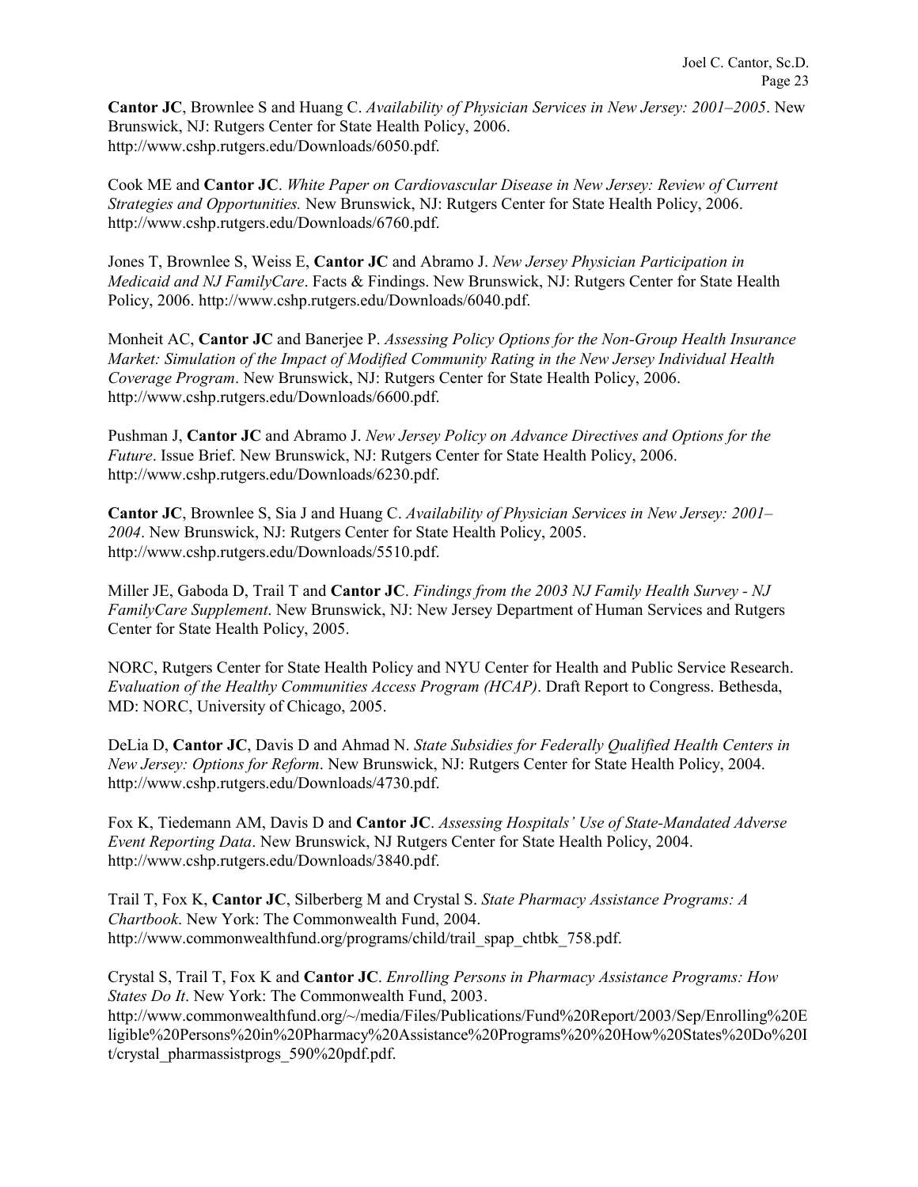**Cantor JC**, Brownlee S and Huang C. *Availability of Physician Services in New Jersey: 2001–2005*. New Brunswick, NJ: Rutgers Center for State Health Policy, 2006. http://www.cshp.rutgers.edu/Downloads/6050.pdf.

Cook ME and **Cantor JC**. *White Paper on Cardiovascular Disease in New Jersey: Review of Current Strategies and Opportunities.* New Brunswick, NJ: Rutgers Center for State Health Policy, 2006. http://www.cshp.rutgers.edu/Downloads/6760.pdf.

Jones T, Brownlee S, Weiss E, **Cantor JC** and Abramo J. *New Jersey Physician Participation in Medicaid and NJ FamilyCare*. Facts & Findings. New Brunswick, NJ: Rutgers Center for State Health Policy, 2006. http://www.cshp.rutgers.edu/Downloads/6040.pdf.

Monheit AC, **Cantor JC** and Banerjee P. *Assessing Policy Options for the Non-Group Health Insurance Market: Simulation of the Impact of Modified Community Rating in the New Jersey Individual Health Coverage Program*. New Brunswick, NJ: Rutgers Center for State Health Policy, 2006. http://www.cshp.rutgers.edu/Downloads/6600.pdf.

Pushman J, **Cantor JC** and Abramo J. *New Jersey Policy on Advance Directives and Options for the Future*. Issue Brief. New Brunswick, NJ: Rutgers Center for State Health Policy, 2006. http://www.cshp.rutgers.edu/Downloads/6230.pdf.

**Cantor JC**, Brownlee S, Sia J and Huang C. *Availability of Physician Services in New Jersey: 2001–2004*. New Brunswick, NJ: Rutgers Center for State Health Policy, 2005. http://www.cshp.rutgers.edu/Downloads/5510.pdf.

Miller JE, Gaboda D, Trail T and **Cantor JC**. *Findings from the 2003 NJ Family Health Survey - NJ FamilyCare Supplement*. New Brunswick, NJ: New Jersey Department of Human Services and Rutgers Center for State Health Policy, 2005.

NORC, Rutgers Center for State Health Policy and NYU Center for Health and Public Service Research. *Evaluation of the Healthy Communities Access Program (HCAP)*. Draft Report to Congress. Bethesda, MD: NORC, University of Chicago, 2005.

DeLia D, **Cantor JC**, Davis D and Ahmad N. *State Subsidies for Federally Qualified Health Centers in New Jersey: Options for Reform*. New Brunswick, NJ: Rutgers Center for State Health Policy, 2004. http://www.cshp.rutgers.edu/Downloads/4730.pdf.

Fox K, Tiedemann AM, Davis D and **Cantor JC**. *Assessing Hospitals' Use of State-Mandated Adverse Event Reporting Data*. New Brunswick, NJ Rutgers Center for State Health Policy, 2004. http://www.cshp.rutgers.edu/Downloads/3840.pdf.

Trail T, Fox K, **Cantor JC**, Silberberg M and Crystal S. *State Pharmacy Assistance Programs: A Chartbook*. New York: The Commonwealth Fund, 2004. http://www.commonwealthfund.org/programs/child/trail_spap_chtbk_758.pdf.

Crystal S, Trail T, Fox K and **Cantor JC**. *Enrolling Persons in Pharmacy Assistance Programs: How States Do It*. New York: The Commonwealth Fund, 2003. http://www.commonwealthfund.org/~/media/Files/Publications/Fund%20Report/2003/Sep/Enrolling%20Eligible%20Persons%20in%20Pharmacy%20Assistance%20Programs%20%20How%20States%20Do%20It/crystal_pharmassistprogs_590%20pdf.pdf.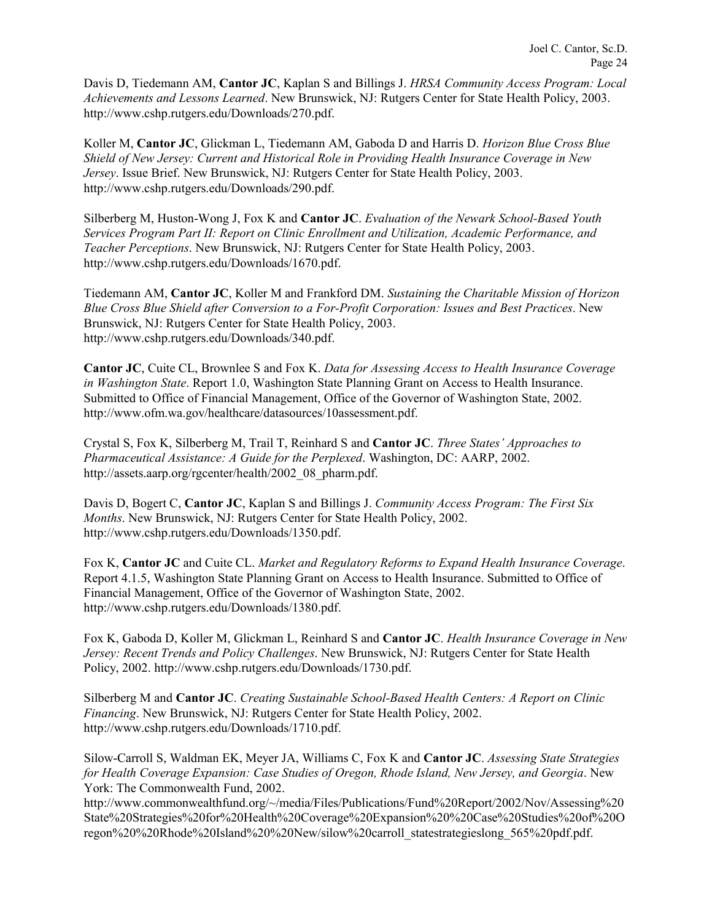Davis D, Tiedemann AM, **Cantor JC**, Kaplan S and Billings J. *HRSA Community Access Program: Local Achievements and Lessons Learned*. New Brunswick, NJ: Rutgers Center for State Health Policy, 2003. http://www.cshp.rutgers.edu/Downloads/270.pdf.

Koller M, **Cantor JC**, Glickman L, Tiedemann AM, Gaboda D and Harris D. *Horizon Blue Cross Blue Shield of New Jersey: Current and Historical Role in Providing Health Insurance Coverage in New Jersey*. Issue Brief. New Brunswick, NJ: Rutgers Center for State Health Policy, 2003. http://www.cshp.rutgers.edu/Downloads/290.pdf.

Silberberg M, Huston-Wong J, Fox K and **Cantor JC**. *Evaluation of the Newark School-Based Youth Services Program Part II: Report on Clinic Enrollment and Utilization, Academic Performance, and Teacher Perceptions*. New Brunswick, NJ: Rutgers Center for State Health Policy, 2003. http://www.cshp.rutgers.edu/Downloads/1670.pdf.

Tiedemann AM, **Cantor JC**, Koller M and Frankford DM. *Sustaining the Charitable Mission of Horizon Blue Cross Blue Shield after Conversion to a For-Profit Corporation: Issues and Best Practices*. New Brunswick, NJ: Rutgers Center for State Health Policy, 2003. http://www.cshp.rutgers.edu/Downloads/340.pdf.

**Cantor JC**, Cuite CL, Brownlee S and Fox K. *Data for Assessing Access to Health Insurance Coverage in Washington State*. Report 1.0, Washington State Planning Grant on Access to Health Insurance. Submitted to Office of Financial Management, Office of the Governor of Washington State, 2002. http://www.ofm.wa.gov/healthcare/datasources/10assessment.pdf.

Crystal S, Fox K, Silberberg M, Trail T, Reinhard S and **Cantor JC**. *Three States' Approaches to Pharmaceutical Assistance: A Guide for the Perplexed*. Washington, DC: AARP, 2002. http://assets.aarp.org/rgcenter/health/2002_08_pharm.pdf.

Davis D, Bogert C, **Cantor JC**, Kaplan S and Billings J. *Community Access Program: The First Six Months*. New Brunswick, NJ: Rutgers Center for State Health Policy, 2002. http://www.cshp.rutgers.edu/Downloads/1350.pdf.

Fox K, **Cantor JC** and Cuite CL. *Market and Regulatory Reforms to Expand Health Insurance Coverage*. Report 4.1.5, Washington State Planning Grant on Access to Health Insurance. Submitted to Office of Financial Management, Office of the Governor of Washington State, 2002. http://www.cshp.rutgers.edu/Downloads/1380.pdf.

Fox K, Gaboda D, Koller M, Glickman L, Reinhard S and **Cantor JC**. *Health Insurance Coverage in New Jersey: Recent Trends and Policy Challenges*. New Brunswick, NJ: Rutgers Center for State Health Policy, 2002. http://www.cshp.rutgers.edu/Downloads/1730.pdf.

Silberberg M and **Cantor JC**. *Creating Sustainable School-Based Health Centers: A Report on Clinic Financing*. New Brunswick, NJ: Rutgers Center for State Health Policy, 2002. http://www.cshp.rutgers.edu/Downloads/1710.pdf.

Silow-Carroll S, Waldman EK, Meyer JA, Williams C, Fox K and **Cantor JC**. *Assessing State Strategies for Health Coverage Expansion: Case Studies of Oregon, Rhode Island, New Jersey, and Georgia*. New York: The Commonwealth Fund, 2002. http://www.commonwealthfund.org/~/media/Files/Publications/Fund%20Report/2002/Nov/Assessing%20State%20Strategies%20for%20Health%20Coverage%20Expansion%20%20Case%20Studies%20of%20Oregon%20%20Rhode%20Island%20%20New/silow%20carroll_statestrategieslong_565%20pdf.pdf.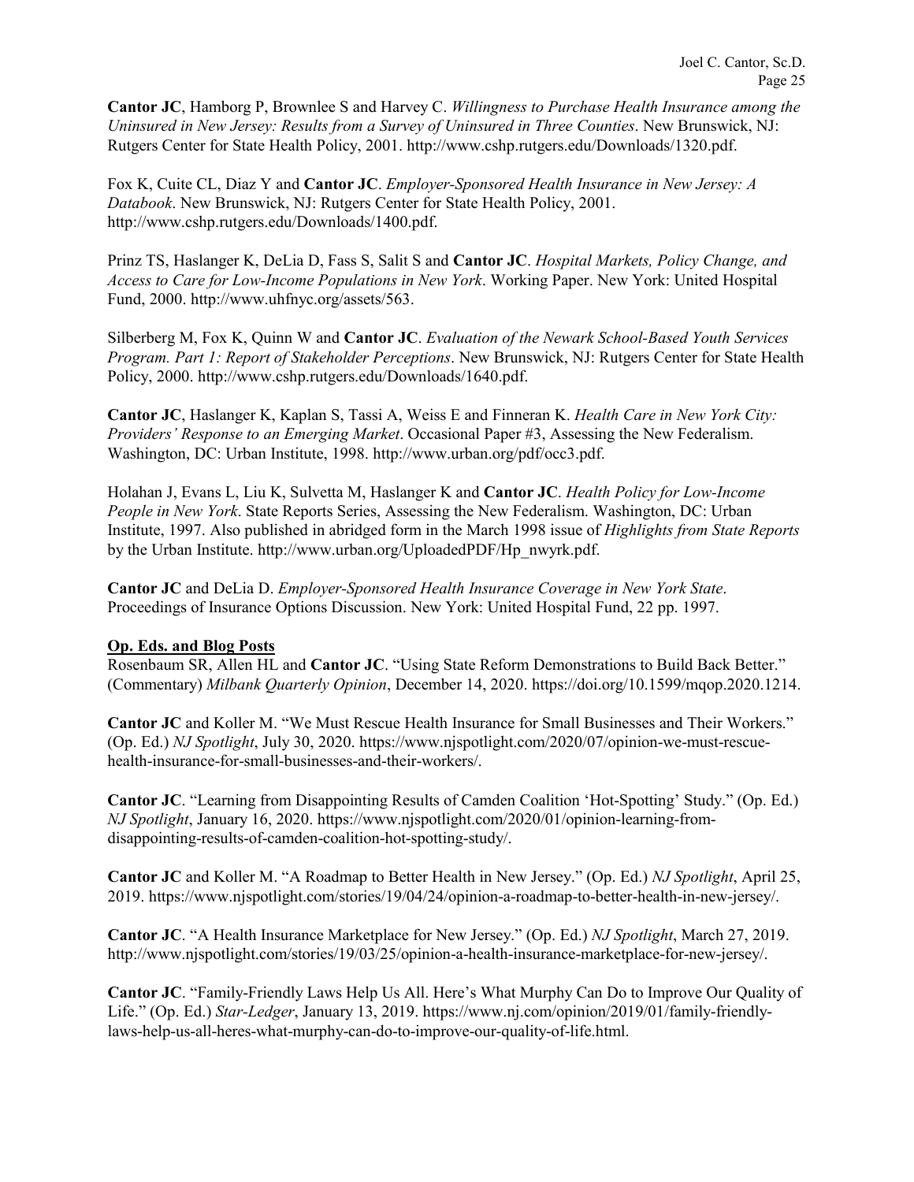**Cantor JC**, Hamborg P, Brownlee S and Harvey C. *Willingness to Purchase Health Insurance among the Uninsured in New Jersey: Results from a Survey of Uninsured in Three Counties*. New Brunswick, NJ: Rutgers Center for State Health Policy, 2001. http://www.cshp.rutgers.edu/Downloads/1320.pdf.

Fox K, Cuite CL, Diaz Y and **Cantor JC**. *Employer-Sponsored Health Insurance in New Jersey: A Databook*. New Brunswick, NJ: Rutgers Center for State Health Policy, 2001. http://www.cshp.rutgers.edu/Downloads/1400.pdf.

Prinz TS, Haslanger K, DeLia D, Fass S, Salit S and **Cantor JC**. *Hospital Markets, Policy Change, and Access to Care for Low-Income Populations in New York*. Working Paper. New York: United Hospital Fund, 2000. http://www.uhfnyc.org/assets/563.

Silberberg M, Fox K, Quinn W and **Cantor JC**. *Evaluation of the Newark School-Based Youth Services Program. Part 1: Report of Stakeholder Perceptions*. New Brunswick, NJ: Rutgers Center for State Health Policy, 2000. http://www.cshp.rutgers.edu/Downloads/1640.pdf.

**Cantor JC**, Haslanger K, Kaplan S, Tassi A, Weiss E and Finneran K. *Health Care in New York City: Providers' Response to an Emerging Market*. Occasional Paper #3, Assessing the New Federalism. Washington, DC: Urban Institute, 1998. http://www.urban.org/pdf/occ3.pdf.

Holahan J, Evans L, Liu K, Sulvetta M, Haslanger K and **Cantor JC**. *Health Policy for Low-Income People in New York*. State Reports Series, Assessing the New Federalism. Washington, DC: Urban Institute, 1997. Also published in abridged form in the March 1998 issue of *Highlights from State Reports* by the Urban Institute. http://www.urban.org/UploadedPDF/Hp_nwyrk.pdf.

**Cantor JC** and DeLia D. *Employer-Sponsored Health Insurance Coverage in New York State*. Proceedings of Insurance Options Discussion. New York: United Hospital Fund, 22 pp. 1997.

**Op. Eds. and Blog Posts**

Rosenbaum SR, Allen HL and **Cantor JC**. "Using State Reform Demonstrations to Build Back Better." (Commentary) *Milbank Quarterly Opinion*, December 14, 2020. https://doi.org/10.1599/mqop.2020.1214.

**Cantor JC** and Koller M. "We Must Rescue Health Insurance for Small Businesses and Their Workers." (Op. Ed.) *NJ Spotlight*, July 30, 2020. https://www.njspotlight.com/2020/07/opinion-we-must-rescue-health-insurance-for-small-businesses-and-their-workers/.

**Cantor JC**. "Learning from Disappointing Results of Camden Coalition 'Hot-Spotting' Study." (Op. Ed.) *NJ Spotlight*, January 16, 2020. https://www.njspotlight.com/2020/01/opinion-learning-from-disappointing-results-of-camden-coalition-hot-spotting-study/.

**Cantor JC** and Koller M. "A Roadmap to Better Health in New Jersey." (Op. Ed.) *NJ Spotlight*, April 25, 2019. https://www.njspotlight.com/stories/19/04/24/opinion-a-roadmap-to-better-health-in-new-jersey/.

**Cantor JC**. "A Health Insurance Marketplace for New Jersey." (Op. Ed.) *NJ Spotlight*, March 27, 2019. http://www.njspotlight.com/stories/19/03/25/opinion-a-health-insurance-marketplace-for-new-jersey/.

**Cantor JC**. "Family-Friendly Laws Help Us All. Here's What Murphy Can Do to Improve Our Quality of Life." (Op. Ed.) *Star-Ledger*, January 13, 2019. https://www.nj.com/opinion/2019/01/family-friendly-laws-help-us-all-heres-what-murphy-can-do-to-improve-our-quality-of-life.html.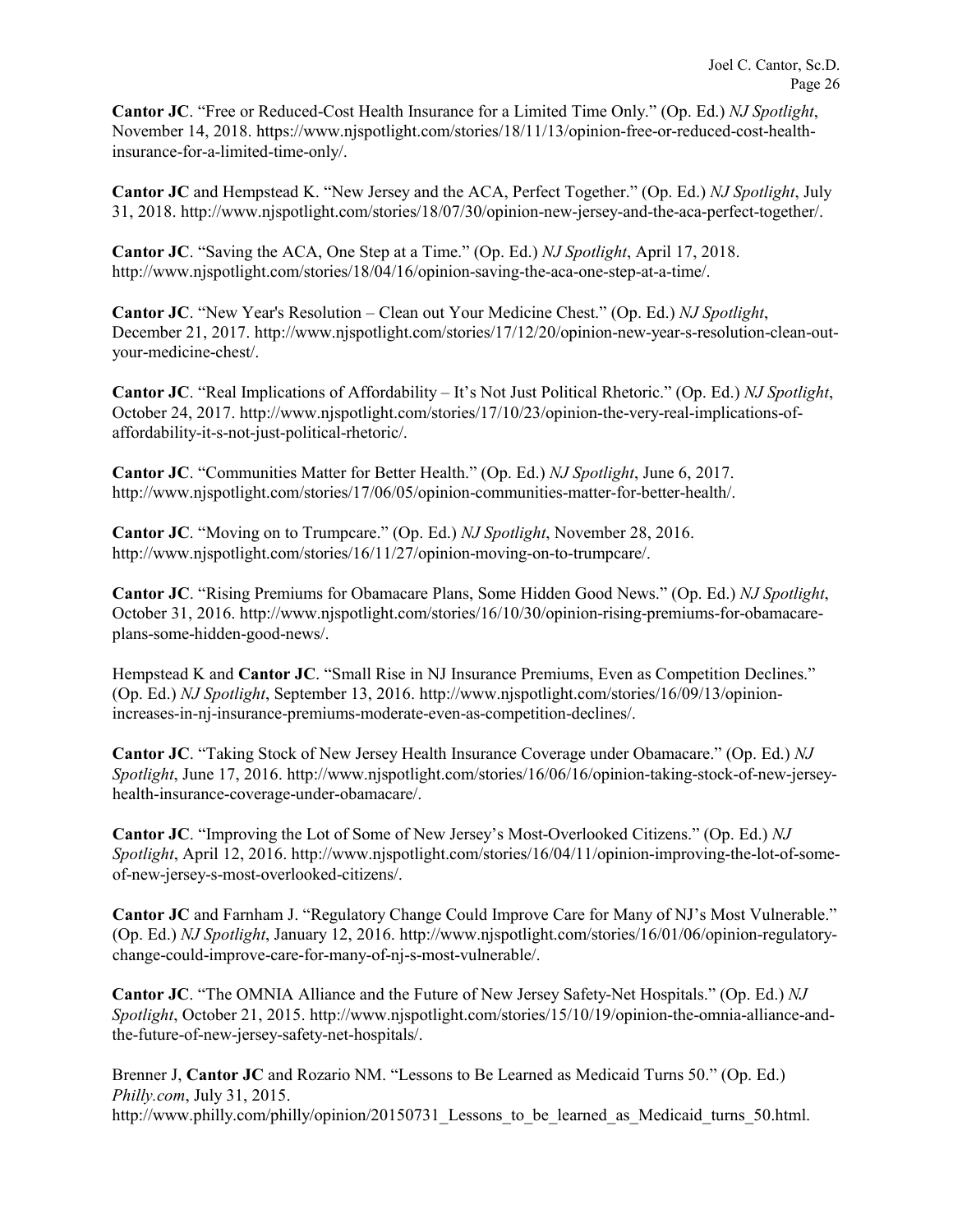**Cantor JC**. "Free or Reduced-Cost Health Insurance for a Limited Time Only." (Op. Ed.) *NJ Spotlight*, November 14, 2018. https://www.njspotlight.com/stories/18/11/13/opinion-free-or-reduced-cost-health-insurance-for-a-limited-time-only/.

**Cantor JC** and Hempstead K. "New Jersey and the ACA, Perfect Together." (Op. Ed.) *NJ Spotlight*, July 31, 2018. http://www.njspotlight.com/stories/18/07/30/opinion-new-jersey-and-the-aca-perfect-together/.

**Cantor JC**. "Saving the ACA, One Step at a Time." (Op. Ed.) *NJ Spotlight*, April 17, 2018. http://www.njspotlight.com/stories/18/04/16/opinion-saving-the-aca-one-step-at-a-time/.

**Cantor JC**. "New Year's Resolution – Clean out Your Medicine Chest." (Op. Ed.) *NJ Spotlight*, December 21, 2017. http://www.njspotlight.com/stories/17/12/20/opinion-new-year-s-resolution-clean-out-your-medicine-chest/.

**Cantor JC**. "Real Implications of Affordability – It's Not Just Political Rhetoric." (Op. Ed.) *NJ Spotlight*, October 24, 2017. http://www.njspotlight.com/stories/17/10/23/opinion-the-very-real-implications-of-affordability-it-s-not-just-political-rhetoric/.

**Cantor JC**. "Communities Matter for Better Health." (Op. Ed.) *NJ Spotlight*, June 6, 2017. http://www.njspotlight.com/stories/17/06/05/opinion-communities-matter-for-better-health/.

**Cantor JC**. "Moving on to Trumpcare." (Op. Ed.) *NJ Spotlight*, November 28, 2016. http://www.njspotlight.com/stories/16/11/27/opinion-moving-on-to-trumpcare/.

**Cantor JC**. "Rising Premiums for Obamacare Plans, Some Hidden Good News." (Op. Ed.) *NJ Spotlight*, October 31, 2016. http://www.njspotlight.com/stories/16/10/30/opinion-rising-premiums-for-obamacare-plans-some-hidden-good-news/.

Hempstead K and **Cantor JC**. "Small Rise in NJ Insurance Premiums, Even as Competition Declines." (Op. Ed.) *NJ Spotlight*, September 13, 2016. http://www.njspotlight.com/stories/16/09/13/opinion-increases-in-nj-insurance-premiums-moderate-even-as-competition-declines/.

**Cantor JC**. "Taking Stock of New Jersey Health Insurance Coverage under Obamacare." (Op. Ed.) *NJ Spotlight*, June 17, 2016. http://www.njspotlight.com/stories/16/06/16/opinion-taking-stock-of-new-jersey-health-insurance-coverage-under-obamacare/.

**Cantor JC**. "Improving the Lot of Some of New Jersey's Most-Overlooked Citizens." (Op. Ed.) *NJ Spotlight*, April 12, 2016. http://www.njspotlight.com/stories/16/04/11/opinion-improving-the-lot-of-some-of-new-jersey-s-most-overlooked-citizens/.

**Cantor JC** and Farnham J. "Regulatory Change Could Improve Care for Many of NJ's Most Vulnerable." (Op. Ed.) *NJ Spotlight*, January 12, 2016. http://www.njspotlight.com/stories/16/01/06/opinion-regulatory-change-could-improve-care-for-many-of-nj-s-most-vulnerable/.

**Cantor JC**. "The OMNIA Alliance and the Future of New Jersey Safety-Net Hospitals." (Op. Ed.) *NJ Spotlight*, October 21, 2015. http://www.njspotlight.com/stories/15/10/19/opinion-the-omnia-alliance-and-the-future-of-new-jersey-safety-net-hospitals/.

Brenner J, **Cantor JC** and Rozario NM. "Lessons to Be Learned as Medicaid Turns 50." (Op. Ed.) *Philly.com*, July 31, 2015. http://www.philly.com/philly/opinion/20150731_Lessons_to_be_learned_as_Medicaid_turns_50.html.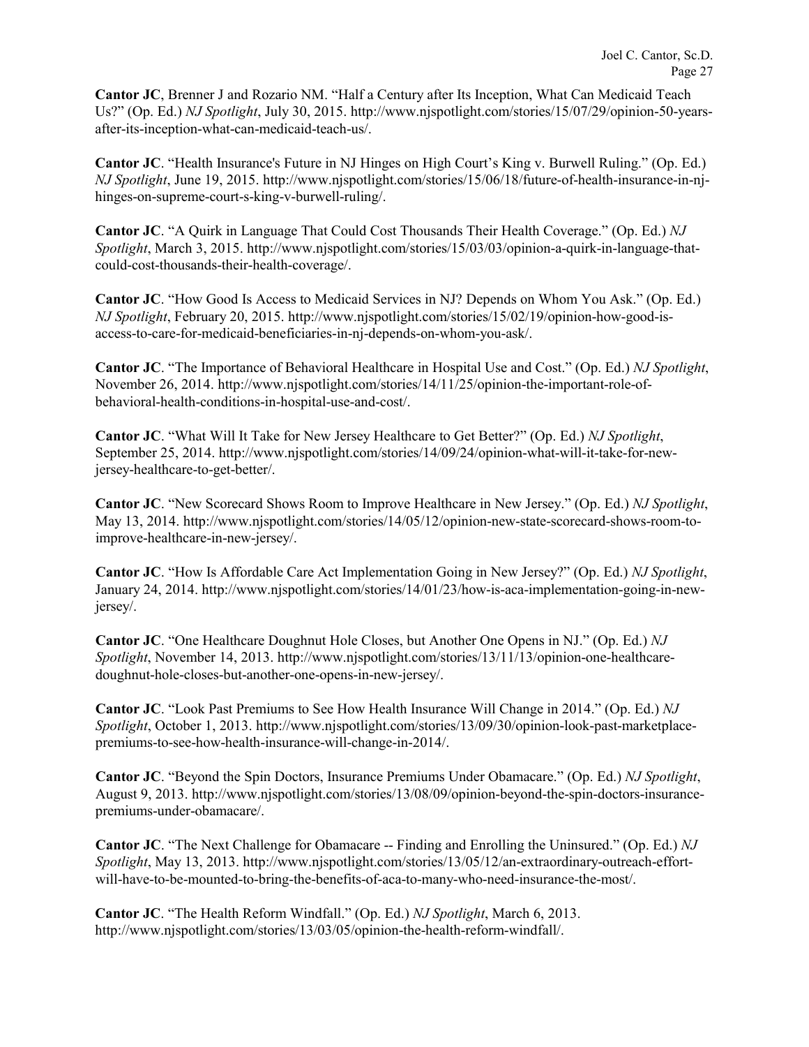**Cantor JC**, Brenner J and Rozario NM. "Half a Century after Its Inception, What Can Medicaid Teach Us?" (Op. Ed.) *NJ Spotlight*, July 30, 2015. http://www.njspotlight.com/stories/15/07/29/opinion-50-years-after-its-inception-what-can-medicaid-teach-us/.

**Cantor JC**. "Health Insurance's Future in NJ Hinges on High Court's King v. Burwell Ruling." (Op. Ed.) *NJ Spotlight*, June 19, 2015. http://www.njspotlight.com/stories/15/06/18/future-of-health-insurance-in-nj-hinges-on-supreme-court-s-king-v-burwell-ruling/.

**Cantor JC**. "A Quirk in Language That Could Cost Thousands Their Health Coverage." (Op. Ed.) *NJ Spotlight*, March 3, 2015. http://www.njspotlight.com/stories/15/03/03/opinion-a-quirk-in-language-that-could-cost-thousands-their-health-coverage/.

**Cantor JC**. "How Good Is Access to Medicaid Services in NJ? Depends on Whom You Ask." (Op. Ed.) *NJ Spotlight*, February 20, 2015. http://www.njspotlight.com/stories/15/02/19/opinion-how-good-is-access-to-care-for-medicaid-beneficiaries-in-nj-depends-on-whom-you-ask/.

**Cantor JC**. "The Importance of Behavioral Healthcare in Hospital Use and Cost." (Op. Ed.) *NJ Spotlight*, November 26, 2014. http://www.njspotlight.com/stories/14/11/25/opinion-the-important-role-of-behavioral-health-conditions-in-hospital-use-and-cost/.

**Cantor JC**. "What Will It Take for New Jersey Healthcare to Get Better?" (Op. Ed.) *NJ Spotlight*, September 25, 2014. http://www.njspotlight.com/stories/14/09/24/opinion-what-will-it-take-for-new-jersey-healthcare-to-get-better/.

**Cantor JC**. "New Scorecard Shows Room to Improve Healthcare in New Jersey." (Op. Ed.) *NJ Spotlight*, May 13, 2014. http://www.njspotlight.com/stories/14/05/12/opinion-new-state-scorecard-shows-room-to-improve-healthcare-in-new-jersey/.

**Cantor JC**. "How Is Affordable Care Act Implementation Going in New Jersey?" (Op. Ed.) *NJ Spotlight*, January 24, 2014. http://www.njspotlight.com/stories/14/01/23/how-is-aca-implementation-going-in-new-jersey/.

**Cantor JC**. "One Healthcare Doughnut Hole Closes, but Another One Opens in NJ." (Op. Ed.) *NJ Spotlight*, November 14, 2013. http://www.njspotlight.com/stories/13/11/13/opinion-one-healthcare-doughnut-hole-closes-but-another-one-opens-in-new-jersey/.

**Cantor JC**. "Look Past Premiums to See How Health Insurance Will Change in 2014." (Op. Ed.) *NJ Spotlight*, October 1, 2013. http://www.njspotlight.com/stories/13/09/30/opinion-look-past-marketplace-premiums-to-see-how-health-insurance-will-change-in-2014/.

**Cantor JC**. "Beyond the Spin Doctors, Insurance Premiums Under Obamacare." (Op. Ed.) *NJ Spotlight*, August 9, 2013. http://www.njspotlight.com/stories/13/08/09/opinion-beyond-the-spin-doctors-insurance-premiums-under-obamacare/.

**Cantor JC**. "The Next Challenge for Obamacare -- Finding and Enrolling the Uninsured." (Op. Ed.) *NJ Spotlight*, May 13, 2013. http://www.njspotlight.com/stories/13/05/12/an-extraordinary-outreach-effort-will-have-to-be-mounted-to-bring-the-benefits-of-aca-to-many-who-need-insurance-the-most/.

**Cantor JC**. "The Health Reform Windfall." (Op. Ed.) *NJ Spotlight*, March 6, 2013. http://www.njspotlight.com/stories/13/03/05/opinion-the-health-reform-windfall/.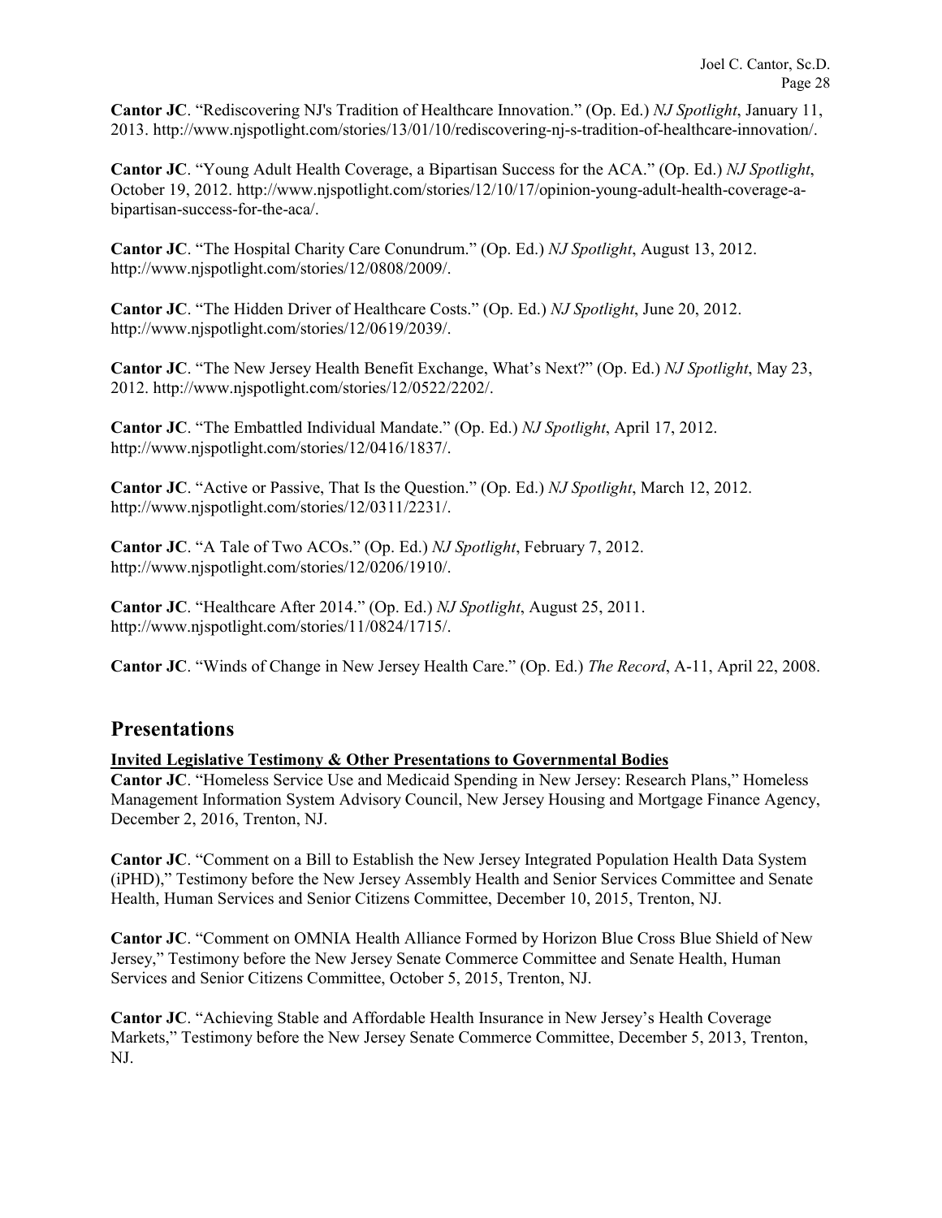**Cantor JC**. "Rediscovering NJ's Tradition of Healthcare Innovation." (Op. Ed.) *NJ Spotlight*, January 11, 2013. http://www.njspotlight.com/stories/13/01/10/rediscovering-nj-s-tradition-of-healthcare-innovation/.

**Cantor JC**. "Young Adult Health Coverage, a Bipartisan Success for the ACA." (Op. Ed.) *NJ Spotlight*, October 19, 2012. http://www.njspotlight.com/stories/12/10/17/opinion-young-adult-health-coverage-a-bipartisan-success-for-the-aca/.

**Cantor JC**. "The Hospital Charity Care Conundrum." (Op. Ed.) *NJ Spotlight*, August 13, 2012. http://www.njspotlight.com/stories/12/0808/2009/.

**Cantor JC**. "The Hidden Driver of Healthcare Costs." (Op. Ed.) *NJ Spotlight*, June 20, 2012. http://www.njspotlight.com/stories/12/0619/2039/.

**Cantor JC**. "The New Jersey Health Benefit Exchange, What's Next?" (Op. Ed.) *NJ Spotlight*, May 23, 2012. http://www.njspotlight.com/stories/12/0522/2202/.

**Cantor JC**. "The Embattled Individual Mandate." (Op. Ed.) *NJ Spotlight*, April 17, 2012. http://www.njspotlight.com/stories/12/0416/1837/.

**Cantor JC**. "Active or Passive, That Is the Question." (Op. Ed.) *NJ Spotlight*, March 12, 2012. http://www.njspotlight.com/stories/12/0311/2231/.

**Cantor JC**. "A Tale of Two ACOs." (Op. Ed.) *NJ Spotlight*, February 7, 2012. http://www.njspotlight.com/stories/12/0206/1910/.

**Cantor JC**. "Healthcare After 2014." (Op. Ed.) *NJ Spotlight*, August 25, 2011. http://www.njspotlight.com/stories/11/0824/1715/.

**Cantor JC**. "Winds of Change in New Jersey Health Care." (Op. Ed.) *The Record*, A-11, April 22, 2008.

## Presentations

### Invited Legislative Testimony & Other Presentations to Governmental Bodies

**Cantor JC**. "Homeless Service Use and Medicaid Spending in New Jersey: Research Plans," Homeless Management Information System Advisory Council, New Jersey Housing and Mortgage Finance Agency, December 2, 2016, Trenton, NJ.

**Cantor JC**. "Comment on a Bill to Establish the New Jersey Integrated Population Health Data System (iPHD)," Testimony before the New Jersey Assembly Health and Senior Services Committee and Senate Health, Human Services and Senior Citizens Committee, December 10, 2015, Trenton, NJ.

**Cantor JC**. "Comment on OMNIA Health Alliance Formed by Horizon Blue Cross Blue Shield of New Jersey," Testimony before the New Jersey Senate Commerce Committee and Senate Health, Human Services and Senior Citizens Committee, October 5, 2015, Trenton, NJ.

**Cantor JC**. "Achieving Stable and Affordable Health Insurance in New Jersey's Health Coverage Markets," Testimony before the New Jersey Senate Commerce Committee, December 5, 2013, Trenton, NJ.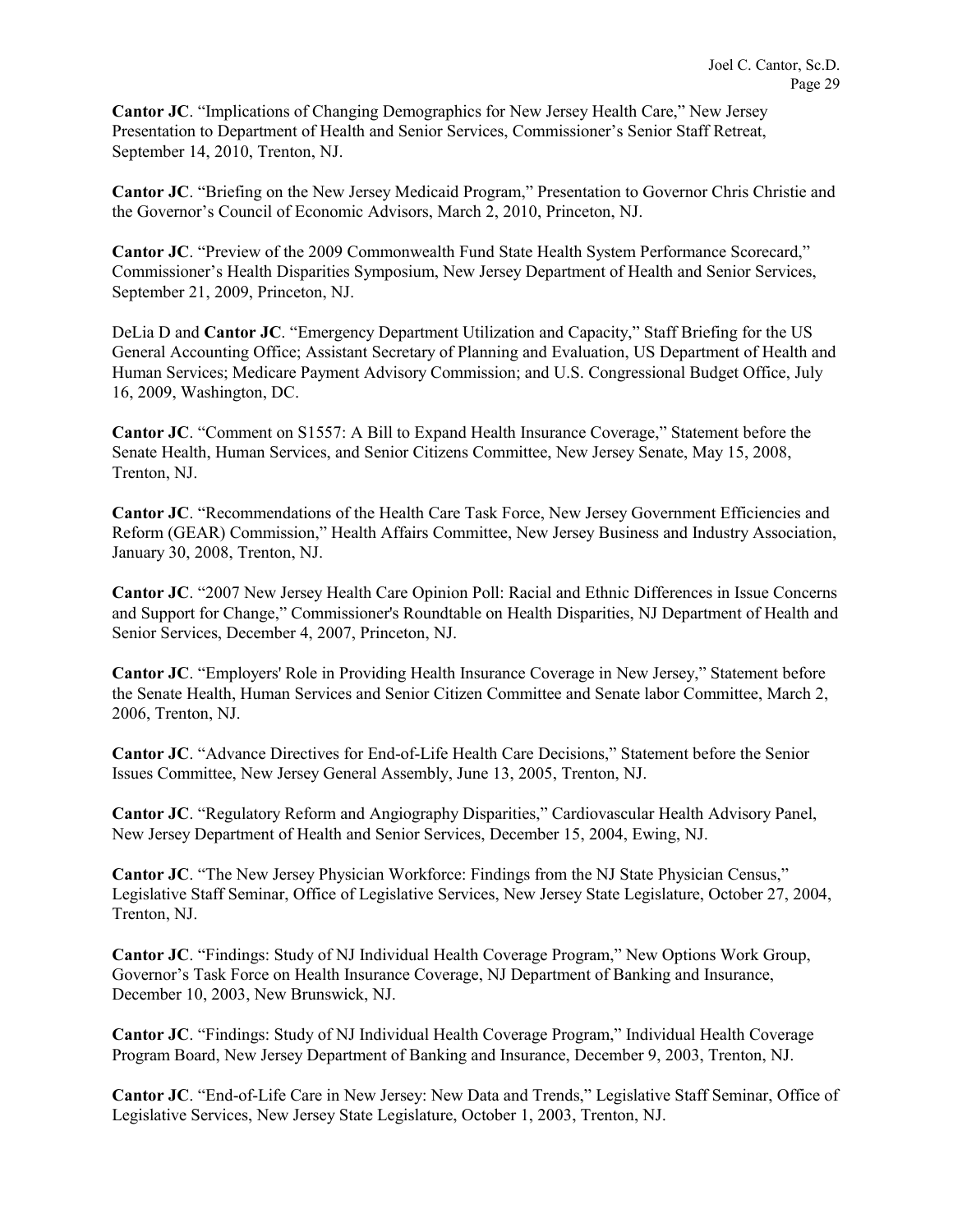**Cantor JC**. "Implications of Changing Demographics for New Jersey Health Care," New Jersey Presentation to Department of Health and Senior Services, Commissioner's Senior Staff Retreat, September 14, 2010, Trenton, NJ.

**Cantor JC**. "Briefing on the New Jersey Medicaid Program," Presentation to Governor Chris Christie and the Governor's Council of Economic Advisors, March 2, 2010, Princeton, NJ.

**Cantor JC**. "Preview of the 2009 Commonwealth Fund State Health System Performance Scorecard," Commissioner's Health Disparities Symposium, New Jersey Department of Health and Senior Services, September 21, 2009, Princeton, NJ.

DeLia D and **Cantor JC**. "Emergency Department Utilization and Capacity," Staff Briefing for the US General Accounting Office; Assistant Secretary of Planning and Evaluation, US Department of Health and Human Services; Medicare Payment Advisory Commission; and U.S. Congressional Budget Office, July 16, 2009, Washington, DC.

**Cantor JC**. "Comment on S1557: A Bill to Expand Health Insurance Coverage," Statement before the Senate Health, Human Services, and Senior Citizens Committee, New Jersey Senate, May 15, 2008, Trenton, NJ.

**Cantor JC**. "Recommendations of the Health Care Task Force, New Jersey Government Efficiencies and Reform (GEAR) Commission," Health Affairs Committee, New Jersey Business and Industry Association, January 30, 2008, Trenton, NJ.

**Cantor JC**. "2007 New Jersey Health Care Opinion Poll: Racial and Ethnic Differences in Issue Concerns and Support for Change," Commissioner's Roundtable on Health Disparities, NJ Department of Health and Senior Services, December 4, 2007, Princeton, NJ.

**Cantor JC**. "Employers' Role in Providing Health Insurance Coverage in New Jersey," Statement before the Senate Health, Human Services and Senior Citizen Committee and Senate labor Committee, March 2, 2006, Trenton, NJ.

**Cantor JC**. "Advance Directives for End-of-Life Health Care Decisions," Statement before the Senior Issues Committee, New Jersey General Assembly, June 13, 2005, Trenton, NJ.

**Cantor JC**. "Regulatory Reform and Angiography Disparities," Cardiovascular Health Advisory Panel, New Jersey Department of Health and Senior Services, December 15, 2004, Ewing, NJ.

**Cantor JC**. "The New Jersey Physician Workforce: Findings from the NJ State Physician Census," Legislative Staff Seminar, Office of Legislative Services, New Jersey State Legislature, October 27, 2004, Trenton, NJ.

**Cantor JC**. "Findings: Study of NJ Individual Health Coverage Program," New Options Work Group, Governor's Task Force on Health Insurance Coverage, NJ Department of Banking and Insurance, December 10, 2003, New Brunswick, NJ.

**Cantor JC**. "Findings: Study of NJ Individual Health Coverage Program," Individual Health Coverage Program Board, New Jersey Department of Banking and Insurance, December 9, 2003, Trenton, NJ.

**Cantor JC**. "End-of-Life Care in New Jersey: New Data and Trends," Legislative Staff Seminar, Office of Legislative Services, New Jersey State Legislature, October 1, 2003, Trenton, NJ.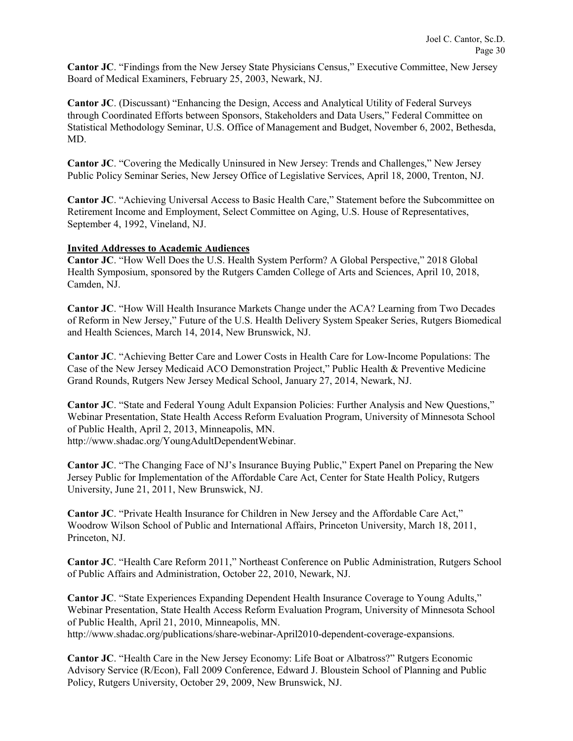**Cantor JC**. "Findings from the New Jersey State Physicians Census," Executive Committee, New Jersey Board of Medical Examiners, February 25, 2003, Newark, NJ.

**Cantor JC**. (Discussant) "Enhancing the Design, Access and Analytical Utility of Federal Surveys through Coordinated Efforts between Sponsors, Stakeholders and Data Users," Federal Committee on Statistical Methodology Seminar, U.S. Office of Management and Budget, November 6, 2002, Bethesda, MD.

**Cantor JC**. "Covering the Medically Uninsured in New Jersey: Trends and Challenges," New Jersey Public Policy Seminar Series, New Jersey Office of Legislative Services, April 18, 2000, Trenton, NJ.

**Cantor JC**. "Achieving Universal Access to Basic Health Care," Statement before the Subcommittee on Retirement Income and Employment, Select Committee on Aging, U.S. House of Representatives, September 4, 1992, Vineland, NJ.

**Invited Addresses to Academic Audiences**

**Cantor JC**. "How Well Does the U.S. Health System Perform? A Global Perspective," 2018 Global Health Symposium, sponsored by the Rutgers Camden College of Arts and Sciences, April 10, 2018, Camden, NJ.

**Cantor JC**. "How Will Health Insurance Markets Change under the ACA? Learning from Two Decades of Reform in New Jersey," Future of the U.S. Health Delivery System Speaker Series, Rutgers Biomedical and Health Sciences, March 14, 2014, New Brunswick, NJ.

**Cantor JC**. "Achieving Better Care and Lower Costs in Health Care for Low-Income Populations: The Case of the New Jersey Medicaid ACO Demonstration Project," Public Health & Preventive Medicine Grand Rounds, Rutgers New Jersey Medical School, January 27, 2014, Newark, NJ.

**Cantor JC**. "State and Federal Young Adult Expansion Policies: Further Analysis and New Questions," Webinar Presentation, State Health Access Reform Evaluation Program, University of Minnesota School of Public Health, April 2, 2013, Minneapolis, MN. http://www.shadac.org/YoungAdultDependentWebinar.

**Cantor JC**. "The Changing Face of NJ's Insurance Buying Public," Expert Panel on Preparing the New Jersey Public for Implementation of the Affordable Care Act, Center for State Health Policy, Rutgers University, June 21, 2011, New Brunswick, NJ.

**Cantor JC**. "Private Health Insurance for Children in New Jersey and the Affordable Care Act," Woodrow Wilson School of Public and International Affairs, Princeton University, March 18, 2011, Princeton, NJ.

**Cantor JC**. "Health Care Reform 2011," Northeast Conference on Public Administration, Rutgers School of Public Affairs and Administration, October 22, 2010, Newark, NJ.

**Cantor JC**. "State Experiences Expanding Dependent Health Insurance Coverage to Young Adults," Webinar Presentation, State Health Access Reform Evaluation Program, University of Minnesota School of Public Health, April 21, 2010, Minneapolis, MN. http://www.shadac.org/publications/share-webinar-April2010-dependent-coverage-expansions.

**Cantor JC**. "Health Care in the New Jersey Economy: Life Boat or Albatross?" Rutgers Economic Advisory Service (R/Econ), Fall 2009 Conference, Edward J. Bloustein School of Planning and Public Policy, Rutgers University, October 29, 2009, New Brunswick, NJ.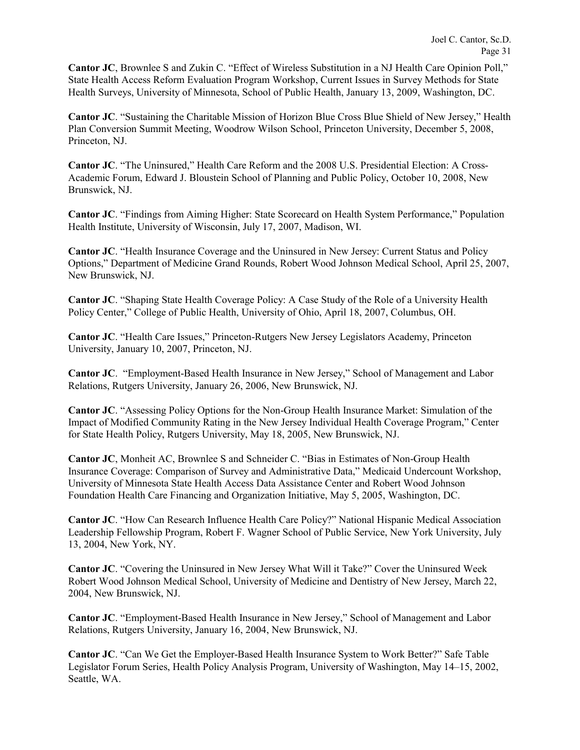**Cantor JC**, Brownlee S and Zukin C. “Effect of Wireless Substitution in a NJ Health Care Opinion Poll,” State Health Access Reform Evaluation Program Workshop, Current Issues in Survey Methods for State Health Surveys, University of Minnesota, School of Public Health, January 13, 2009, Washington, DC.

**Cantor JC**. “Sustaining the Charitable Mission of Horizon Blue Cross Blue Shield of New Jersey,” Health Plan Conversion Summit Meeting, Woodrow Wilson School, Princeton University, December 5, 2008, Princeton, NJ.

**Cantor JC**. “The Uninsured,” Health Care Reform and the 2008 U.S. Presidential Election: A Cross-Academic Forum, Edward J. Bloustein School of Planning and Public Policy, October 10, 2008, New Brunswick, NJ.

**Cantor JC**. “Findings from Aiming Higher: State Scorecard on Health System Performance,” Population Health Institute, University of Wisconsin, July 17, 2007, Madison, WI.

**Cantor JC**. “Health Insurance Coverage and the Uninsured in New Jersey: Current Status and Policy Options,” Department of Medicine Grand Rounds, Robert Wood Johnson Medical School, April 25, 2007, New Brunswick, NJ.

**Cantor JC**. “Shaping State Health Coverage Policy: A Case Study of the Role of a University Health Policy Center,” College of Public Health, University of Ohio, April 18, 2007, Columbus, OH.

**Cantor JC**. “Health Care Issues,” Princeton-Rutgers New Jersey Legislators Academy, Princeton University, January 10, 2007, Princeton, NJ.

**Cantor JC**. “Employment-Based Health Insurance in New Jersey,” School of Management and Labor Relations, Rutgers University, January 26, 2006, New Brunswick, NJ.

**Cantor JC**. “Assessing Policy Options for the Non-Group Health Insurance Market: Simulation of the Impact of Modified Community Rating in the New Jersey Individual Health Coverage Program,” Center for State Health Policy, Rutgers University, May 18, 2005, New Brunswick, NJ.

**Cantor JC**, Monheit AC, Brownlee S and Schneider C. “Bias in Estimates of Non-Group Health Insurance Coverage: Comparison of Survey and Administrative Data,” Medicaid Undercount Workshop, University of Minnesota State Health Access Data Assistance Center and Robert Wood Johnson Foundation Health Care Financing and Organization Initiative, May 5, 2005, Washington, DC.

**Cantor JC**. “How Can Research Influence Health Care Policy?” National Hispanic Medical Association Leadership Fellowship Program, Robert F. Wagner School of Public Service, New York University, July 13, 2004, New York, NY.

**Cantor JC**. “Covering the Uninsured in New Jersey What Will it Take?” Cover the Uninsured Week Robert Wood Johnson Medical School, University of Medicine and Dentistry of New Jersey, March 22, 2004, New Brunswick, NJ.

**Cantor JC**. “Employment-Based Health Insurance in New Jersey,” School of Management and Labor Relations, Rutgers University, January 16, 2004, New Brunswick, NJ.

**Cantor JC**. “Can We Get the Employer-Based Health Insurance System to Work Better?” Safe Table Legislator Forum Series, Health Policy Analysis Program, University of Washington, May 14–15, 2002, Seattle, WA.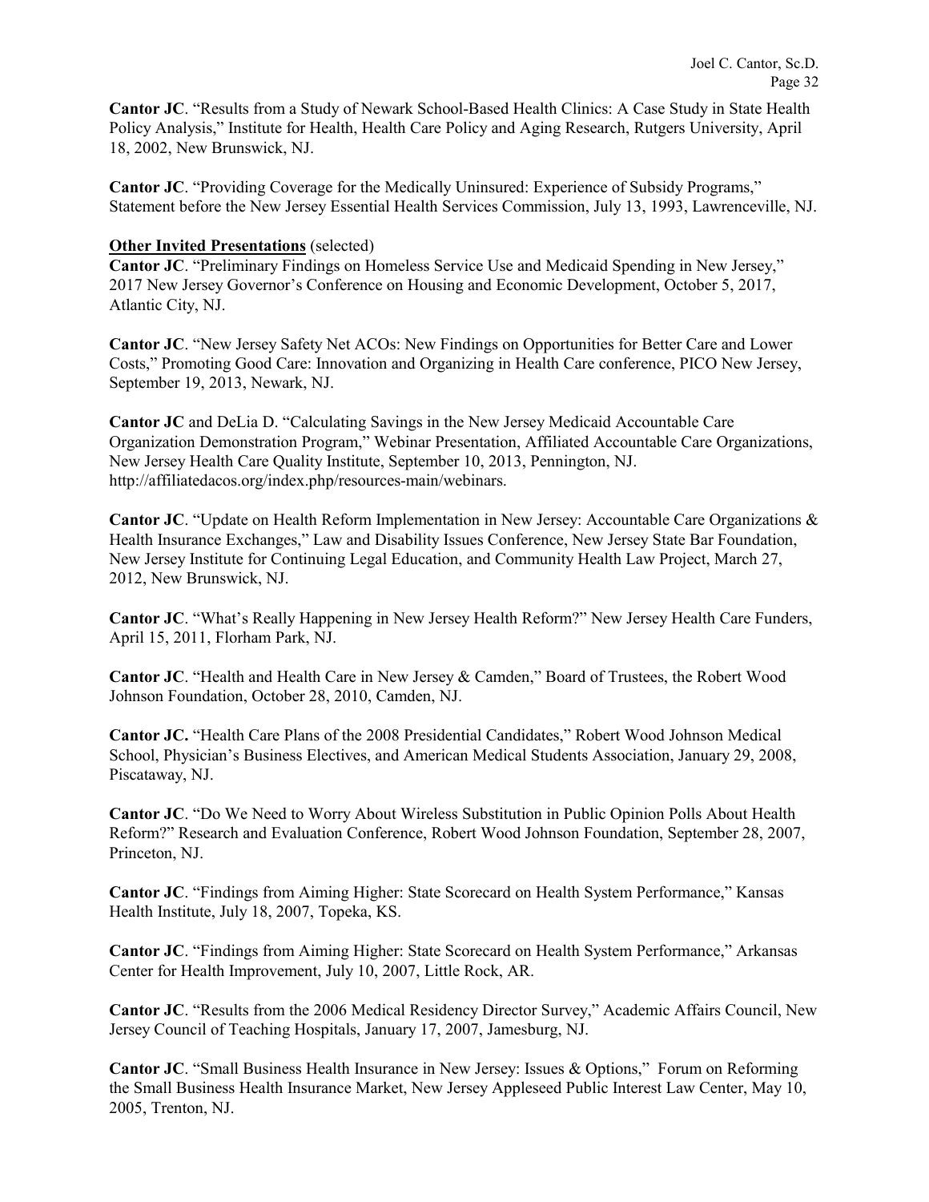**Cantor JC**. "Results from a Study of Newark School-Based Health Clinics: A Case Study in State Health Policy Analysis," Institute for Health, Health Care Policy and Aging Research, Rutgers University, April 18, 2002, New Brunswick, NJ.

**Cantor JC**. "Providing Coverage for the Medically Uninsured: Experience of Subsidy Programs," Statement before the New Jersey Essential Health Services Commission, July 13, 1993, Lawrenceville, NJ.

**Other Invited Presentations** (selected)

**Cantor JC**. "Preliminary Findings on Homeless Service Use and Medicaid Spending in New Jersey," 2017 New Jersey Governor's Conference on Housing and Economic Development, October 5, 2017, Atlantic City, NJ.

**Cantor JC**. "New Jersey Safety Net ACOs: New Findings on Opportunities for Better Care and Lower Costs," Promoting Good Care: Innovation and Organizing in Health Care conference, PICO New Jersey, September 19, 2013, Newark, NJ.

**Cantor JC** and DeLia D. "Calculating Savings in the New Jersey Medicaid Accountable Care Organization Demonstration Program," Webinar Presentation, Affiliated Accountable Care Organizations, New Jersey Health Care Quality Institute, September 10, 2013, Pennington, NJ. http://affiliatedacos.org/index.php/resources-main/webinars.

**Cantor JC**. "Update on Health Reform Implementation in New Jersey: Accountable Care Organizations & Health Insurance Exchanges," Law and Disability Issues Conference, New Jersey State Bar Foundation, New Jersey Institute for Continuing Legal Education, and Community Health Law Project, March 27, 2012, New Brunswick, NJ.

**Cantor JC**. "What's Really Happening in New Jersey Health Reform?" New Jersey Health Care Funders, April 15, 2011, Florham Park, NJ.

**Cantor JC**. "Health and Health Care in New Jersey & Camden," Board of Trustees, the Robert Wood Johnson Foundation, October 28, 2010, Camden, NJ.

**Cantor JC.** "Health Care Plans of the 2008 Presidential Candidates," Robert Wood Johnson Medical School, Physician's Business Electives, and American Medical Students Association, January 29, 2008, Piscataway, NJ.

**Cantor JC**. "Do We Need to Worry About Wireless Substitution in Public Opinion Polls About Health Reform?" Research and Evaluation Conference, Robert Wood Johnson Foundation, September 28, 2007, Princeton, NJ.

**Cantor JC**. "Findings from Aiming Higher: State Scorecard on Health System Performance," Kansas Health Institute, July 18, 2007, Topeka, KS.

**Cantor JC**. "Findings from Aiming Higher: State Scorecard on Health System Performance," Arkansas Center for Health Improvement, July 10, 2007, Little Rock, AR.

**Cantor JC**. "Results from the 2006 Medical Residency Director Survey," Academic Affairs Council, New Jersey Council of Teaching Hospitals, January 17, 2007, Jamesburg, NJ.

**Cantor JC**. "Small Business Health Insurance in New Jersey: Issues & Options," Forum on Reforming the Small Business Health Insurance Market, New Jersey Appleseed Public Interest Law Center, May 10, 2005, Trenton, NJ.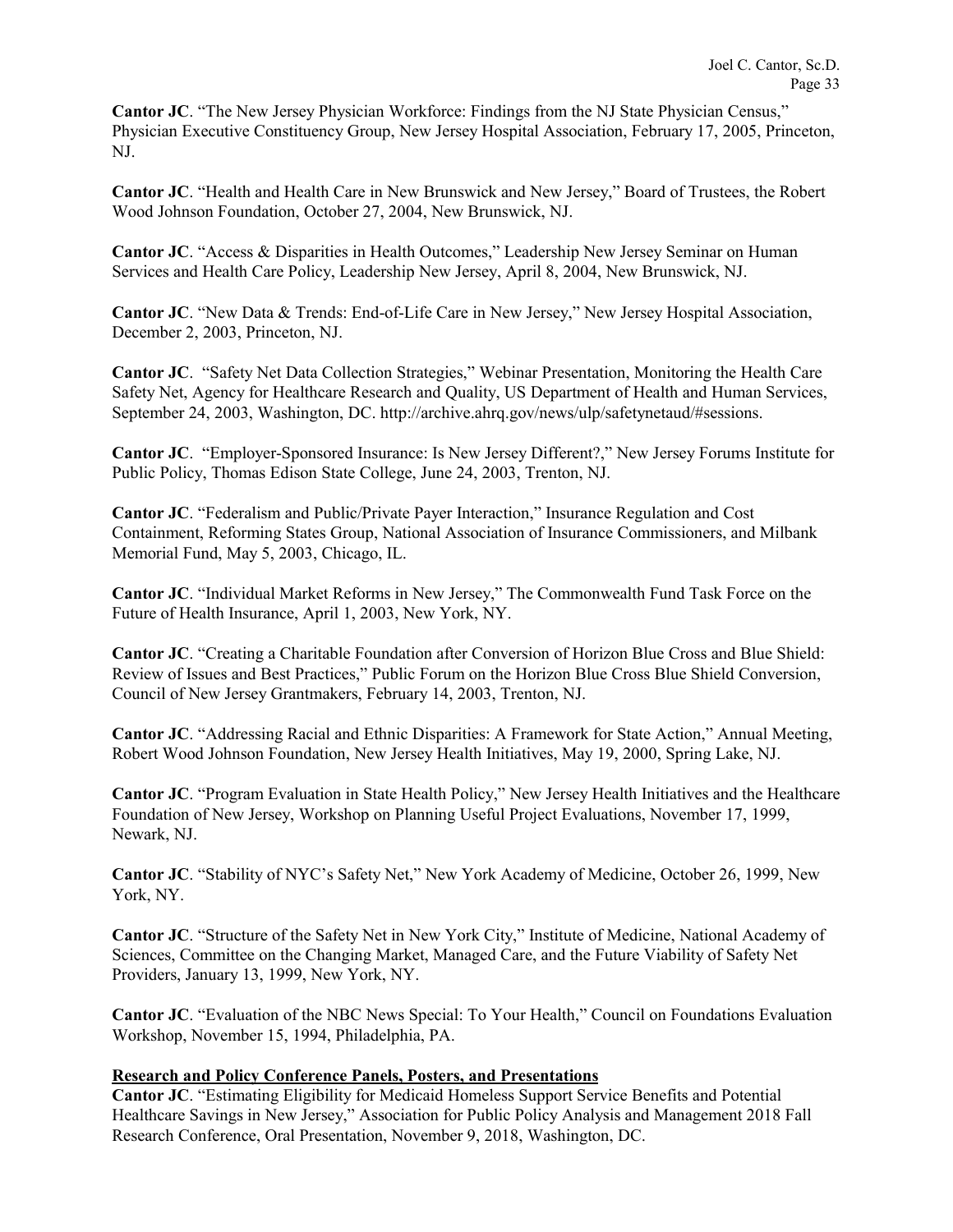**Cantor JC**. “The New Jersey Physician Workforce: Findings from the NJ State Physician Census,” Physician Executive Constituency Group, New Jersey Hospital Association, February 17, 2005, Princeton, NJ.

**Cantor JC**. “Health and Health Care in New Brunswick and New Jersey,” Board of Trustees, the Robert Wood Johnson Foundation, October 27, 2004, New Brunswick, NJ.

**Cantor JC**. “Access & Disparities in Health Outcomes,” Leadership New Jersey Seminar on Human Services and Health Care Policy, Leadership New Jersey, April 8, 2004, New Brunswick, NJ.

**Cantor JC**. “New Data & Trends: End-of-Life Care in New Jersey,” New Jersey Hospital Association, December 2, 2003, Princeton, NJ.

**Cantor JC**. “Safety Net Data Collection Strategies,” Webinar Presentation, Monitoring the Health Care Safety Net, Agency for Healthcare Research and Quality, US Department of Health and Human Services, September 24, 2003, Washington, DC. http://archive.ahrq.gov/news/ulp/safetynetaud/#sessions.

**Cantor JC**. “Employer-Sponsored Insurance: Is New Jersey Different?,” New Jersey Forums Institute for Public Policy, Thomas Edison State College, June 24, 2003, Trenton, NJ.

**Cantor JC**. “Federalism and Public/Private Payer Interaction,” Insurance Regulation and Cost Containment, Reforming States Group, National Association of Insurance Commissioners, and Milbank Memorial Fund, May 5, 2003, Chicago, IL.

**Cantor JC**. “Individual Market Reforms in New Jersey,” The Commonwealth Fund Task Force on the Future of Health Insurance, April 1, 2003, New York, NY.

**Cantor JC**. “Creating a Charitable Foundation after Conversion of Horizon Blue Cross and Blue Shield: Review of Issues and Best Practices,” Public Forum on the Horizon Blue Cross Blue Shield Conversion, Council of New Jersey Grantmakers, February 14, 2003, Trenton, NJ.

**Cantor JC**. “Addressing Racial and Ethnic Disparities: A Framework for State Action,” Annual Meeting, Robert Wood Johnson Foundation, New Jersey Health Initiatives, May 19, 2000, Spring Lake, NJ.

**Cantor JC**. “Program Evaluation in State Health Policy,” New Jersey Health Initiatives and the Healthcare Foundation of New Jersey, Workshop on Planning Useful Project Evaluations, November 17, 1999, Newark, NJ.

**Cantor JC**. “Stability of NYC’s Safety Net,” New York Academy of Medicine, October 26, 1999, New York, NY.

**Cantor JC**. “Structure of the Safety Net in New York City,” Institute of Medicine, National Academy of Sciences, Committee on the Changing Market, Managed Care, and the Future Viability of Safety Net Providers, January 13, 1999, New York, NY.

**Cantor JC**. “Evaluation of the NBC News Special: To Your Health,” Council on Foundations Evaluation Workshop, November 15, 1994, Philadelphia, PA.

**Research and Policy Conference Panels, Posters, and Presentations**

**Cantor JC**. “Estimating Eligibility for Medicaid Homeless Support Service Benefits and Potential Healthcare Savings in New Jersey,” Association for Public Policy Analysis and Management 2018 Fall Research Conference, Oral Presentation, November 9, 2018, Washington, DC.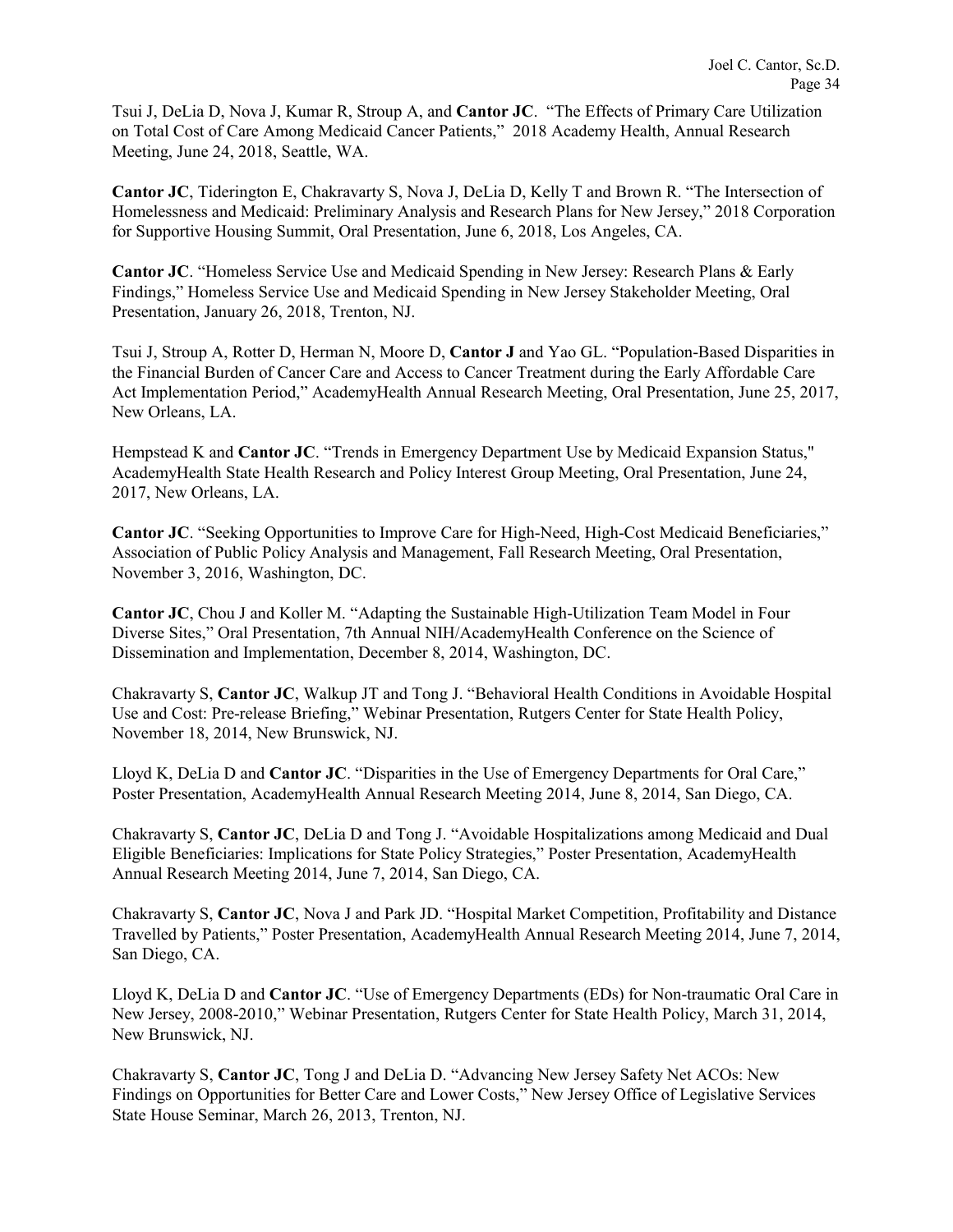Tsui J, DeLia D, Nova J, Kumar R, Stroup A, and **Cantor JC**. "The Effects of Primary Care Utilization on Total Cost of Care Among Medicaid Cancer Patients," 2018 Academy Health, Annual Research Meeting, June 24, 2018, Seattle, WA.

**Cantor JC**, Tiderington E, Chakravarty S, Nova J, DeLia D, Kelly T and Brown R. "The Intersection of Homelessness and Medicaid: Preliminary Analysis and Research Plans for New Jersey," 2018 Corporation for Supportive Housing Summit, Oral Presentation, June 6, 2018, Los Angeles, CA.

**Cantor JC**. "Homeless Service Use and Medicaid Spending in New Jersey: Research Plans & Early Findings," Homeless Service Use and Medicaid Spending in New Jersey Stakeholder Meeting, Oral Presentation, January 26, 2018, Trenton, NJ.

Tsui J, Stroup A, Rotter D, Herman N, Moore D, **Cantor J** and Yao GL. "Population-Based Disparities in the Financial Burden of Cancer Care and Access to Cancer Treatment during the Early Affordable Care Act Implementation Period," AcademyHealth Annual Research Meeting, Oral Presentation, June 25, 2017, New Orleans, LA.

Hempstead K and **Cantor JC**. "Trends in Emergency Department Use by Medicaid Expansion Status," AcademyHealth State Health Research and Policy Interest Group Meeting, Oral Presentation, June 24, 2017, New Orleans, LA.

**Cantor JC**. "Seeking Opportunities to Improve Care for High-Need, High-Cost Medicaid Beneficiaries," Association of Public Policy Analysis and Management, Fall Research Meeting, Oral Presentation, November 3, 2016, Washington, DC.

**Cantor JC**, Chou J and Koller M. "Adapting the Sustainable High-Utilization Team Model in Four Diverse Sites," Oral Presentation, 7th Annual NIH/AcademyHealth Conference on the Science of Dissemination and Implementation, December 8, 2014, Washington, DC.

Chakravarty S, **Cantor JC**, Walkup JT and Tong J. "Behavioral Health Conditions in Avoidable Hospital Use and Cost: Pre-release Briefing," Webinar Presentation, Rutgers Center for State Health Policy, November 18, 2014, New Brunswick, NJ.

Lloyd K, DeLia D and **Cantor JC**. "Disparities in the Use of Emergency Departments for Oral Care," Poster Presentation, AcademyHealth Annual Research Meeting 2014, June 8, 2014, San Diego, CA.

Chakravarty S, **Cantor JC**, DeLia D and Tong J. "Avoidable Hospitalizations among Medicaid and Dual Eligible Beneficiaries: Implications for State Policy Strategies," Poster Presentation, AcademyHealth Annual Research Meeting 2014, June 7, 2014, San Diego, CA.

Chakravarty S, **Cantor JC**, Nova J and Park JD. "Hospital Market Competition, Profitability and Distance Travelled by Patients," Poster Presentation, AcademyHealth Annual Research Meeting 2014, June 7, 2014, San Diego, CA.

Lloyd K, DeLia D and **Cantor JC**. "Use of Emergency Departments (EDs) for Non-traumatic Oral Care in New Jersey, 2008-2010," Webinar Presentation, Rutgers Center for State Health Policy, March 31, 2014, New Brunswick, NJ.

Chakravarty S, **Cantor JC**, Tong J and DeLia D. "Advancing New Jersey Safety Net ACOs: New Findings on Opportunities for Better Care and Lower Costs," New Jersey Office of Legislative Services State House Seminar, March 26, 2013, Trenton, NJ.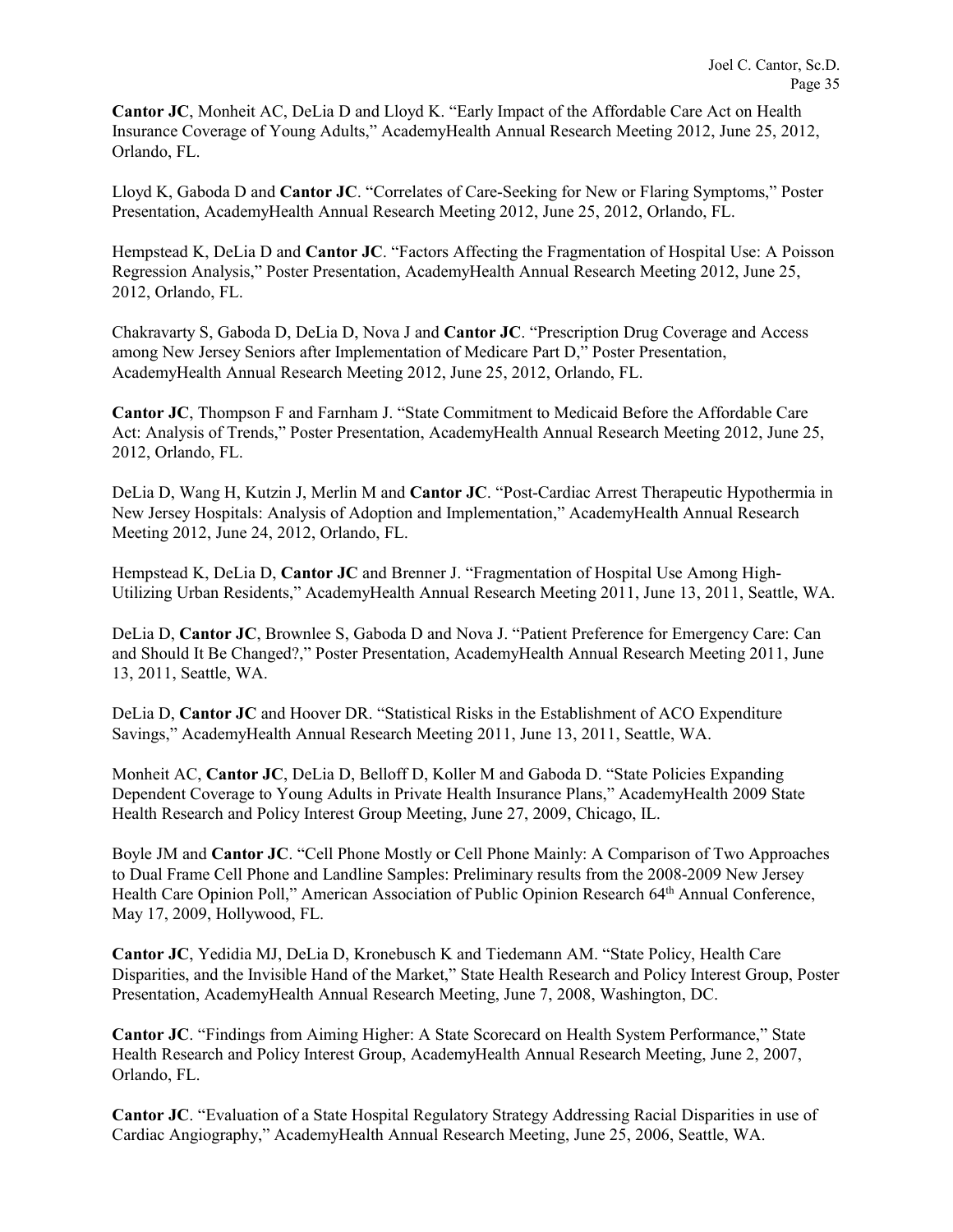**Cantor JC**, Monheit AC, DeLia D and Lloyd K. “Early Impact of the Affordable Care Act on Health Insurance Coverage of Young Adults,” AcademyHealth Annual Research Meeting 2012, June 25, 2012, Orlando, FL.

Lloyd K, Gaboda D and **Cantor JC**. “Correlates of Care-Seeking for New or Flaring Symptoms,” Poster Presentation, AcademyHealth Annual Research Meeting 2012, June 25, 2012, Orlando, FL.

Hempstead K, DeLia D and **Cantor JC**. “Factors Affecting the Fragmentation of Hospital Use: A Poisson Regression Analysis,” Poster Presentation, AcademyHealth Annual Research Meeting 2012, June 25, 2012, Orlando, FL.

Chakravarty S, Gaboda D, DeLia D, Nova J and **Cantor JC**. “Prescription Drug Coverage and Access among New Jersey Seniors after Implementation of Medicare Part D,” Poster Presentation, AcademyHealth Annual Research Meeting 2012, June 25, 2012, Orlando, FL.

**Cantor JC**, Thompson F and Farnham J. “State Commitment to Medicaid Before the Affordable Care Act: Analysis of Trends,” Poster Presentation, AcademyHealth Annual Research Meeting 2012, June 25, 2012, Orlando, FL.

DeLia D, Wang H, Kutzin J, Merlin M and **Cantor JC**. “Post-Cardiac Arrest Therapeutic Hypothermia in New Jersey Hospitals: Analysis of Adoption and Implementation,” AcademyHealth Annual Research Meeting 2012, June 24, 2012, Orlando, FL.

Hempstead K, DeLia D, **Cantor JC** and Brenner J. “Fragmentation of Hospital Use Among High-Utilizing Urban Residents,” AcademyHealth Annual Research Meeting 2011, June 13, 2011, Seattle, WA.

DeLia D, **Cantor JC**, Brownlee S, Gaboda D and Nova J. “Patient Preference for Emergency Care: Can and Should It Be Changed?,” Poster Presentation, AcademyHealth Annual Research Meeting 2011, June 13, 2011, Seattle, WA.

DeLia D, **Cantor JC** and Hoover DR. “Statistical Risks in the Establishment of ACO Expenditure Savings,” AcademyHealth Annual Research Meeting 2011, June 13, 2011, Seattle, WA.

Monheit AC, **Cantor JC**, DeLia D, Belloff D, Koller M and Gaboda D. “State Policies Expanding Dependent Coverage to Young Adults in Private Health Insurance Plans,” AcademyHealth 2009 State Health Research and Policy Interest Group Meeting, June 27, 2009, Chicago, IL.

Boyle JM and **Cantor JC**. “Cell Phone Mostly or Cell Phone Mainly: A Comparison of Two Approaches to Dual Frame Cell Phone and Landline Samples: Preliminary results from the 2008-2009 New Jersey Health Care Opinion Poll,” American Association of Public Opinion Research 64th Annual Conference, May 17, 2009, Hollywood, FL.

**Cantor JC**, Yedidia MJ, DeLia D, Kronebusch K and Tiedemann AM. “State Policy, Health Care Disparities, and the Invisible Hand of the Market,” State Health Research and Policy Interest Group, Poster Presentation, AcademyHealth Annual Research Meeting, June 7, 2008, Washington, DC.

**Cantor JC**. “Findings from Aiming Higher: A State Scorecard on Health System Performance,” State Health Research and Policy Interest Group, AcademyHealth Annual Research Meeting, June 2, 2007, Orlando, FL.

**Cantor JC**. “Evaluation of a State Hospital Regulatory Strategy Addressing Racial Disparities in use of Cardiac Angiography,” AcademyHealth Annual Research Meeting, June 25, 2006, Seattle, WA.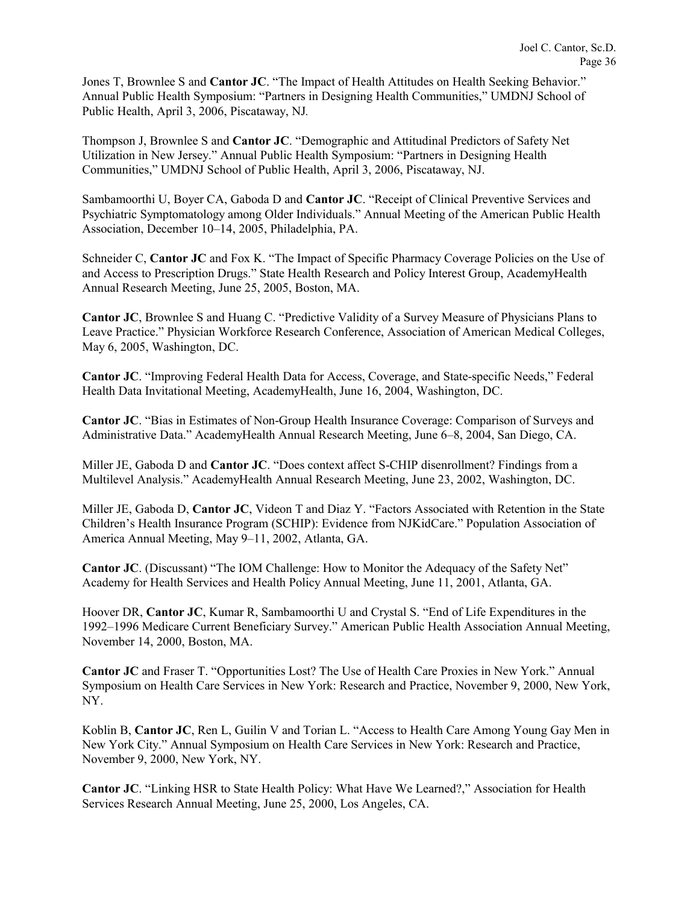Jones T, Brownlee S and **Cantor JC**. "The Impact of Health Attitudes on Health Seeking Behavior." Annual Public Health Symposium: "Partners in Designing Health Communities," UMDNJ School of Public Health, April 3, 2006, Piscataway, NJ.

Thompson J, Brownlee S and **Cantor JC**. "Demographic and Attitudinal Predictors of Safety Net Utilization in New Jersey." Annual Public Health Symposium: "Partners in Designing Health Communities," UMDNJ School of Public Health, April 3, 2006, Piscataway, NJ.

Sambamoorthi U, Boyer CA, Gaboda D and **Cantor JC**. "Receipt of Clinical Preventive Services and Psychiatric Symptomatology among Older Individuals." Annual Meeting of the American Public Health Association, December 10–14, 2005, Philadelphia, PA.

Schneider C, **Cantor JC** and Fox K. "The Impact of Specific Pharmacy Coverage Policies on the Use of and Access to Prescription Drugs." State Health Research and Policy Interest Group, AcademyHealth Annual Research Meeting, June 25, 2005, Boston, MA.

**Cantor JC**, Brownlee S and Huang C. "Predictive Validity of a Survey Measure of Physicians Plans to Leave Practice." Physician Workforce Research Conference, Association of American Medical Colleges, May 6, 2005, Washington, DC.

**Cantor JC**. "Improving Federal Health Data for Access, Coverage, and State-specific Needs," Federal Health Data Invitational Meeting, AcademyHealth, June 16, 2004, Washington, DC.

**Cantor JC**. "Bias in Estimates of Non-Group Health Insurance Coverage: Comparison of Surveys and Administrative Data." AcademyHealth Annual Research Meeting, June 6–8, 2004, San Diego, CA.

Miller JE, Gaboda D and **Cantor JC**. "Does context affect S-CHIP disenrollment? Findings from a Multilevel Analysis." AcademyHealth Annual Research Meeting, June 23, 2002, Washington, DC.

Miller JE, Gaboda D, **Cantor JC**, Videon T and Diaz Y. "Factors Associated with Retention in the State Children's Health Insurance Program (SCHIP): Evidence from NJKidCare." Population Association of America Annual Meeting, May 9–11, 2002, Atlanta, GA.

**Cantor JC**. (Discussant) "The IOM Challenge: How to Monitor the Adequacy of the Safety Net" Academy for Health Services and Health Policy Annual Meeting, June 11, 2001, Atlanta, GA.

Hoover DR, **Cantor JC**, Kumar R, Sambamoorthi U and Crystal S. "End of Life Expenditures in the 1992–1996 Medicare Current Beneficiary Survey." American Public Health Association Annual Meeting, November 14, 2000, Boston, MA.

**Cantor JC** and Fraser T. "Opportunities Lost? The Use of Health Care Proxies in New York." Annual Symposium on Health Care Services in New York: Research and Practice, November 9, 2000, New York, NY.

Koblin B, **Cantor JC**, Ren L, Guilin V and Torian L. "Access to Health Care Among Young Gay Men in New York City." Annual Symposium on Health Care Services in New York: Research and Practice, November 9, 2000, New York, NY.

**Cantor JC**. "Linking HSR to State Health Policy: What Have We Learned?," Association for Health Services Research Annual Meeting, June 25, 2000, Los Angeles, CA.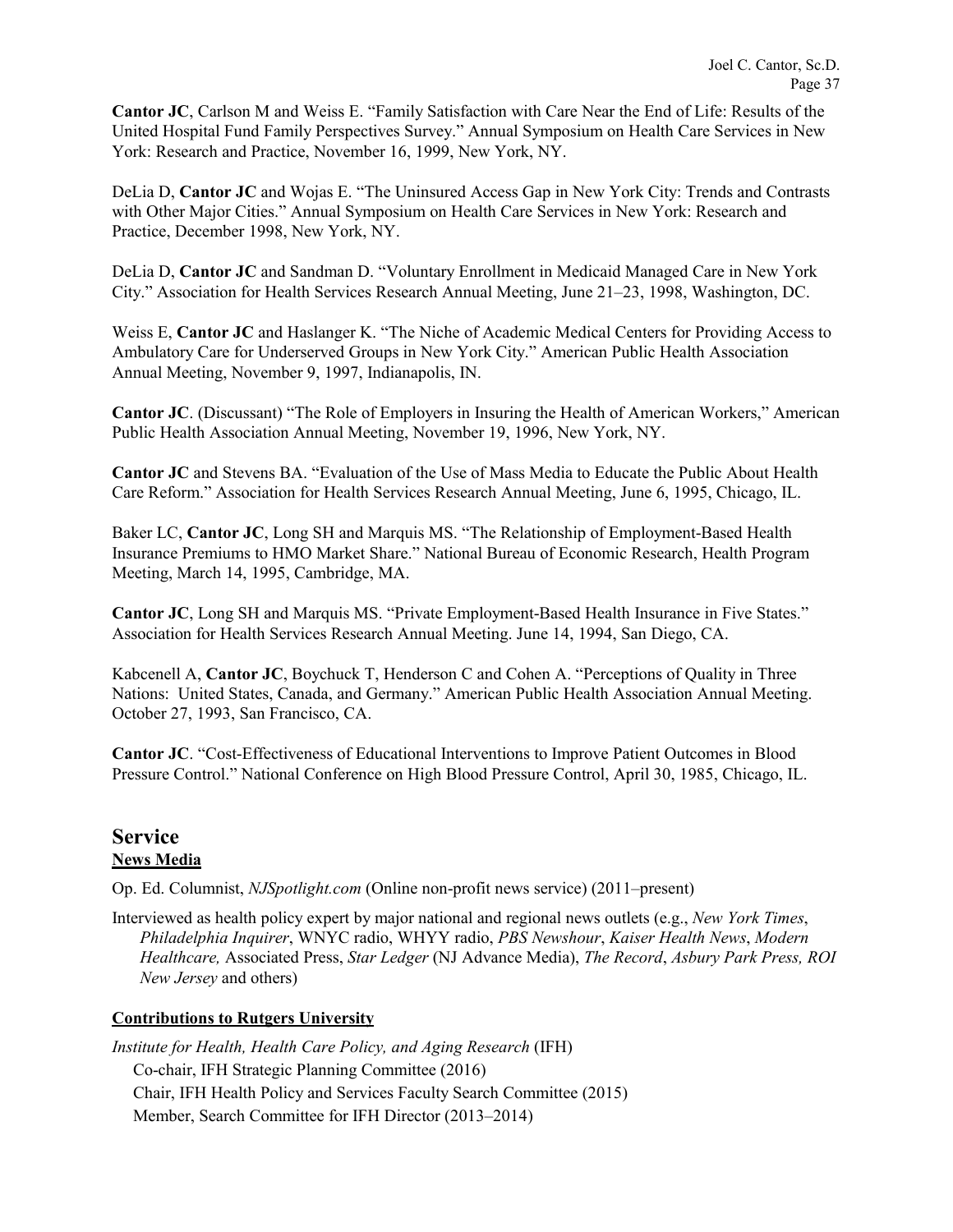**Cantor JC**, Carlson M and Weiss E. "Family Satisfaction with Care Near the End of Life: Results of the United Hospital Fund Family Perspectives Survey." Annual Symposium on Health Care Services in New York: Research and Practice, November 16, 1999, New York, NY.

DeLia D, **Cantor JC** and Wojas E. "The Uninsured Access Gap in New York City: Trends and Contrasts with Other Major Cities." Annual Symposium on Health Care Services in New York: Research and Practice, December 1998, New York, NY.

DeLia D, **Cantor JC** and Sandman D. "Voluntary Enrollment in Medicaid Managed Care in New York City." Association for Health Services Research Annual Meeting, June 21–23, 1998, Washington, DC.

Weiss E, **Cantor JC** and Haslanger K. "The Niche of Academic Medical Centers for Providing Access to Ambulatory Care for Underserved Groups in New York City." American Public Health Association Annual Meeting, November 9, 1997, Indianapolis, IN.

**Cantor JC**. (Discussant) "The Role of Employers in Insuring the Health of American Workers," American Public Health Association Annual Meeting, November 19, 1996, New York, NY.

**Cantor JC** and Stevens BA. "Evaluation of the Use of Mass Media to Educate the Public About Health Care Reform." Association for Health Services Research Annual Meeting, June 6, 1995, Chicago, IL.

Baker LC, **Cantor JC**, Long SH and Marquis MS. "The Relationship of Employment-Based Health Insurance Premiums to HMO Market Share." National Bureau of Economic Research, Health Program Meeting, March 14, 1995, Cambridge, MA.

**Cantor JC**, Long SH and Marquis MS. "Private Employment-Based Health Insurance in Five States." Association for Health Services Research Annual Meeting. June 14, 1994, San Diego, CA.

Kabcenell A, **Cantor JC**, Boychuck T, Henderson C and Cohen A. "Perceptions of Quality in Three Nations: United States, Canada, and Germany." American Public Health Association Annual Meeting. October 27, 1993, San Francisco, CA.

**Cantor JC**. "Cost-Effectiveness of Educational Interventions to Improve Patient Outcomes in Blood Pressure Control." National Conference on High Blood Pressure Control, April 30, 1985, Chicago, IL.

## Service

### News Media

Op. Ed. Columnist, *NJSpotlight.com* (Online non-profit news service) (2011–present)

Interviewed as health policy expert by major national and regional news outlets (e.g., *New York Times*, *Philadelphia Inquirer*, WNYC radio, WHYY radio, *PBS Newshour*, *Kaiser Health News*, *Modern Healthcare,* Associated Press, *Star Ledger* (NJ Advance Media), *The Record*, *Asbury Park Press, ROI New Jersey* and others)

### Contributions to Rutgers University

*Institute for Health, Health Care Policy, and Aging Research* (IFH)

- Co-chair, IFH Strategic Planning Committee (2016)
- Chair, IFH Health Policy and Services Faculty Search Committee (2015)
- Member, Search Committee for IFH Director (2013–2014)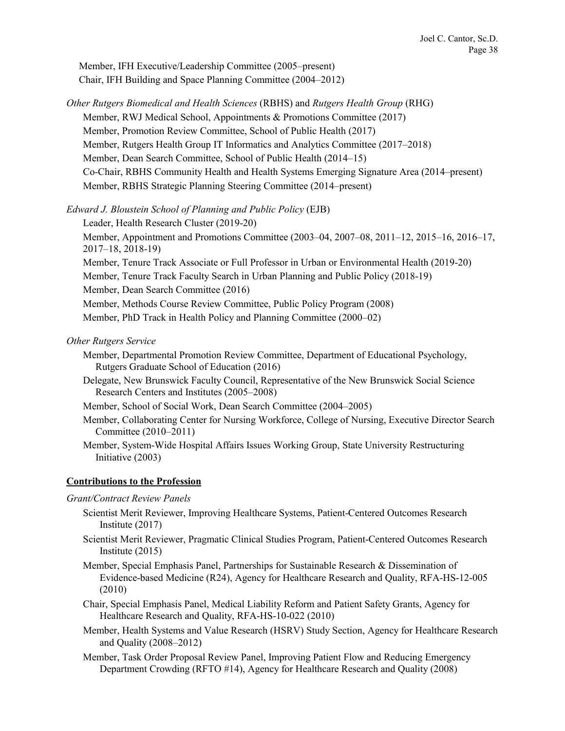Member, IFH Executive/Leadership Committee (2005–present)
Chair, IFH Building and Space Planning Committee (2004–2012)

*Other Rutgers Biomedical and Health Sciences* (RBHS) and *Rutgers Health Group* (RHG)

Member, RWJ Medical School, Appointments & Promotions Committee (2017)
Member, Promotion Review Committee, School of Public Health (2017)
Member, Rutgers Health Group IT Informatics and Analytics Committee (2017–2018)
Member, Dean Search Committee, School of Public Health (2014–15)
Co-Chair, RBHS Community Health and Health Systems Emerging Signature Area (2014–present)
Member, RBHS Strategic Planning Steering Committee (2014–present)

*Edward J. Bloustein School of Planning and Public Policy* (EJB)

Leader, Health Research Cluster (2019-20)
Member, Appointment and Promotions Committee (2003–04, 2007–08, 2011–12, 2015–16, 2016–17, 2017–18, 2018-19)
Member, Tenure Track Associate or Full Professor in Urban or Environmental Health (2019-20)
Member, Tenure Track Faculty Search in Urban Planning and Public Policy (2018-19)
Member, Dean Search Committee (2016)
Member, Methods Course Review Committee, Public Policy Program (2008)
Member, PhD Track in Health Policy and Planning Committee (2000–02)

*Other Rutgers Service*

Member, Departmental Promotion Review Committee, Department of Educational Psychology, Rutgers Graduate School of Education (2016)
Delegate, New Brunswick Faculty Council, Representative of the New Brunswick Social Science Research Centers and Institutes (2005–2008)
Member, School of Social Work, Dean Search Committee (2004–2005)
Member, Collaborating Center for Nursing Workforce, College of Nursing, Executive Director Search Committee (2010–2011)
Member, System-Wide Hospital Affairs Issues Working Group, State University Restructuring Initiative (2003)

**Contributions to the Profession**

*Grant/Contract Review Panels*

Scientist Merit Reviewer, Improving Healthcare Systems, Patient-Centered Outcomes Research Institute (2017)
Scientist Merit Reviewer, Pragmatic Clinical Studies Program, Patient-Centered Outcomes Research Institute (2015)
Member, Special Emphasis Panel, Partnerships for Sustainable Research & Dissemination of Evidence-based Medicine (R24), Agency for Healthcare Research and Quality, RFA-HS-12-005 (2010)
Chair, Special Emphasis Panel, Medical Liability Reform and Patient Safety Grants, Agency for Healthcare Research and Quality, RFA-HS-10-022 (2010)
Member, Health Systems and Value Research (HSRV) Study Section, Agency for Healthcare Research and Quality (2008–2012)
Member, Task Order Proposal Review Panel, Improving Patient Flow and Reducing Emergency Department Crowding (RFTO #14), Agency for Healthcare Research and Quality (2008)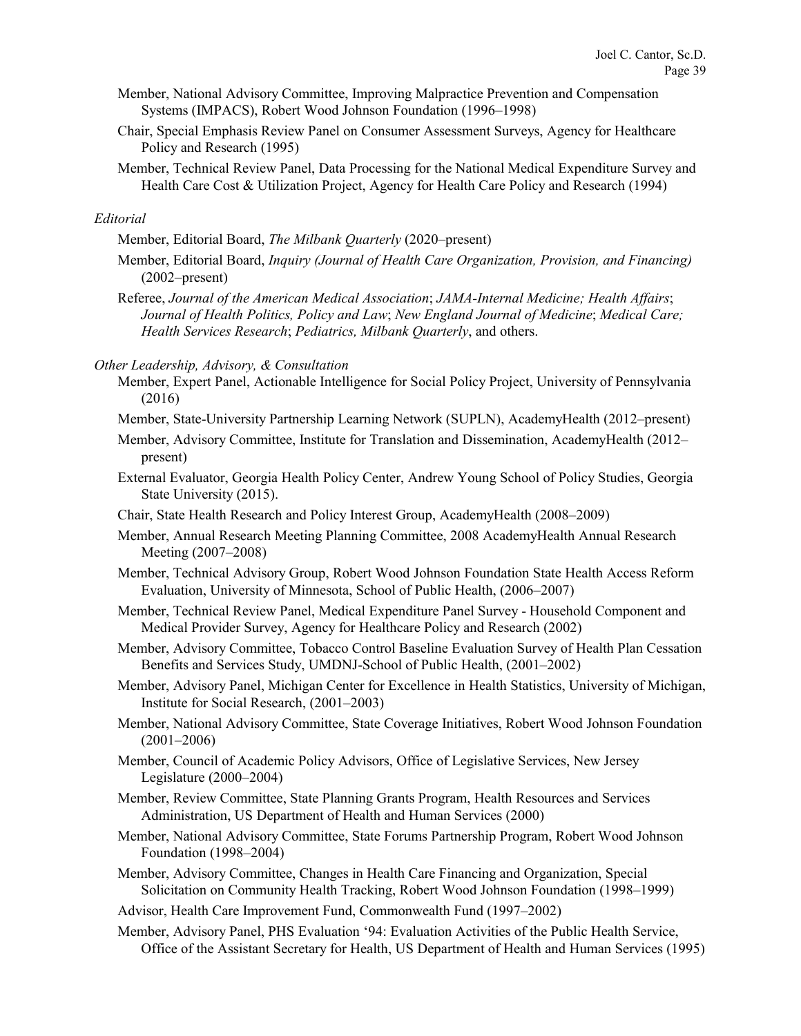Member, National Advisory Committee, Improving Malpractice Prevention and Compensation Systems (IMPACS), Robert Wood Johnson Foundation (1996–1998)

Chair, Special Emphasis Review Panel on Consumer Assessment Surveys, Agency for Healthcare Policy and Research (1995)

Member, Technical Review Panel, Data Processing for the National Medical Expenditure Survey and Health Care Cost & Utilization Project, Agency for Health Care Policy and Research (1994)

*Editorial*

Member, Editorial Board, *The Milbank Quarterly* (2020–present)

Member, Editorial Board, *Inquiry (Journal of Health Care Organization, Provision, and Financing)* (2002–present)

Referee, *Journal of the American Medical Association*; *JAMA-Internal Medicine; Health Affairs*; *Journal of Health Politics, Policy and Law*; *New England Journal of Medicine*; *Medical Care; Health Services Research*; *Pediatrics, Milbank Quarterly*, and others.

*Other Leadership, Advisory, & Consultation*

Member, Expert Panel, Actionable Intelligence for Social Policy Project, University of Pennsylvania (2016)

Member, State-University Partnership Learning Network (SUPLN), AcademyHealth (2012–present)

Member, Advisory Committee, Institute for Translation and Dissemination, AcademyHealth (2012–present)

External Evaluator, Georgia Health Policy Center, Andrew Young School of Policy Studies, Georgia State University (2015).

Chair, State Health Research and Policy Interest Group, AcademyHealth (2008–2009)

Member, Annual Research Meeting Planning Committee, 2008 AcademyHealth Annual Research Meeting (2007–2008)

Member, Technical Advisory Group, Robert Wood Johnson Foundation State Health Access Reform Evaluation, University of Minnesota, School of Public Health, (2006–2007)

Member, Technical Review Panel, Medical Expenditure Panel Survey - Household Component and Medical Provider Survey, Agency for Healthcare Policy and Research (2002)

Member, Advisory Committee, Tobacco Control Baseline Evaluation Survey of Health Plan Cessation Benefits and Services Study, UMDNJ-School of Public Health, (2001–2002)

Member, Advisory Panel, Michigan Center for Excellence in Health Statistics, University of Michigan, Institute for Social Research, (2001–2003)

Member, National Advisory Committee, State Coverage Initiatives, Robert Wood Johnson Foundation (2001–2006)

Member, Council of Academic Policy Advisors, Office of Legislative Services, New Jersey Legislature (2000–2004)

Member, Review Committee, State Planning Grants Program, Health Resources and Services Administration, US Department of Health and Human Services (2000)

Member, National Advisory Committee, State Forums Partnership Program, Robert Wood Johnson Foundation (1998–2004)

Member, Advisory Committee, Changes in Health Care Financing and Organization, Special Solicitation on Community Health Tracking, Robert Wood Johnson Foundation (1998–1999)

Advisor, Health Care Improvement Fund, Commonwealth Fund (1997–2002)

Member, Advisory Panel, PHS Evaluation '94: Evaluation Activities of the Public Health Service, Office of the Assistant Secretary for Health, US Department of Health and Human Services (1995)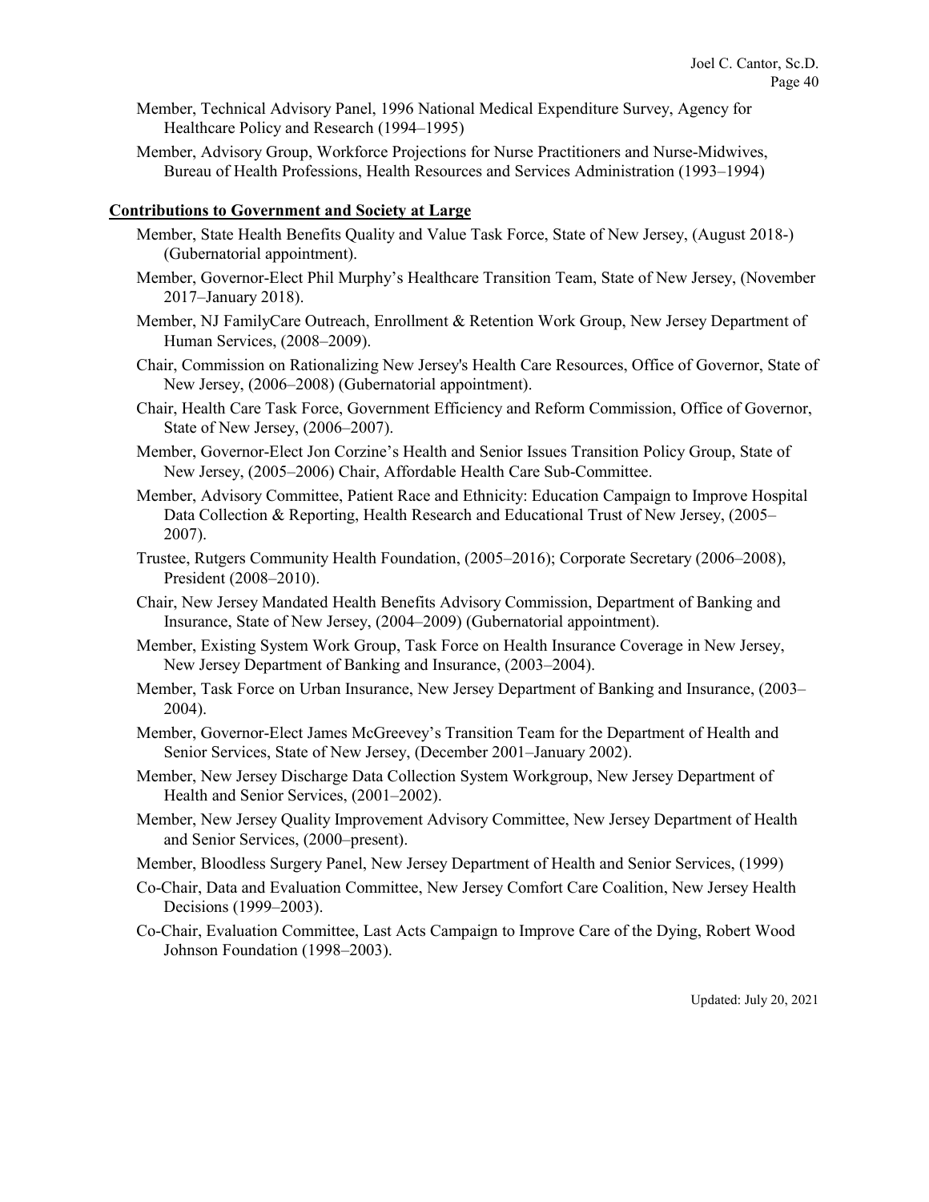Member, Technical Advisory Panel, 1996 National Medical Expenditure Survey, Agency for Healthcare Policy and Research (1994–1995)

Member, Advisory Group, Workforce Projections for Nurse Practitioners and Nurse-Midwives, Bureau of Health Professions, Health Resources and Services Administration (1993–1994)

**Contributions to Government and Society at Large**

Member, State Health Benefits Quality and Value Task Force, State of New Jersey, (August 2018-) (Gubernatorial appointment).

Member, Governor-Elect Phil Murphy's Healthcare Transition Team, State of New Jersey, (November 2017–January 2018).

Member, NJ FamilyCare Outreach, Enrollment & Retention Work Group, New Jersey Department of Human Services, (2008–2009).

Chair, Commission on Rationalizing New Jersey's Health Care Resources, Office of Governor, State of New Jersey, (2006–2008) (Gubernatorial appointment).

Chair, Health Care Task Force, Government Efficiency and Reform Commission, Office of Governor, State of New Jersey, (2006–2007).

Member, Governor-Elect Jon Corzine's Health and Senior Issues Transition Policy Group, State of New Jersey, (2005–2006) Chair, Affordable Health Care Sub-Committee.

Member, Advisory Committee, Patient Race and Ethnicity: Education Campaign to Improve Hospital Data Collection & Reporting, Health Research and Educational Trust of New Jersey, (2005–2007).

Trustee, Rutgers Community Health Foundation, (2005–2016); Corporate Secretary (2006–2008), President (2008–2010).

Chair, New Jersey Mandated Health Benefits Advisory Commission, Department of Banking and Insurance, State of New Jersey, (2004–2009) (Gubernatorial appointment).

Member, Existing System Work Group, Task Force on Health Insurance Coverage in New Jersey, New Jersey Department of Banking and Insurance, (2003–2004).

Member, Task Force on Urban Insurance, New Jersey Department of Banking and Insurance, (2003–2004).

Member, Governor-Elect James McGreevey's Transition Team for the Department of Health and Senior Services, State of New Jersey, (December 2001–January 2002).

Member, New Jersey Discharge Data Collection System Workgroup, New Jersey Department of Health and Senior Services, (2001–2002).

Member, New Jersey Quality Improvement Advisory Committee, New Jersey Department of Health and Senior Services, (2000–present).

Member, Bloodless Surgery Panel, New Jersey Department of Health and Senior Services, (1999)

Co-Chair, Data and Evaluation Committee, New Jersey Comfort Care Coalition, New Jersey Health Decisions (1999–2003).

Co-Chair, Evaluation Committee, Last Acts Campaign to Improve Care of the Dying, Robert Wood Johnson Foundation (1998–2003).

Updated: July 20, 2021